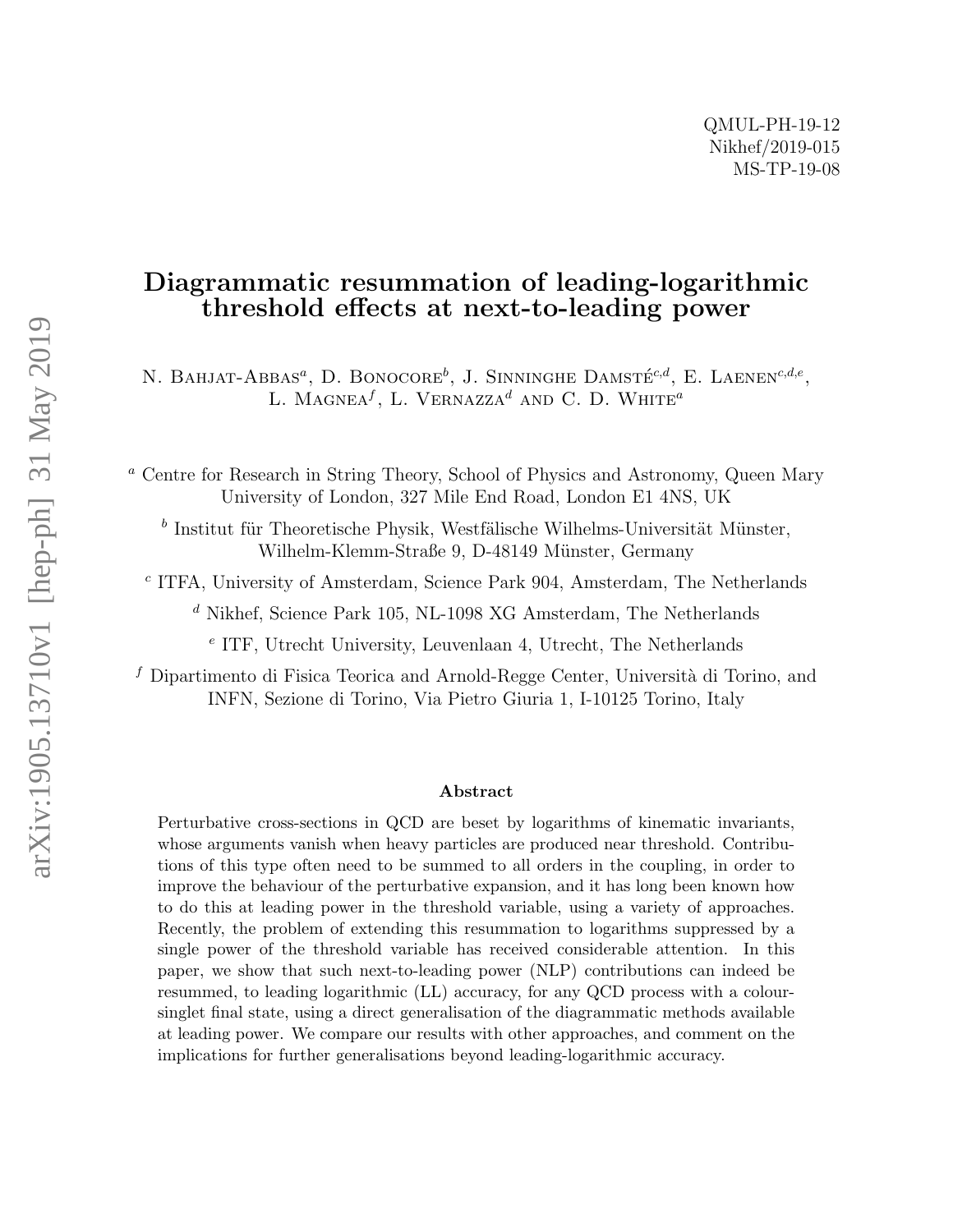QMUL-PH-19-12
Nikhef/2019-015
MS-TP-19-08

# Diagrammatic resummation of leading-logarithmic threshold effects at next-to-leading power

N. Bahjat-Abbas[a], D. Bonocore[b], J. Sinninghe Damsté[c,d], E. Laenen[c,d,e], L. Magnea[f], L. Vernazza[d] and C. D. White[a]

[a] Centre for Research in String Theory, School of Physics and Astronomy, Queen Mary University of London, 327 Mile End Road, London E1 4NS, UK

[b] Institut für Theoretische Physik, Westfälische Wilhelms-Universität Münster, Wilhelm-Klemm-Straße 9, D-48149 Münster, Germany

[c] ITFA, University of Amsterdam, Science Park 904, Amsterdam, The Netherlands

[d] Nikhef, Science Park 105, NL-1098 XG Amsterdam, The Netherlands

[e] ITF, Utrecht University, Leuvenlaan 4, Utrecht, The Netherlands

[f] Dipartimento di Fisica Teorica and Arnold-Regge Center, Università di Torino, and INFN, Sezione di Torino, Via Pietro Giuria 1, I-10125 Torino, Italy

## Abstract

Perturbative cross-sections in QCD are beset by logarithms of kinematic invariants, whose arguments vanish when heavy particles are produced near threshold. Contributions of this type often need to be summed to all orders in the coupling, in order to improve the behaviour of the perturbative expansion, and it has long been known how to do this at leading power in the threshold variable, using a variety of approaches. Recently, the problem of extending this resummation to logarithms suppressed by a single power of the threshold variable has received considerable attention. In this paper, we show that such next-to-leading power (NLP) contributions can indeed be resummed, to leading logarithmic (LL) accuracy, for any QCD process with a colour-singlet final state, using a direct generalisation of the diagrammatic methods available at leading power. We compare our results with other approaches, and comment on the implications for further generalisations beyond leading-logarithmic accuracy.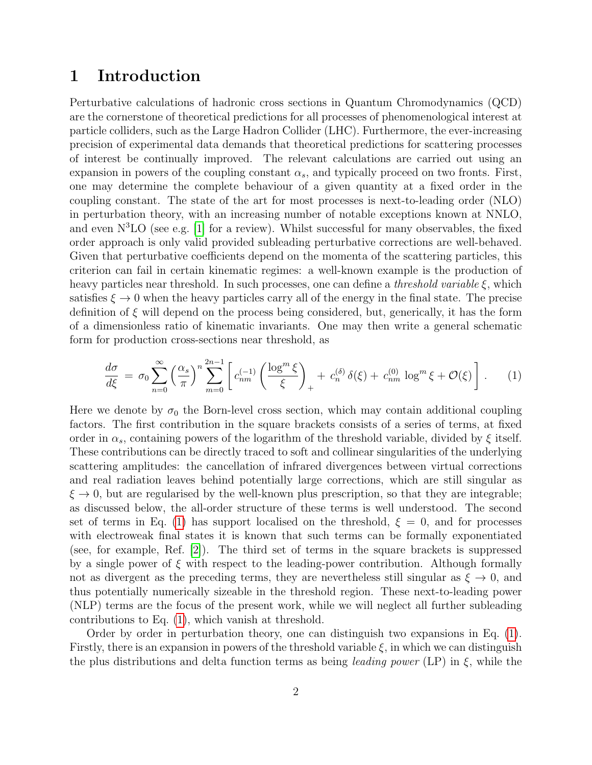# 1 Introduction

Perturbative calculations of hadronic cross sections in Quantum Chromodynamics (QCD) are the cornerstone of theoretical predictions for all processes of phenomenological interest at particle colliders, such as the Large Hadron Collider (LHC). Furthermore, the ever-increasing precision of experimental data demands that theoretical predictions for scattering processes of interest be continually improved. The relevant calculations are carried out using an expansion in powers of the coupling constant $\alpha_s$, and typically proceed on two fronts. First, one may determine the complete behaviour of a given quantity at a fixed order in the coupling constant. The state of the art for most processes is next-to-leading order (NLO) in perturbation theory, with an increasing number of notable exceptions known at NNLO, and even N$^3$LO (see e.g. [1] for a review). Whilst successful for many observables, the fixed order approach is only valid provided subleading perturbative corrections are well-behaved. Given that perturbative coefficients depend on the momenta of the scattering particles, this criterion can fail in certain kinematic regimes: a well-known example is the production of heavy particles near threshold. In such processes, one can define a *threshold variable* $\xi$, which satisfies $\xi \to 0$ when the heavy particles carry all of the energy in the final state. The precise definition of $\xi$ will depend on the process being considered, but, generically, it has the form of a dimensionless ratio of kinematic invariants. One may then write a general schematic form for production cross-sections near threshold, as

$$\frac{d\sigma}{d\xi} = \sigma_0 \sum_{n=0}^{\infty} \left(\frac{\alpha_s}{\pi}\right)^n \sum_{m=0}^{2n-1} \left[ c_{nm}^{(-1)} \left(\frac{\log^m \xi}{\xi}\right)_+ + c_n^{(\delta)}\, \delta(\xi) + c_{nm}^{(0)} \log^m \xi + \mathcal{O}(\xi) \right]. \qquad (1)$$

Here we denote by $\sigma_0$ the Born-level cross section, which may contain additional coupling factors. The first contribution in the square brackets consists of a series of terms, at fixed order in $\alpha_s$, containing powers of the logarithm of the threshold variable, divided by $\xi$ itself. These contributions can be directly traced to soft and collinear singularities of the underlying scattering amplitudes: the cancellation of infrared divergences between virtual corrections and real radiation leaves behind potentially large corrections, which are still singular as $\xi \to 0$, but are regularised by the well-known plus prescription, so that they are integrable; as discussed below, the all-order structure of these terms is well understood. The second set of terms in Eq. (1) has support localised on the threshold, $\xi = 0$, and for processes with electroweak final states it is known that such terms can be formally exponentiated (see, for example, Ref. [2]). The third set of terms in the square brackets is suppressed by a single power of $\xi$ with respect to the leading-power contribution. Although formally not as divergent as the preceding terms, they are nevertheless still singular as $\xi \to 0$, and thus potentially numerically sizeable in the threshold region. These next-to-leading power (NLP) terms are the focus of the present work, while we will neglect all further subleading contributions to Eq. (1), which vanish at threshold.

Order by order in perturbation theory, one can distinguish two expansions in Eq. (1). Firstly, there is an expansion in powers of the threshold variable $\xi$, in which we can distinguish the plus distributions and delta function terms as being *leading power* (LP) in $\xi$, while the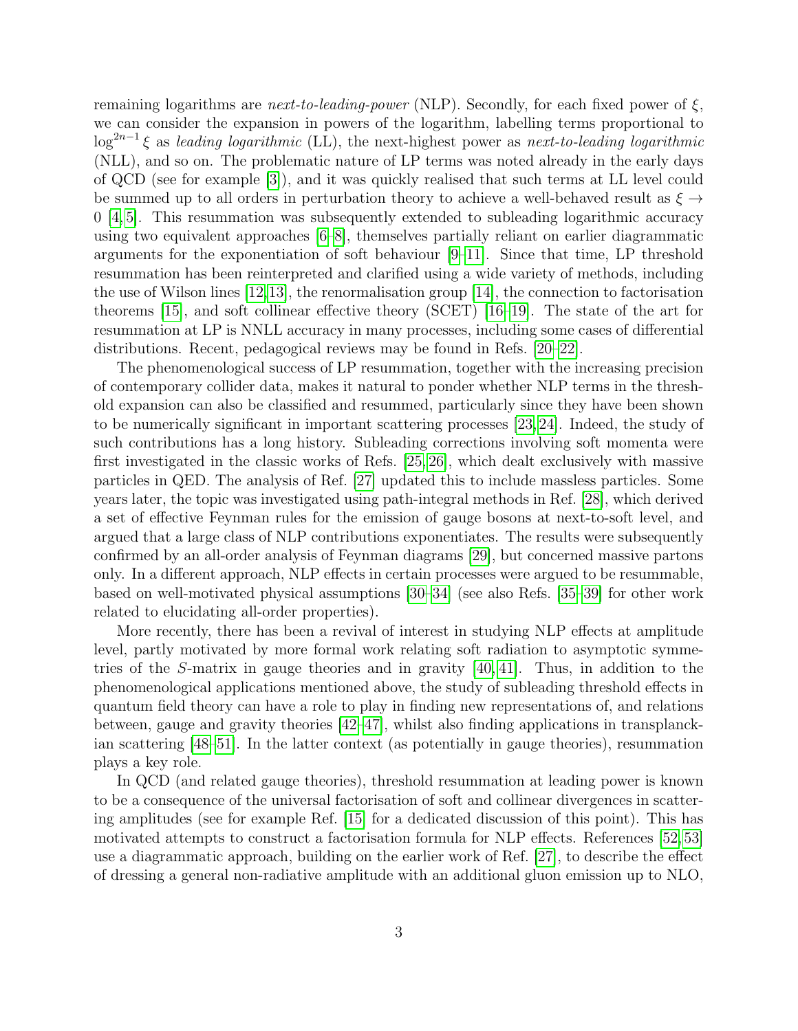remaining logarithms are *next-to-leading-power* (NLP). Secondly, for each fixed power of $\xi$, we can consider the expansion in powers of the logarithm, labelling terms proportional to $\log^{2n-1}\xi$ as *leading logarithmic* (LL), the next-highest power as *next-to-leading logarithmic* (NLL), and so on. The problematic nature of LP terms was noted already in the early days of QCD (see for example [3]), and it was quickly realised that such terms at LL level could be summed up to all orders in perturbation theory to achieve a well-behaved result as $\xi \to 0$ [4,5]. This resummation was subsequently extended to subleading logarithmic accuracy using two equivalent approaches [6–8], themselves partially reliant on earlier diagrammatic arguments for the exponentiation of soft behaviour [9–11]. Since that time, LP threshold resummation has been reinterpreted and clarified using a wide variety of methods, including the use of Wilson lines [12,13], the renormalisation group [14], the connection to factorisation theorems [15], and soft collinear effective theory (SCET) [16–19]. The state of the art for resummation at LP is NNLL accuracy in many processes, including some cases of differential distributions. Recent, pedagogical reviews may be found in Refs. [20–22].

The phenomenological success of LP resummation, together with the increasing precision of contemporary collider data, makes it natural to ponder whether NLP terms in the threshold expansion can also be classified and resummed, particularly since they have been shown to be numerically significant in important scattering processes [23,24]. Indeed, the study of such contributions has a long history. Subleading corrections involving soft momenta were first investigated in the classic works of Refs. [25,26], which dealt exclusively with massive particles in QED. The analysis of Ref. [27] updated this to include massless particles. Some years later, the topic was investigated using path-integral methods in Ref. [28], which derived a set of effective Feynman rules for the emission of gauge bosons at next-to-soft level, and argued that a large class of NLP contributions exponentiates. The results were subsequently confirmed by an all-order analysis of Feynman diagrams [29], but concerned massive partons only. In a different approach, NLP effects in certain processes were argued to be resummable, based on well-motivated physical assumptions [30–34] (see also Refs. [35–39] for other work related to elucidating all-order properties).

More recently, there has been a revival of interest in studying NLP effects at amplitude level, partly motivated by more formal work relating soft radiation to asymptotic symmetries of the $S$-matrix in gauge theories and in gravity [40,41]. Thus, in addition to the phenomenological applications mentioned above, the study of subleading threshold effects in quantum field theory can have a role to play in finding new representations of, and relations between, gauge and gravity theories [42–47], whilst also finding applications in transplanckian scattering [48–51]. In the latter context (as potentially in gauge theories), resummation plays a key role.

In QCD (and related gauge theories), threshold resummation at leading power is known to be a consequence of the universal factorisation of soft and collinear divergences in scattering amplitudes (see for example Ref. [15] for a dedicated discussion of this point). This has motivated attempts to construct a factorisation formula for NLP effects. References [52,53] use a diagrammatic approach, building on the earlier work of Ref. [27], to describe the effect of dressing a general non-radiative amplitude with an additional gluon emission up to NLO,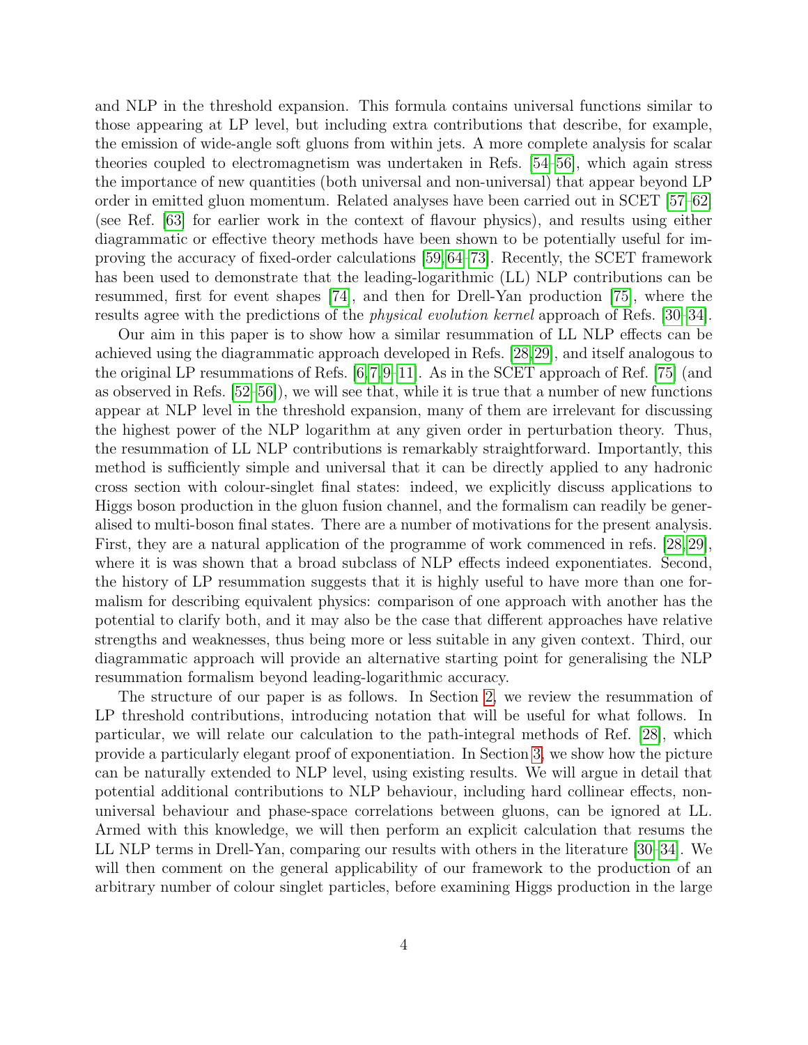and NLP in the threshold expansion. This formula contains universal functions similar to those appearing at LP level, but including extra contributions that describe, for example, the emission of wide-angle soft gluons from within jets. A more complete analysis for scalar theories coupled to electromagnetism was undertaken in Refs. [54–56], which again stress the importance of new quantities (both universal and non-universal) that appear beyond LP order in emitted gluon momentum. Related analyses have been carried out in SCET [57–62] (see Ref. [63] for earlier work in the context of flavour physics), and results using either diagrammatic or effective theory methods have been shown to be potentially useful for improving the accuracy of fixed-order calculations [59, 64–73]. Recently, the SCET framework has been used to demonstrate that the leading-logarithmic (LL) NLP contributions can be resummed, first for event shapes [74], and then for Drell-Yan production [75], where the results agree with the predictions of the *physical evolution kernel* approach of Refs. [30–34].

Our aim in this paper is to show how a similar resummation of LL NLP effects can be achieved using the diagrammatic approach developed in Refs. [28, 29], and itself analogous to the original LP resummations of Refs. [6, 7, 9–11]. As in the SCET approach of Ref. [75] (and as observed in Refs. [52–56]), we will see that, while it is true that a number of new functions appear at NLP level in the threshold expansion, many of them are irrelevant for discussing the highest power of the NLP logarithm at any given order in perturbation theory. Thus, the resummation of LL NLP contributions is remarkably straightforward. Importantly, this method is sufficiently simple and universal that it can be directly applied to any hadronic cross section with colour-singlet final states: indeed, we explicitly discuss applications to Higgs boson production in the gluon fusion channel, and the formalism can readily be generalised to multi-boson final states. There are a number of motivations for the present analysis. First, they are a natural application of the programme of work commenced in refs. [28, 29], where it is was shown that a broad subclass of NLP effects indeed exponentiates. Second, the history of LP resummation suggests that it is highly useful to have more than one formalism for describing equivalent physics: comparison of one approach with another has the potential to clarify both, and it may also be the case that different approaches have relative strengths and weaknesses, thus being more or less suitable in any given context. Third, our diagrammatic approach will provide an alternative starting point for generalising the NLP resummation formalism beyond leading-logarithmic accuracy.

The structure of our paper is as follows. In Section 2, we review the resummation of LP threshold contributions, introducing notation that will be useful for what follows. In particular, we will relate our calculation to the path-integral methods of Ref. [28], which provide a particularly elegant proof of exponentiation. In Section 3, we show how the picture can be naturally extended to NLP level, using existing results. We will argue in detail that potential additional contributions to NLP behaviour, including hard collinear effects, non-universal behaviour and phase-space correlations between gluons, can be ignored at LL. Armed with this knowledge, we will then perform an explicit calculation that resums the LL NLP terms in Drell-Yan, comparing our results with others in the literature [30–34]. We will then comment on the general applicability of our framework to the production of an arbitrary number of colour singlet particles, before examining Higgs production in the large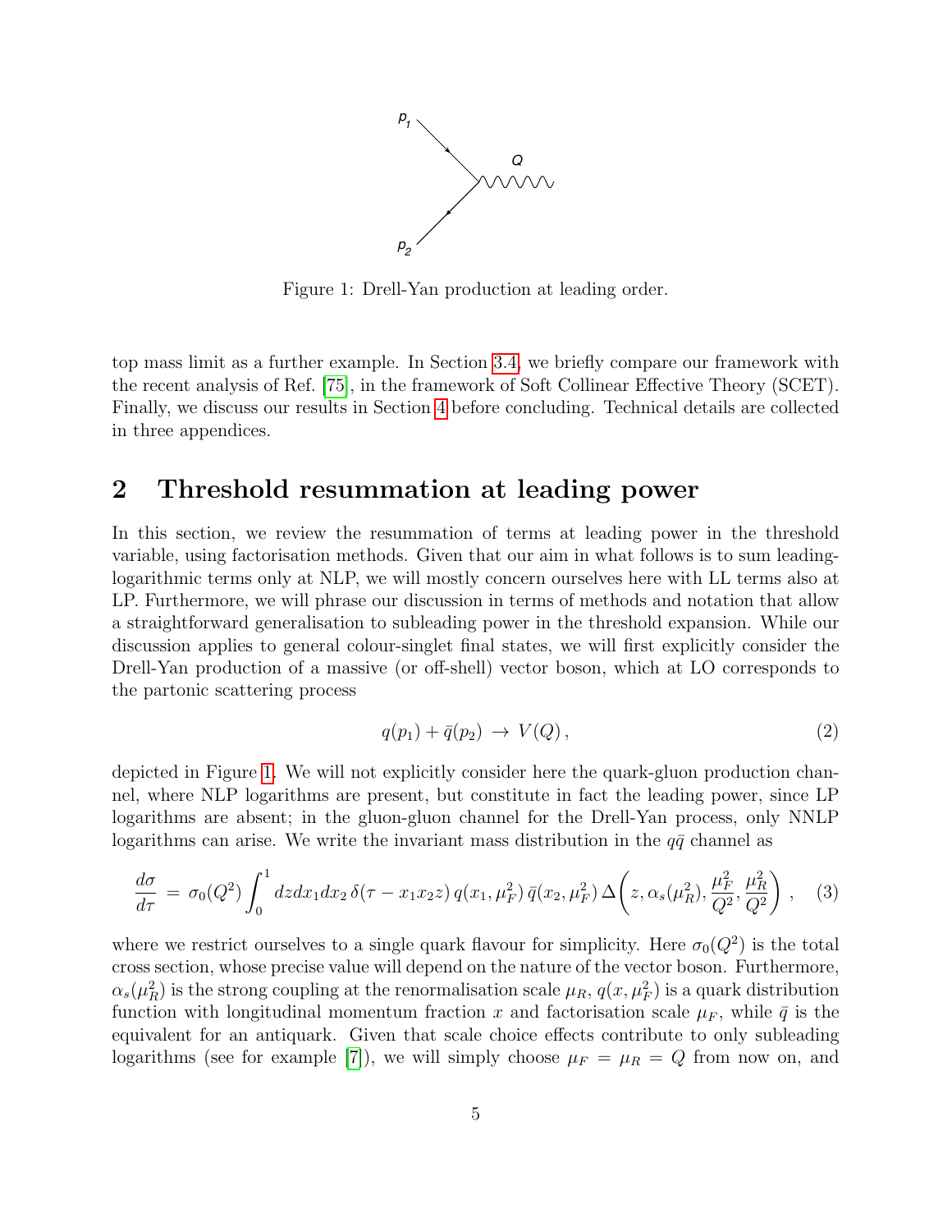Figure 1: Drell-Yan production at leading order.

top mass limit as a further example. In Section 3.4, we briefly compare our framework with the recent analysis of Ref. [75], in the framework of Soft Collinear Effective Theory (SCET). Finally, we discuss our results in Section 4 before concluding. Technical details are collected in three appendices.

## 2 Threshold resummation at leading power

In this section, we review the resummation of terms at leading power in the threshold variable, using factorisation methods. Given that our aim in what follows is to sum leading-logarithmic terms only at NLP, we will mostly concern ourselves here with LL terms also at LP. Furthermore, we will phrase our discussion in terms of methods and notation that allow a straightforward generalisation to subleading power in the threshold expansion. While our discussion applies to general colour-singlet final states, we will first explicitly consider the Drell-Yan production of a massive (or off-shell) vector boson, which at LO corresponds to the partonic scattering process

$$q(p_1) + \bar{q}(p_2) \,\rightarrow\, V(Q)\,, \tag{2}$$

depicted in Figure 1. We will not explicitly consider here the quark-gluon production channel, where NLP logarithms are present, but constitute in fact the leading power, since LP logarithms are absent; in the gluon-gluon channel for the Drell-Yan process, only NNLP logarithms can arise. We write the invariant mass distribution in the $q\bar{q}$ channel as

$$\frac{d\sigma}{d\tau} \,=\, \sigma_0(Q^2)\int_0^1 dz dx_1 dx_2\, \delta(\tau - x_1 x_2 z)\, q(x_1,\mu_F^2)\, \bar{q}(x_2,\mu_F^2)\, \Delta\bigg(z, \alpha_s(\mu_R^2), \frac{\mu_F^2}{Q^2}, \frac{\mu_R^2}{Q^2}\bigg)\;, \tag{3}$$

where we restrict ourselves to a single quark flavour for simplicity. Here $\sigma_0(Q^2)$ is the total cross section, whose precise value will depend on the nature of the vector boson. Furthermore, $\alpha_s(\mu_R^2)$ is the strong coupling at the renormalisation scale $\mu_R$, $q(x,\mu_F^2)$ is a quark distribution function with longitudinal momentum fraction $x$ and factorisation scale $\mu_F$, while $\bar{q}$ is the equivalent for an antiquark. Given that scale choice effects contribute to only subleading logarithms (see for example [7]), we will simply choose $\mu_F = \mu_R = Q$ from now on, and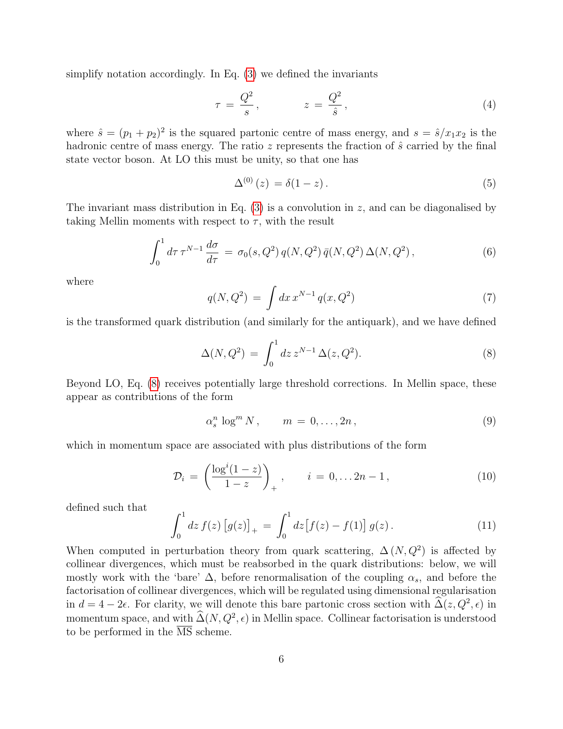simplify notation accordingly. In Eq. (3) we defined the invariants

$$\tau = \frac{Q^2}{s}, \qquad z = \frac{Q^2}{\hat{s}}, \tag{4}$$

where $\hat{s} = (p_1 + p_2)^2$ is the squared partonic centre of mass energy, and $s = \hat{s}/x_1 x_2$ is the hadronic centre of mass energy. The ratio $z$ represents the fraction of $\hat{s}$ carried by the final state vector boson. At LO this must be unity, so that one has

$$\Delta^{(0)}(z) = \delta(1-z). \tag{5}$$

The invariant mass distribution in Eq. (3) is a convolution in $z$, and can be diagonalised by taking Mellin moments with respect to $\tau$, with the result

$$\int_0^1 d\tau\, \tau^{N-1} \frac{d\sigma}{d\tau} = \sigma_0(s, Q^2)\, q(N, Q^2)\, \bar{q}(N, Q^2)\, \Delta(N, Q^2), \tag{6}$$

where

$$q(N, Q^2) = \int dx\, x^{N-1}\, q(x, Q^2) \tag{7}$$

is the transformed quark distribution (and similarly for the antiquark), and we have defined

$$\Delta(N, Q^2) = \int_0^1 dz\, z^{N-1}\, \Delta(z, Q^2). \tag{8}$$

Beyond LO, Eq. (8) receives potentially large threshold corrections. In Mellin space, these appear as contributions of the form

$$\alpha_s^n \log^m N, \qquad m = 0, \ldots, 2n, \tag{9}$$

which in momentum space are associated with plus distributions of the form

$$\mathcal{D}_i = \left( \frac{\log^i(1-z)}{1-z} \right)_+, \qquad i = 0, \ldots 2n-1, \tag{10}$$

defined such that

$$\int_0^1 dz\, f(z) \left[ g(z) \right]_+ = \int_0^1 dz \left[ f(z) - f(1) \right] g(z). \tag{11}$$

When computed in perturbation theory from quark scattering, $\Delta(N, Q^2)$ is affected by collinear divergences, which must be reabsorbed in the quark distributions: below, we will mostly work with the 'bare' $\Delta$, before renormalisation of the coupling $\alpha_s$, and before the factorisation of collinear divergences, which will be regulated using dimensional regularisation in $d = 4 - 2\epsilon$. For clarity, we will denote this bare partonic cross section with $\widehat{\Delta}(z, Q^2, \epsilon)$ in momentum space, and with $\widehat{\Delta}(N, Q^2, \epsilon)$ in Mellin space. Collinear factorisation is understood to be performed in the $\overline{\text{MS}}$ scheme.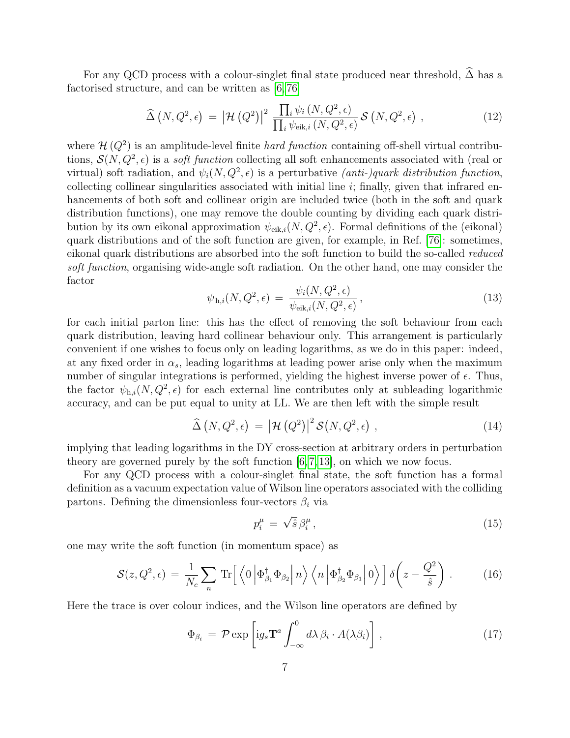For any QCD process with a colour-singlet final state produced near threshold, $\widehat{\Delta}$ has a factorised structure, and can be written as [6, 76]

$$
\widehat{\Delta}\left(N, Q^2, \epsilon\right) \;=\; \left|\mathcal{H}\left(Q^2\right)\right|^2 \, \frac{\prod_i \psi_i\left(N, Q^2, \epsilon\right)}{\prod_i \psi_{\mathrm{eik},i}\left(N, Q^2, \epsilon\right)} \, \mathcal{S}\left(N, Q^2, \epsilon\right) \,, \tag{12}
$$

where $\mathcal{H}\left(Q^2\right)$ is an amplitude-level finite *hard function* containing off-shell virtual contributions, $\mathcal{S}(N, Q^2, \epsilon)$ is a *soft function* collecting all soft enhancements associated with (real or virtual) soft radiation, and $\psi_i(N, Q^2, \epsilon)$ is a perturbative *(anti-)quark distribution function*, collecting collinear singularities associated with initial line $i$; finally, given that infrared enhancements of both soft and collinear origin are included twice (both in the soft and quark distribution functions), one may remove the double counting by dividing each quark distribution by its own eikonal approximation $\psi_{\mathrm{eik},i}(N, Q^2, \epsilon)$. Formal definitions of the (eikonal) quark distributions and of the soft function are given, for example, in Ref. [76]: sometimes, eikonal quark distributions are absorbed into the soft function to build the so-called *reduced soft function*, organising wide-angle soft radiation. On the other hand, one may consider the factor

$$
\psi_{\,\mathrm{h},i}(N, Q^2, \epsilon) \;=\; \frac{\psi_i(N, Q^2, \epsilon)}{\psi_{\mathrm{eik},i}(N, Q^2, \epsilon)} \,, \tag{13}
$$

for each initial parton line: this has the effect of removing the soft behaviour from each quark distribution, leaving hard collinear behaviour only. This arrangement is particularly convenient if one wishes to focus only on leading logarithms, as we do in this paper: indeed, at any fixed order in $\alpha_s$, leading logarithms at leading power arise only when the maximum number of singular integrations is performed, yielding the highest inverse power of $\epsilon$. Thus, the factor $\psi_{\mathrm{h},i}(N, Q^2, \epsilon)$ for each external line contributes only at subleading logarithmic accuracy, and can be put equal to unity at LL. We are then left with the simple result

$$
\widehat{\Delta}\left(N, Q^2, \epsilon\right) \;=\; \left|\mathcal{H}\left(Q^2\right)\right|^2 \mathcal{S}\big(N, Q^2, \epsilon\big) \,, \tag{14}
$$

implying that leading logarithms in the DY cross-section at arbitrary orders in perturbation theory are governed purely by the soft function [6, 7, 13], on which we now focus.

For any QCD process with a colour-singlet final state, the soft function has a formal definition as a vacuum expectation value of Wilson line operators associated with the colliding partons. Defining the dimensionless four-vectors $\beta_i$ via

$$
p_i^\mu \;=\; \sqrt{\hat{s}}\, \beta_i^\mu \,, \tag{15}
$$

one may write the soft function (in momentum space) as

$$
\mathcal{S}(z, Q^2, \epsilon) \;=\; \frac{1}{N_c} \sum_n \, \mathrm{Tr}\Big[ \left\langle 0 \left| \Phi_{\beta_1}^\dagger \Phi_{\beta_2} \right| n \right\rangle \left\langle n \left| \Phi_{\beta_2}^\dagger \Phi_{\beta_1} \right| 0 \right\rangle \Big] \, \delta\!\left( z - \frac{Q^2}{\hat{s}} \right) . \tag{16}
$$

Here the trace is over colour indices, and the Wilson line operators are defined by

$$
\Phi_{\beta_i} \;=\; \mathcal{P} \exp\left[ \mathrm{i} g_s \mathbf{T}^a \int_{-\infty}^{0} d\lambda \, \beta_i \cdot A(\lambda \beta_i) \right] , \tag{17}
$$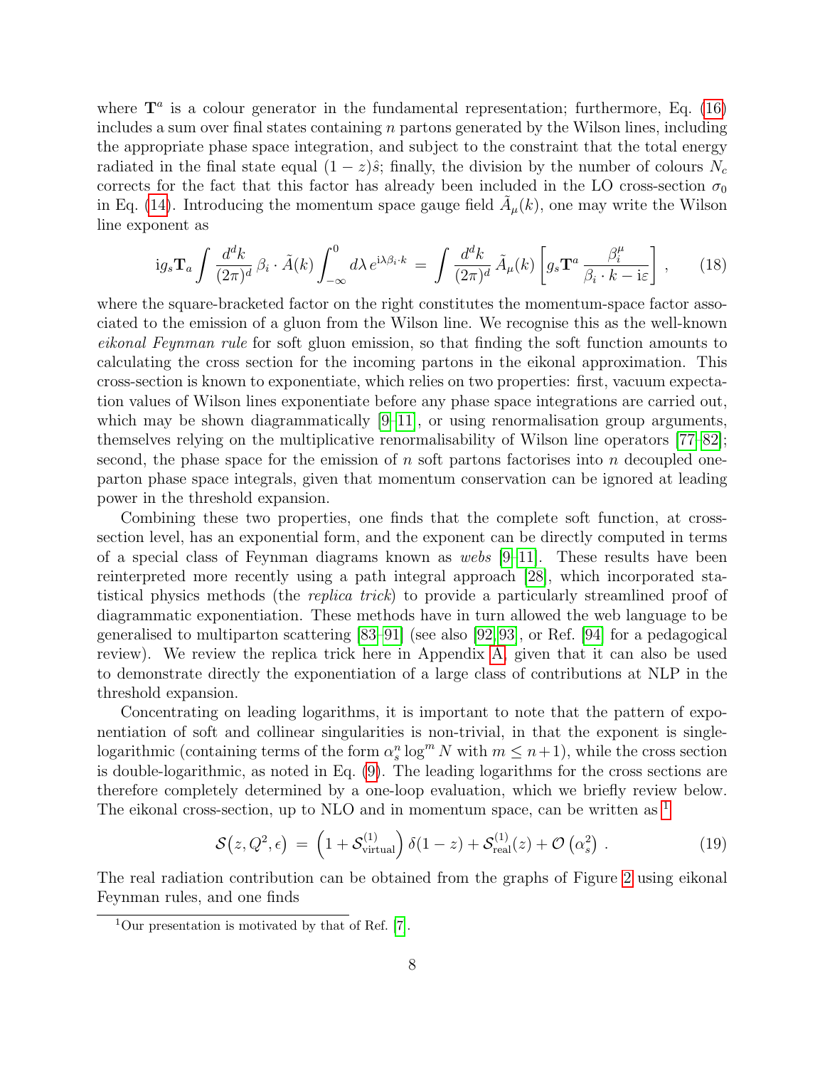where $\mathbf{T}^a$ is a colour generator in the fundamental representation; furthermore, Eq. (16) includes a sum over final states containing $n$ partons generated by the Wilson lines, including the appropriate phase space integration, and subject to the constraint that the total energy radiated in the final state equal $(1-z)\hat{s}$; finally, the division by the number of colours $N_c$ corrects for the fact that this factor has already been included in the LO cross-section $\sigma_0$ in Eq. (14). Introducing the momentum space gauge field $\tilde{A}_\mu(k)$, one may write the Wilson line exponent as

$$
\mathrm{i} g_s \mathbf{T}_a \int \frac{d^d k}{(2\pi)^d} \, \beta_i \cdot \tilde{A}(k) \int_{-\infty}^{0} d\lambda \, e^{\mathrm{i}\lambda \beta_i \cdot k} \, = \, \int \frac{d^d k}{(2\pi)^d} \, \tilde{A}_\mu(k) \left[ g_s \mathbf{T}^a \, \frac{\beta_i^\mu}{\beta_i \cdot k - \mathrm{i}\varepsilon} \right] , \qquad (18)
$$

where the square-bracketed factor on the right constitutes the momentum-space factor associated to the emission of a gluon from the Wilson line. We recognise this as the well-known *eikonal Feynman rule* for soft gluon emission, so that finding the soft function amounts to calculating the cross section for the incoming partons in the eikonal approximation. This cross-section is known to exponentiate, which relies on two properties: first, vacuum expectation values of Wilson lines exponentiate before any phase space integrations are carried out, which may be shown diagrammatically [9–11], or using renormalisation group arguments, themselves relying on the multiplicative renormalisability of Wilson line operators [77–82]; second, the phase space for the emission of $n$ soft partons factorises into $n$ decoupled one-parton phase space integrals, given that momentum conservation can be ignored at leading power in the threshold expansion.

Combining these two properties, one finds that the complete soft function, at cross-section level, has an exponential form, and the exponent can be directly computed in terms of a special class of Feynman diagrams known as *webs* [9–11]. These results have been reinterpreted more recently using a path integral approach [28], which incorporated statistical physics methods (the *replica trick*) to provide a particularly streamlined proof of diagrammatic exponentiation. These methods have in turn allowed the web language to be generalised to multiparton scattering [83–91] (see also [92, 93], or Ref. [94] for a pedagogical review). We review the replica trick here in Appendix A, given that it can also be used to demonstrate directly the exponentiation of a large class of contributions at NLP in the threshold expansion.

Concentrating on leading logarithms, it is important to note that the pattern of exponentiation of soft and collinear singularities is non-trivial, in that the exponent is single-logarithmic (containing terms of the form $\alpha_s^n \log^m N$ with $m \leq n+1$), while the cross section is double-logarithmic, as noted in Eq. (9). The leading logarithms for the cross sections are therefore completely determined by a one-loop evaluation, which we briefly review below. The eikonal cross-section, up to NLO and in momentum space, can be written as [1]

$$
\mathcal{S}\big(z, Q^2, \epsilon\big) \; = \; \Big(1 + \mathcal{S}^{(1)}_{\rm virtual}\Big) \, \delta(1-z) + \mathcal{S}^{(1)}_{\rm real}(z) + \mathcal{O}\left(\alpha_s^2\right) \, . \qquad (19)
$$

The real radiation contribution can be obtained from the graphs of Figure 2 using eikonal Feynman rules, and one finds

[1] Our presentation is motivated by that of Ref. [7].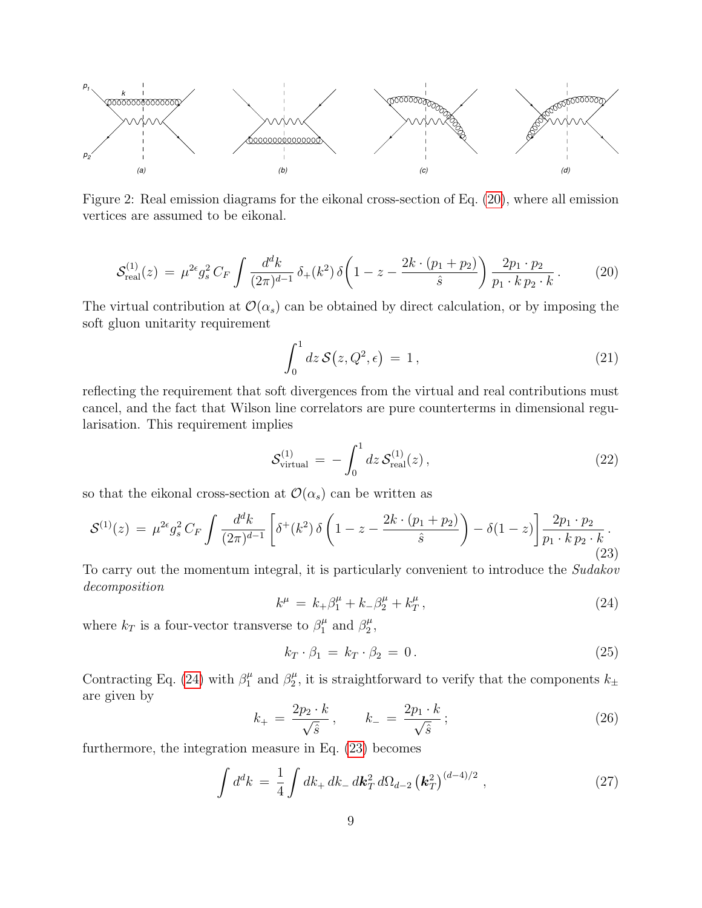Figure 2: Real emission diagrams for the eikonal cross-section of Eq. (20), where all emission vertices are assumed to be eikonal.

$$
\mathcal{S}^{(1)}_{\rm real}(z) \, = \, \mu^{2\epsilon} g_s^2 \, C_F \int \frac{d^d k}{(2\pi)^{d-1}} \, \delta_+(k^2) \, \delta\bigg( 1 - z - \frac{2 k \cdot (p_1 + p_2)}{\hat{s}} \bigg) \, \frac{2 p_1 \cdot p_2}{p_1 \cdot k \, p_2 \cdot k} \, . \tag{20}
$$

The virtual contribution at $\mathcal{O}(\alpha_s)$ can be obtained by direct calculation, or by imposing the soft gluon unitarity requirement

$$
\int_0^1 dz \, \mathcal{S}\big(z, Q^2, \epsilon\big) \, = \, 1 \, , \tag{21}
$$

reflecting the requirement that soft divergences from the virtual and real contributions must cancel, and the fact that Wilson line correlators are pure counterterms in dimensional regularisation. This requirement implies

$$
\mathcal{S}^{(1)}_{\rm virtual} \, = \, - \int_0^1 dz \, \mathcal{S}^{(1)}_{\rm real}(z) \, , \tag{22}
$$

so that the eikonal cross-section at $\mathcal{O}(\alpha_s)$ can be written as

$$
\mathcal{S}^{(1)}(z) \, = \, \mu^{2\epsilon} g_s^2 \, C_F \int \frac{d^d k}{(2\pi)^{d-1}} \left[ \delta^+(k^2) \, \delta\left( 1 - z - \frac{2 k \cdot (p_1 + p_2)}{\hat{s}} \right) - \delta(1 - z) \right] \frac{2 p_1 \cdot p_2}{p_1 \cdot k \, p_2 \cdot k} \, . \tag{23}
$$

To carry out the momentum integral, it is particularly convenient to introduce the *Sudakov decomposition*

$$
k^\mu \, = \, k_+ \beta_1^\mu + k_- \beta_2^\mu + k_T^\mu \, , \tag{24}
$$

where $k_T$ is a four-vector transverse to $\beta_1^\mu$ and $\beta_2^\mu$,

$$
k_T \cdot \beta_1 \, = \, k_T \cdot \beta_2 \, = \, 0 \, . \tag{25}
$$

Contracting Eq. (24) with $\beta_1^\mu$ and $\beta_2^\mu$, it is straightforward to verify that the components $k_\pm$ are given by

$$
k_+ \, = \, \frac{2 p_2 \cdot k}{\sqrt{\hat{s}}} \, , \qquad k_- \, = \, \frac{2 p_1 \cdot k}{\sqrt{\hat{s}}} \, ; \tag{26}
$$

furthermore, the integration measure in Eq. (23) becomes

$$
\int d^d k \, = \, \frac{1}{4} \int dk_+ \, dk_- \, d\boldsymbol{k}_T^2 \, d\Omega_{d-2} \left( \boldsymbol{k}_T^2 \right)^{(d-4)/2} \, , \tag{27}
$$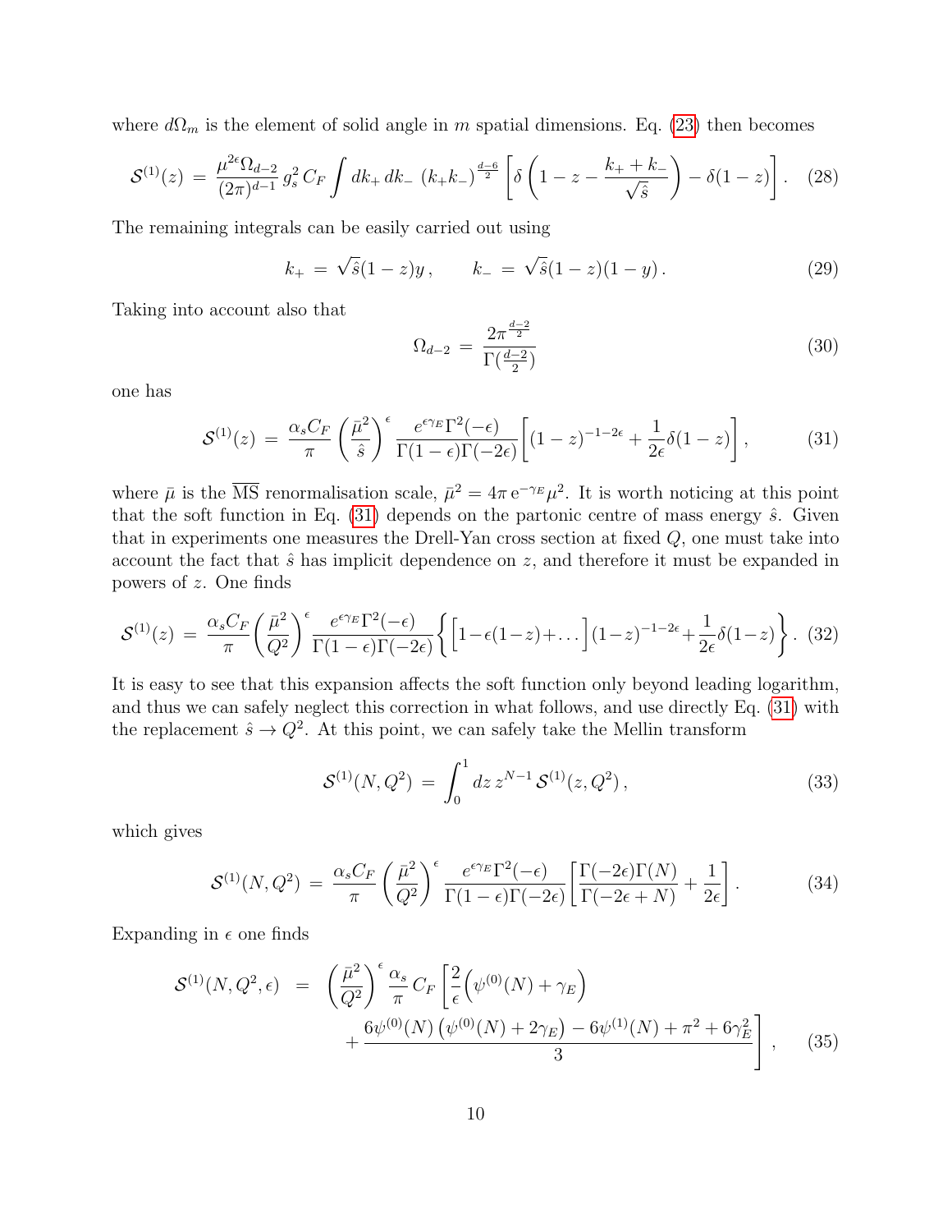where $d\Omega_m$ is the element of solid angle in $m$ spatial dimensions. Eq. (23) then becomes

$$\mathcal{S}^{(1)}(z) \;=\; \frac{\mu^{2\epsilon}\Omega_{d-2}}{(2\pi)^{d-1}}\, g_s^2\, C_F \int dk_+\, dk_-\; (k_+k_-)^{\frac{d-6}{2}} \left[\delta\left(1-z-\frac{k_+ + k_-}{\sqrt{\hat{s}}}\right) - \delta(1-z)\right]. \quad (28)$$

The remaining integrals can be easily carried out using

$$k_+ \;=\; \sqrt{\hat{s}}(1-z)y\,, \qquad k_- \;=\; \sqrt{\hat{s}}(1-z)(1-y)\,. \quad (29)$$

Taking into account also that

$$\Omega_{d-2} \;=\; \frac{2\pi^{\frac{d-2}{2}}}{\Gamma(\frac{d-2}{2})} \quad (30)$$

one has

$$\mathcal{S}^{(1)}(z) \;=\; \frac{\alpha_s C_F}{\pi}\left(\frac{\bar{\mu}^2}{\hat{s}}\right)^{\epsilon} \frac{e^{\epsilon\gamma_E}\Gamma^2(-\epsilon)}{\Gamma(1-\epsilon)\Gamma(-2\epsilon)}\left[(1-z)^{-1-2\epsilon} + \frac{1}{2\epsilon}\delta(1-z)\right], \quad (31)$$

where $\bar{\mu}$ is the $\overline{\mathrm{MS}}$ renormalisation scale, $\bar{\mu}^2 = 4\pi\, \mathrm{e}^{-\gamma_E}\mu^2$. It is worth noticing at this point that the soft function in Eq. (31) depends on the partonic centre of mass energy $\hat{s}$. Given that in experiments one measures the Drell-Yan cross section at fixed $Q$, one must take into account the fact that $\hat{s}$ has implicit dependence on $z$, and therefore it must be expanded in powers of $z$. One finds

$$\mathcal{S}^{(1)}(z) \;=\; \frac{\alpha_s C_F}{\pi}\left(\frac{\bar{\mu}^2}{Q^2}\right)^{\epsilon} \frac{e^{\epsilon\gamma_E}\Gamma^2(-\epsilon)}{\Gamma(1-\epsilon)\Gamma(-2\epsilon)}\left\{\Big[1-\epsilon(1-z)+\ldots\Big](1-z)^{-1-2\epsilon}+\frac{1}{2\epsilon}\delta(1-z)\right\}. \quad (32)$$

It is easy to see that this expansion affects the soft function only beyond leading logarithm, and thus we can safely neglect this correction in what follows, and use directly Eq. (31) with the replacement $\hat{s} \to Q^2$. At this point, we can safely take the Mellin transform

$$\mathcal{S}^{(1)}(N, Q^2) \;=\; \int_0^1 dz\, z^{N-1}\, \mathcal{S}^{(1)}(z, Q^2)\,, \quad (33)$$

which gives

$$\mathcal{S}^{(1)}(N, Q^2) \;=\; \frac{\alpha_s C_F}{\pi}\left(\frac{\bar{\mu}^2}{Q^2}\right)^{\epsilon} \frac{e^{\epsilon\gamma_E}\Gamma^2(-\epsilon)}{\Gamma(1-\epsilon)\Gamma(-2\epsilon)}\left[\frac{\Gamma(-2\epsilon)\Gamma(N)}{\Gamma(-2\epsilon+N)} + \frac{1}{2\epsilon}\right]. \quad (34)$$

Expanding in $\epsilon$ one finds

$$\begin{aligned}\mathcal{S}^{(1)}(N, Q^2, \epsilon) \;&=\; \left(\frac{\bar{\mu}^2}{Q^2}\right)^{\epsilon} \frac{\alpha_s}{\pi}\, C_F \left[\frac{2}{\epsilon}\Big(\psi^{(0)}(N) + \gamma_E\Big)\right. \\ &\quad \left. + \frac{6\psi^{(0)}(N)\left(\psi^{(0)}(N) + 2\gamma_E\right) - 6\psi^{(1)}(N) + \pi^2 + 6\gamma_E^2}{3}\right], \end{aligned} \quad (35)$$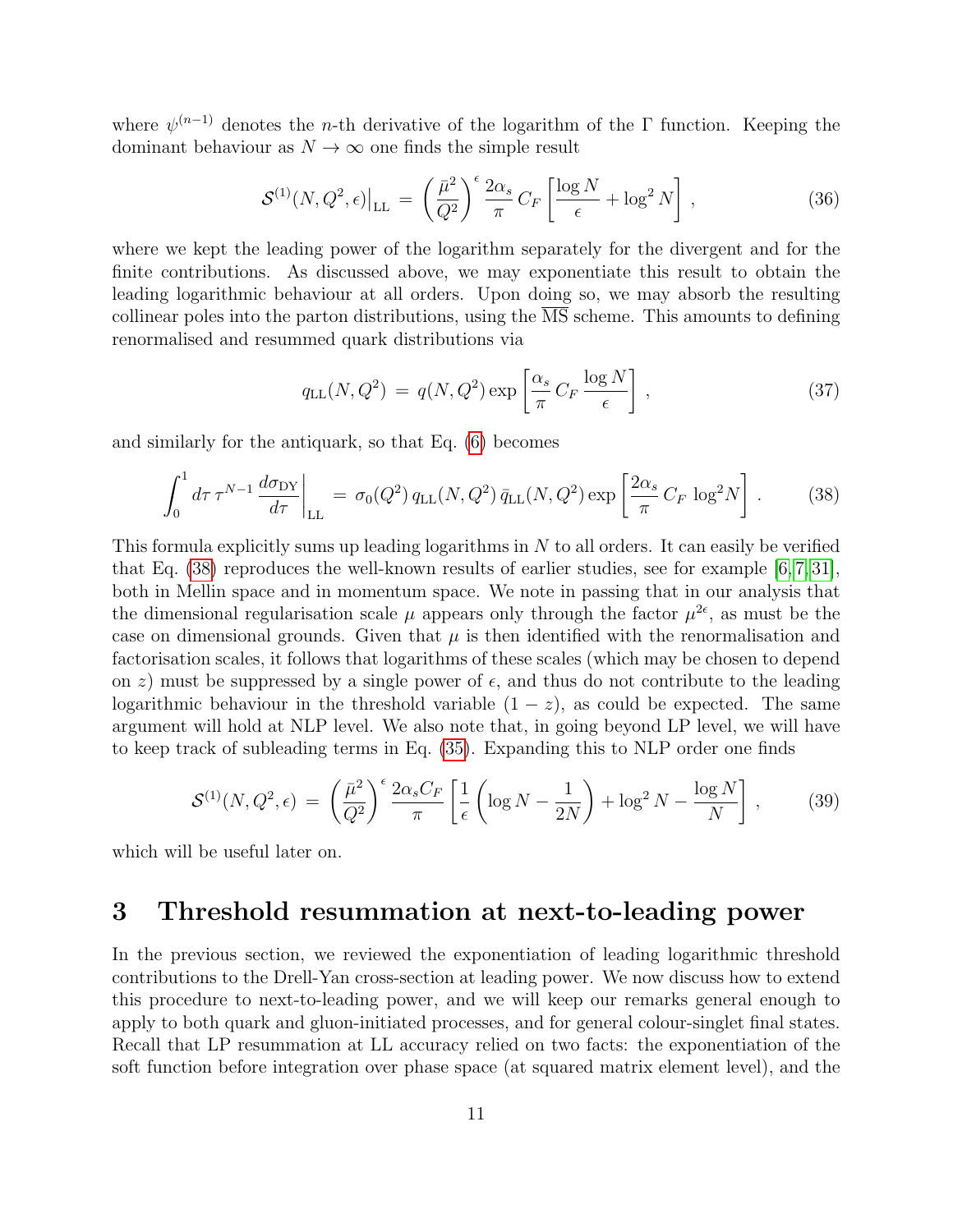where $\psi^{(n-1)}$ denotes the $n$-th derivative of the logarithm of the $\Gamma$ function. Keeping the dominant behaviour as $N \to \infty$ one finds the simple result

$$\mathcal{S}^{(1)}(N, Q^2, \epsilon)\big|_{\rm LL} \, = \, \left( \frac{\bar{\mu}^2}{Q^2} \right)^\epsilon \frac{2 \alpha_s}{\pi} \, C_F \left[ \frac{\log N}{\epsilon} + \log^2 N \right] , \tag{36}$$

where we kept the leading power of the logarithm separately for the divergent and for the finite contributions. As discussed above, we may exponentiate this result to obtain the leading logarithmic behaviour at all orders. Upon doing so, we may absorb the resulting collinear poles into the parton distributions, using the $\overline{\rm MS}$ scheme. This amounts to defining renormalised and resummed quark distributions via

$$q_{\rm LL}(N, Q^2) \, = \, q(N, Q^2) \exp \left[ \frac{\alpha_s}{\pi} \, C_F \, \frac{\log N}{\epsilon} \right] , \tag{37}$$

and similarly for the antiquark, so that Eq. (6) becomes

$$\int_0^1 d\tau \, \tau^{N-1} \, \frac{d \sigma_{\rm DY}}{d \tau} \bigg|_{\rm LL} \, = \, \sigma_0(Q^2) \, q_{\rm LL}(N, Q^2) \, \bar{q}_{\rm LL}(N, Q^2) \exp \left[ \frac{2 \alpha_s}{\pi} \, C_F \, \log^2 N \right] . \tag{38}$$

This formula explicitly sums up leading logarithms in $N$ to all orders. It can easily be verified that Eq. (38) reproduces the well-known results of earlier studies, see for example [6,7,31], both in Mellin space and in momentum space. We note in passing that in our analysis that the dimensional regularisation scale $\mu$ appears only through the factor $\mu^{2\epsilon}$, as must be the case on dimensional grounds. Given that $\mu$ is then identified with the renormalisation and factorisation scales, it follows that logarithms of these scales (which may be chosen to depend on $z$) must be suppressed by a single power of $\epsilon$, and thus do not contribute to the leading logarithmic behaviour in the threshold variable $(1-z)$, as could be expected. The same argument will hold at NLP level. We also note that, in going beyond LP level, we will have to keep track of subleading terms in Eq. (35). Expanding this to NLP order one finds

$$\mathcal{S}^{(1)}(N, Q^2, \epsilon) \, = \, \left( \frac{\bar{\mu}^2}{Q^2} \right)^\epsilon \frac{2 \alpha_s C_F}{\pi} \left[ \frac{1}{\epsilon} \left( \log N - \frac{1}{2N} \right) + \log^2 N - \frac{\log N}{N} \right] , \tag{39}$$

which will be useful later on.

# 3 Threshold resummation at next-to-leading power

In the previous section, we reviewed the exponentiation of leading logarithmic threshold contributions to the Drell-Yan cross-section at leading power. We now discuss how to extend this procedure to next-to-leading power, and we will keep our remarks general enough to apply to both quark and gluon-initiated processes, and for general colour-singlet final states. Recall that LP resummation at LL accuracy relied on two facts: the exponentiation of the soft function before integration over phase space (at squared matrix element level), and the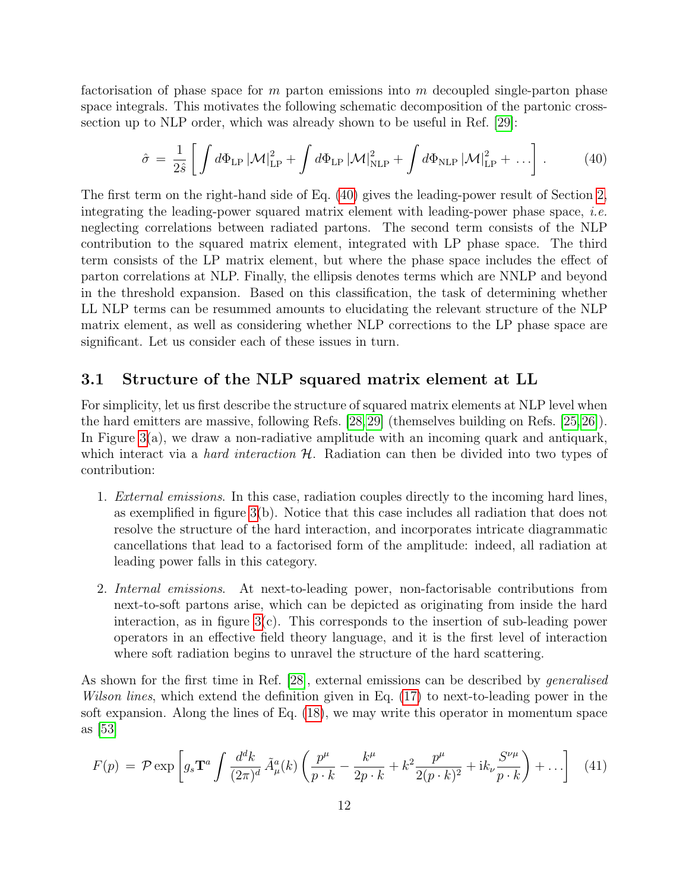factorisation of phase space for $m$ parton emissions into $m$ decoupled single-parton phase space integrals. This motivates the following schematic decomposition of the partonic cross-section up to NLP order, which was already shown to be useful in Ref. [29]:

$$\hat{\sigma} \, = \, \frac{1}{2\hat{s}} \left[ \int d\Phi_{\rm LP} \, |\mathcal{M}|^2_{\rm LP} + \int d\Phi_{\rm LP} \, |\mathcal{M}|^2_{\rm NLP} + \int d\Phi_{\rm NLP} \, |\mathcal{M}|^2_{\rm LP} + \, \ldots \right] . \tag{40}$$

The first term on the right-hand side of Eq. (40) gives the leading-power result of Section 2, integrating the leading-power squared matrix element with leading-power phase space, *i.e.* neglecting correlations between radiated partons. The second term consists of the NLP contribution to the squared matrix element, integrated with LP phase space. The third term consists of the LP matrix element, but where the phase space includes the effect of parton correlations at NLP. Finally, the ellipsis denotes terms which are NNLP and beyond in the threshold expansion. Based on this classification, the task of determining whether LL NLP terms can be resummed amounts to elucidating the relevant structure of the NLP matrix element, as well as considering whether NLP corrections to the LP phase space are significant. Let us consider each of these issues in turn.

### 3.1 Structure of the NLP squared matrix element at LL

For simplicity, let us first describe the structure of squared matrix elements at NLP level when the hard emitters are massive, following Refs. [28,29] (themselves building on Refs. [25,26]). In Figure 3(a), we draw a non-radiative amplitude with an incoming quark and antiquark, which interact via a *hard interaction* $\mathcal{H}$. Radiation can then be divided into two types of contribution:

1. *External emissions*. In this case, radiation couples directly to the incoming hard lines, as exemplified in figure 3(b). Notice that this case includes all radiation that does not resolve the structure of the hard interaction, and incorporates intricate diagrammatic cancellations that lead to a factorised form of the amplitude: indeed, all radiation at leading power falls in this category.

2. *Internal emissions*. At next-to-leading power, non-factorisable contributions from next-to-soft partons arise, which can be depicted as originating from inside the hard interaction, as in figure 3(c). This corresponds to the insertion of sub-leading power operators in an effective field theory language, and it is the first level of interaction where soft radiation begins to unravel the structure of the hard scattering.

As shown for the first time in Ref. [28], external emissions can be described by *generalised Wilson lines*, which extend the definition given in Eq. (17) to next-to-leading power in the soft expansion. Along the lines of Eq. (18), we may write this operator in momentum space as [53]

$$F(p) \, = \, \mathcal{P} \exp \left[ g_s \mathbf{T}^a \int \frac{d^d k}{(2\pi)^d} \, \tilde{A}^a_\mu(k) \left( \frac{p^\mu}{p \cdot k} - \frac{k^\mu}{2p \cdot k} + k^2 \frac{p^\mu}{2(p \cdot k)^2} + {\rm i} k_\nu \frac{S^{\nu\mu}}{p \cdot k} \right) + \ldots \right] \tag{41}$$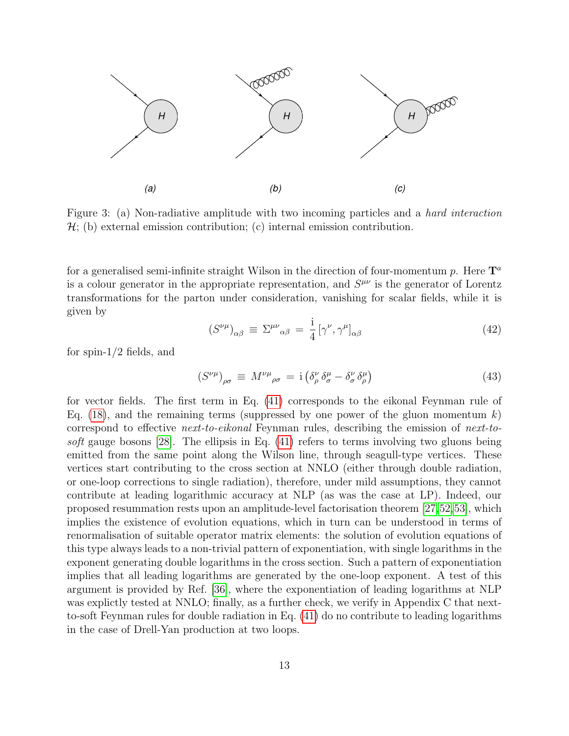Figure 3: (a) Non-radiative amplitude with two incoming particles and a *hard interaction* $\mathcal{H}$; (b) external emission contribution; (c) internal emission contribution.

for a generalised semi-infinite straight Wilson in the direction of four-momentum $p$. Here $\mathbf{T}^a$ is a colour generator in the appropriate representation, and $S^{\mu\nu}$ is the generator of Lorentz transformations for the parton under consideration, vanishing for scalar fields, while it is given by

$$\left(S^{\nu\mu}\right)_{\alpha\beta} \equiv \Sigma^{\mu\nu}{}_{\alpha\beta} = \frac{\mathrm{i}}{4}\left[\gamma^{\nu}, \gamma^{\mu}\right]_{\alpha\beta} \tag{42}$$

for spin-1/2 fields, and

$$\left(S^{\nu\mu}\right)_{\rho\sigma} \equiv M^{\nu\mu}{}_{\rho\sigma} = \mathrm{i}\left(\delta^{\nu}_{\rho}\,\delta^{\mu}_{\sigma} - \delta^{\nu}_{\sigma}\,\delta^{\mu}_{\rho}\right) \tag{43}$$

for vector fields. The first term in Eq. (41) corresponds to the eikonal Feynman rule of Eq. (18), and the remaining terms (suppressed by one power of the gluon momentum $k$) correspond to effective *next-to-eikonal* Feynman rules, describing the emission of *next-to-soft* gauge bosons [28]. The ellipsis in Eq. (41) refers to terms involving two gluons being emitted from the same point along the Wilson line, through seagull-type vertices. These vertices start contributing to the cross section at NNLO (either through double radiation, or one-loop corrections to single radiation), therefore, under mild assumptions, they cannot contribute at leading logarithmic accuracy at NLP (as was the case at LP). Indeed, our proposed resummation rests upon an amplitude-level factorisation theorem [27,52,53], which implies the existence of evolution equations, which in turn can be understood in terms of renormalisation of suitable operator matrix elements: the solution of evolution equations of this type always leads to a non-trivial pattern of exponentiation, with single logarithms in the exponent generating double logarithms in the cross section. Such a pattern of exponentiation implies that all leading logarithms are generated by the one-loop exponent. A test of this argument is provided by Ref. [36], where the exponentiation of leading logarithms at NLP was explictly tested at NNLO; finally, as a further check, we verify in Appendix C that next-to-soft Feynman rules for double radiation in Eq. (41) do no contribute to leading logarithms in the case of Drell-Yan production at two loops.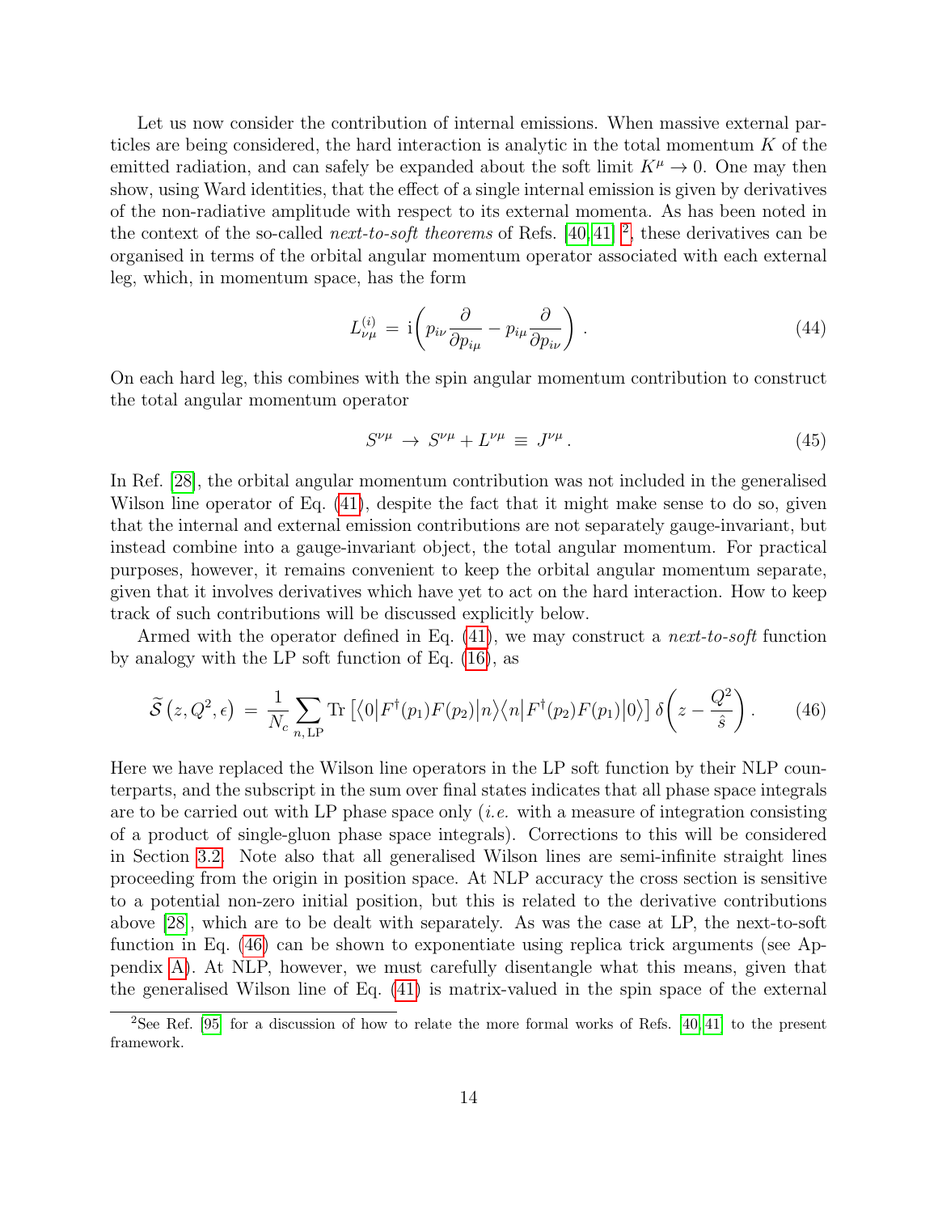Let us now consider the contribution of internal emissions. When massive external particles are being considered, the hard interaction is analytic in the total momentum $K$ of the emitted radiation, and can safely be expanded about the soft limit $K^\mu \to 0$. One may then show, using Ward identities, that the effect of a single internal emission is given by derivatives of the non-radiative amplitude with respect to its external momenta. As has been noted in the context of the so-called *next-to-soft theorems* of Refs. [40,41] [2], these derivatives can be organised in terms of the orbital angular momentum operator associated with each external leg, which, in momentum space, has the form

$$L^{(i)}_{\nu\mu} = \mathrm{i}\left(p_{i\nu}\frac{\partial}{\partial p_{i\mu}} - p_{i\mu}\frac{\partial}{\partial p_{i\nu}}\right). \tag{44}$$

On each hard leg, this combines with the spin angular momentum contribution to construct the total angular momentum operator

$$S^{\nu\mu} \to S^{\nu\mu} + L^{\nu\mu} \equiv J^{\nu\mu}. \tag{45}$$

In Ref. [28], the orbital angular momentum contribution was not included in the generalised Wilson line operator of Eq. (41), despite the fact that it might make sense to do so, given that the internal and external emission contributions are not separately gauge-invariant, but instead combine into a gauge-invariant object, the total angular momentum. For practical purposes, however, it remains convenient to keep the orbital angular momentum separate, given that it involves derivatives which have yet to act on the hard interaction. How to keep track of such contributions will be discussed explicitly below.

Armed with the operator defined in Eq. (41), we may construct a *next-to-soft* function by analogy with the LP soft function of Eq. (16), as

$$\widetilde{\mathcal{S}}\left(z, Q^2, \epsilon\right) = \frac{1}{N_c}\sum_{n,\,\mathrm{LP}} \mathrm{Tr}\left[\langle 0|F^\dagger(p_1)F(p_2)|n\rangle\langle n|F^\dagger(p_2)F(p_1)|0\rangle\right]\delta\!\left(z - \frac{Q^2}{\hat{s}}\right). \tag{46}$$

Here we have replaced the Wilson line operators in the LP soft function by their NLP counterparts, and the subscript in the sum over final states indicates that all phase space integrals are to be carried out with LP phase space only (*i.e.* with a measure of integration consisting of a product of single-gluon phase space integrals). Corrections to this will be considered in Section 3.2. Note also that all generalised Wilson lines are semi-infinite straight lines proceeding from the origin in position space. At NLP accuracy the cross section is sensitive to a potential non-zero initial position, but this is related to the derivative contributions above [28], which are to be dealt with separately. As was the case at LP, the next-to-soft function in Eq. (46) can be shown to exponentiate using replica trick arguments (see Appendix A). At NLP, however, we must carefully disentangle what this means, given that the generalised Wilson line of Eq. (41) is matrix-valued in the spin space of the external

[2] See Ref. [95] for a discussion of how to relate the more formal works of Refs. [40,41] to the present framework.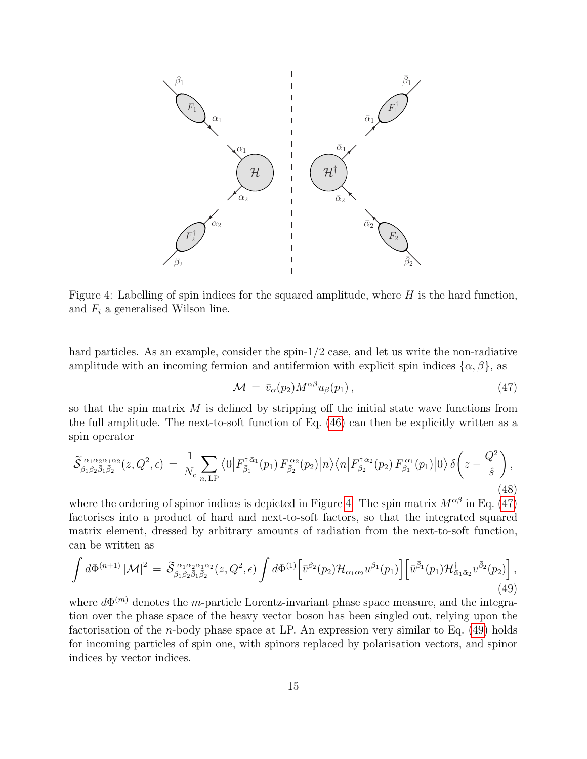Figure 4: Labelling of spin indices for the squared amplitude, where $H$ is the hard function, and $F_i$ a generalised Wilson line.

hard particles. As an example, consider the spin-1/2 case, and let us write the non-radiative amplitude with an incoming fermion and antifermion with explicit spin indices $\{\alpha, \beta\}$, as

$$
\mathcal{M} \;=\; \bar{v}_\alpha(p_2) M^{\alpha\beta} u_\beta(p_1)\,, \tag{47}
$$

so that the spin matrix $M$ is defined by stripping off the initial state wave functions from the full amplitude. The next-to-soft function of Eq. (46) can then be explicitly written as a spin operator

$$
\widetilde{\mathcal{S}}_{\beta_1\beta_2\bar{\beta}_1\bar{\beta}_2}^{\;\alpha_1\alpha_2\bar{\alpha}_1\bar{\alpha}_2}(z, Q^2, \epsilon) \;=\; \frac{1}{N_c}\sum_{n,\,\mathrm{LP}} \big\langle 0\big| F^{\dagger\,\bar{\alpha}_1}_{\bar{\beta}_1}(p_1)\, F^{\bar{\alpha}_2}_{\bar{\beta}_2}(p_2)\big|n\big\rangle\big\langle n\big| F^{\dagger\,\alpha_2}_{\beta_2}(p_2)\, F^{\alpha_1}_{\beta_1}(p_1)\big|0\big\rangle\, \delta\bigg(z - \frac{Q^2}{\hat{s}}\bigg)\,, \tag{48}
$$

where the ordering of spinor indices is depicted in Figure 4. The spin matrix $M^{\alpha\beta}$ in Eq. (47) factorises into a product of hard and next-to-soft factors, so that the integrated squared matrix element, dressed by arbitrary amounts of radiation from the next-to-soft function, can be written as

$$
\int d\Phi^{(n+1)}\, |\mathcal{M}|^2 \;=\; \widetilde{\mathcal{S}}_{\beta_1\beta_2\bar{\beta}_1\bar{\beta}_2}^{\;\alpha_1\alpha_2\bar{\alpha}_1\bar{\alpha}_2}(z, Q^2, \epsilon) \int d\Phi^{(1)} \Big[\bar{v}^{\beta_2}(p_2)\mathcal{H}_{\alpha_1\alpha_2} u^{\beta_1}(p_1)\Big]\Big[\bar{u}^{\bar{\beta}_1}(p_1)\mathcal{H}^\dagger_{\bar{\alpha}_1\bar{\alpha}_2} v^{\bar{\beta}_2}(p_2)\Big]\,, \tag{49}
$$

where $d\Phi^{(m)}$ denotes the $m$-particle Lorentz-invariant phase space measure, and the integration over the phase space of the heavy vector boson has been singled out, relying upon the factorisation of the $n$-body phase space at LP. An expression very similar to Eq. (49) holds for incoming particles of spin one, with spinors replaced by polarisation vectors, and spinor indices by vector indices.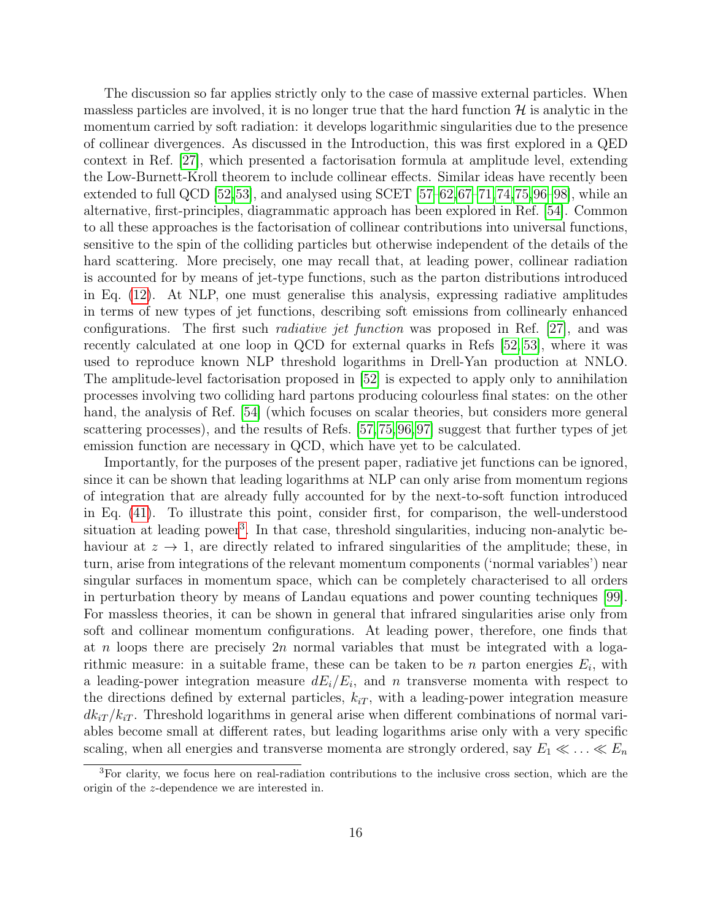The discussion so far applies strictly only to the case of massive external particles. When massless particles are involved, it is no longer true that the hard function $\mathcal{H}$ is analytic in the momentum carried by soft radiation: it develops logarithmic singularities due to the presence of collinear divergences. As discussed in the Introduction, this was first explored in a QED context in Ref. [27], which presented a factorisation formula at amplitude level, extending the Low-Burnett-Kroll theorem to include collinear effects. Similar ideas have recently been extended to full QCD [52,53], and analysed using SCET [57–62,67–71,74,75,96–98], while an alternative, first-principles, diagrammatic approach has been explored in Ref. [54]. Common to all these approaches is the factorisation of collinear contributions into universal functions, sensitive to the spin of the colliding particles but otherwise independent of the details of the hard scattering. More precisely, one may recall that, at leading power, collinear radiation is accounted for by means of jet-type functions, such as the parton distributions introduced in Eq. (12). At NLP, one must generalise this analysis, expressing radiative amplitudes in terms of new types of jet functions, describing soft emissions from collinearly enhanced configurations. The first such *radiative jet function* was proposed in Ref. [27], and was recently calculated at one loop in QCD for external quarks in Refs [52,53], where it was used to reproduce known NLP threshold logarithms in Drell-Yan production at NNLO. The amplitude-level factorisation proposed in [52] is expected to apply only to annihilation processes involving two colliding hard partons producing colourless final states: on the other hand, the analysis of Ref. [54] (which focuses on scalar theories, but considers more general scattering processes), and the results of Refs. [57,75,96,97] suggest that further types of jet emission function are necessary in QCD, which have yet to be calculated.

Importantly, for the purposes of the present paper, radiative jet functions can be ignored, since it can be shown that leading logarithms at NLP can only arise from momentum regions of integration that are already fully accounted for by the next-to-soft function introduced in Eq. (41). To illustrate this point, consider first, for comparison, the well-understood situation at leading power[3]. In that case, threshold singularities, inducing non-analytic behaviour at $z \to 1$, are directly related to infrared singularities of the amplitude; these, in turn, arise from integrations of the relevant momentum components ('normal variables') near singular surfaces in momentum space, which can be completely characterised to all orders in perturbation theory by means of Landau equations and power counting techniques [99]. For massless theories, it can be shown in general that infrared singularities arise only from soft and collinear momentum configurations. At leading power, therefore, one finds that at $n$ loops there are precisely $2n$ normal variables that must be integrated with a logarithmic measure: in a suitable frame, these can be taken to be $n$ parton energies $E_i$, with a leading-power integration measure $dE_i/E_i$, and $n$ transverse momenta with respect to the directions defined by external particles, $k_{iT}$, with a leading-power integration measure $dk_{iT}/k_{iT}$. Threshold logarithms in general arise when different combinations of normal variables become small at different rates, but leading logarithms arise only with a very specific scaling, when all energies and transverse momenta are strongly ordered, say $E_1 \ll \ldots \ll E_n$

[3]For clarity, we focus here on real-radiation contributions to the inclusive cross section, which are the origin of the $z$-dependence we are interested in.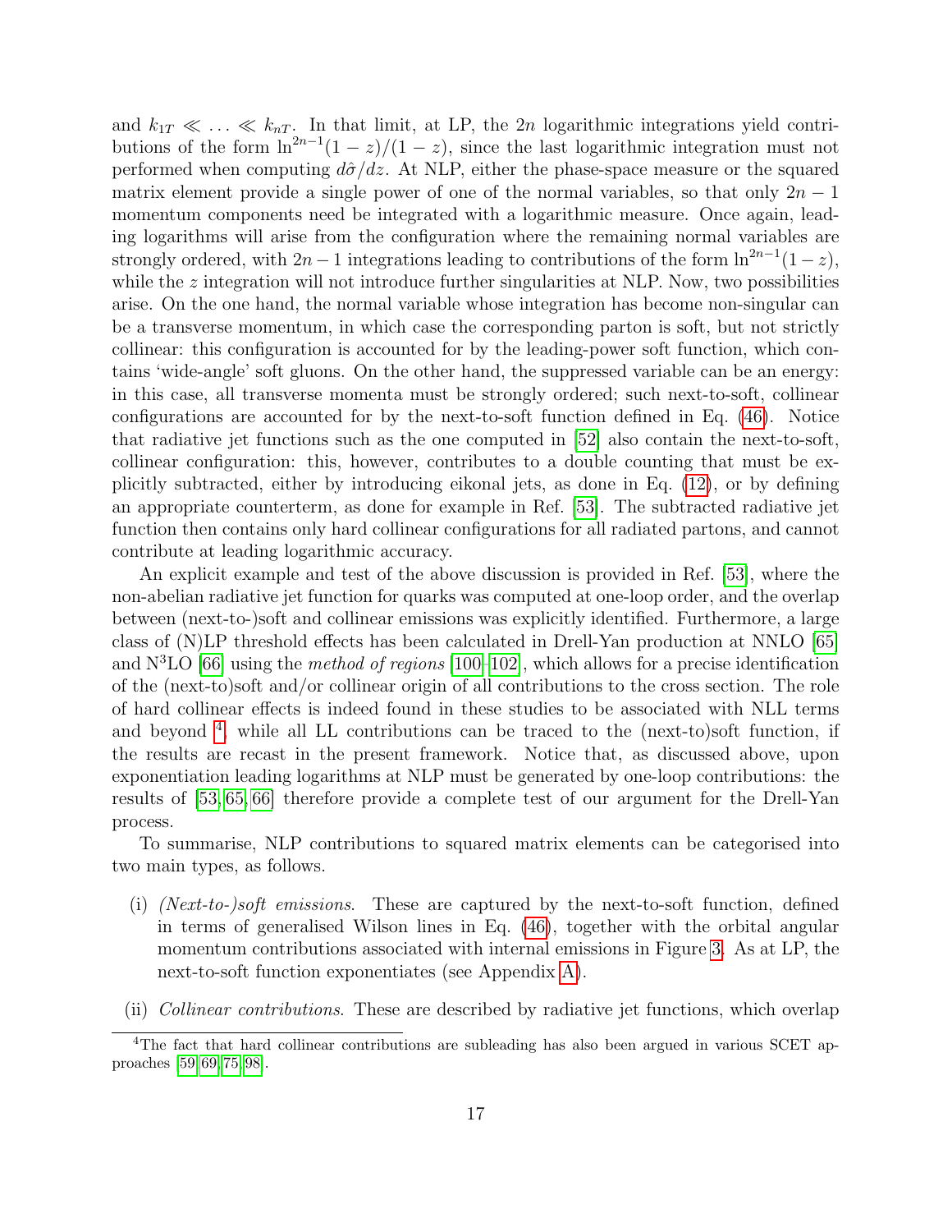and $k_{1T} \ll \ldots \ll k_{nT}$. In that limit, at LP, the $2n$ logarithmic integrations yield contributions of the form $\ln^{2n-1}(1-z)/(1-z)$, since the last logarithmic integration must not performed when computing $d\hat{\sigma}/dz$. At NLP, either the phase-space measure or the squared matrix element provide a single power of one of the normal variables, so that only $2n-1$ momentum components need be integrated with a logarithmic measure. Once again, leading logarithms will arise from the configuration where the remaining normal variables are strongly ordered, with $2n-1$ integrations leading to contributions of the form $\ln^{2n-1}(1-z)$, while the $z$ integration will not introduce further singularities at NLP. Now, two possibilities arise. On the one hand, the normal variable whose integration has become non-singular can be a transverse momentum, in which case the corresponding parton is soft, but not strictly collinear: this configuration is accounted for by the leading-power soft function, which contains 'wide-angle' soft gluons. On the other hand, the suppressed variable can be an energy: in this case, all transverse momenta must be strongly ordered; such next-to-soft, collinear configurations are accounted for by the next-to-soft function defined in Eq. (46). Notice that radiative jet functions such as the one computed in [52] also contain the next-to-soft, collinear configuration: this, however, contributes to a double counting that must be explicitly subtracted, either by introducing eikonal jets, as done in Eq. (12), or by defining an appropriate counterterm, as done for example in Ref. [53]. The subtracted radiative jet function then contains only hard collinear configurations for all radiated partons, and cannot contribute at leading logarithmic accuracy.

An explicit example and test of the above discussion is provided in Ref. [53], where the non-abelian radiative jet function for quarks was computed at one-loop order, and the overlap between (next-to-)soft and collinear emissions was explicitly identified. Furthermore, a large class of (N)LP threshold effects has been calculated in Drell-Yan production at NNLO [65] and N$^3$LO [66] using the *method of regions* [100–102], which allows for a precise identification of the (next-to)soft and/or collinear origin of all contributions to the cross section. The role of hard collinear effects is indeed found in these studies to be associated with NLL terms and beyond [4], while all LL contributions can be traced to the (next-to)soft function, if the results are recast in the present framework. Notice that, as discussed above, upon exponentiation leading logarithms at NLP must be generated by one-loop contributions: the results of [53, 65, 66] therefore provide a complete test of our argument for the Drell-Yan process.

To summarise, NLP contributions to squared matrix elements can be categorised into two main types, as follows.

(i) *(Next-to-)soft emissions*. These are captured by the next-to-soft function, defined in terms of generalised Wilson lines in Eq. (46), together with the orbital angular momentum contributions associated with internal emissions in Figure 3. As at LP, the next-to-soft function exponentiates (see Appendix A).

(ii) *Collinear contributions*. These are described by radiative jet functions, which overlap

[4] The fact that hard collinear contributions are subleading has also been argued in various SCET approaches [59, 69, 75, 98].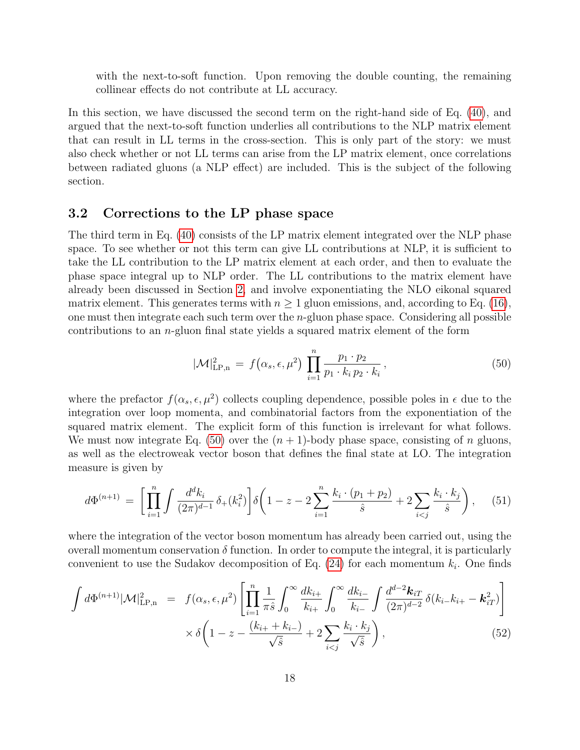with the next-to-soft function. Upon removing the double counting, the remaining collinear effects do not contribute at LL accuracy.

In this section, we have discussed the second term on the right-hand side of Eq. (40), and argued that the next-to-soft function underlies all contributions to the NLP matrix element that can result in LL terms in the cross-section. This is only part of the story: we must also check whether or not LL terms can arise from the LP matrix element, once correlations between radiated gluons (a NLP effect) are included. This is the subject of the following section.

### 3.2 Corrections to the LP phase space

The third term in Eq. (40) consists of the LP matrix element integrated over the NLP phase space. To see whether or not this term can give LL contributions at NLP, it is sufficient to take the LL contribution to the LP matrix element at each order, and then to evaluate the phase space integral up to NLP order. The LL contributions to the matrix element have already been discussed in Section 2, and involve exponentiating the NLO eikonal squared matrix element. This generates terms with $n \geq 1$ gluon emissions, and, according to Eq. (16), one must then integrate each such term over the $n$-gluon phase space. Considering all possible contributions to an $n$-gluon final state yields a squared matrix element of the form

$$|\mathcal{M}|^2_{\rm LP,n} \,=\, f\big(\alpha_s, \epsilon, \mu^2\big) \, \prod_{i=1}^{n} \frac{p_1 \cdot p_2}{p_1 \cdot k_i \, p_2 \cdot k_i} \,, \tag{50}$$

where the prefactor $f(\alpha_s, \epsilon, \mu^2)$ collects coupling dependence, possible poles in $\epsilon$ due to the integration over loop momenta, and combinatorial factors from the exponentiation of the squared matrix element. The explicit form of this function is irrelevant for what follows. We must now integrate Eq. (50) over the $(n+1)$-body phase space, consisting of $n$ gluons, as well as the electroweak vector boson that defines the final state at LO. The integration measure is given by

$$d\Phi^{(n+1)} \,=\, \left[\prod_{i=1}^{n} \int \frac{d^d k_i}{(2\pi)^{d-1}} \, \delta_+(k_i^2)\right] \delta\!\left(1 - z - 2\sum_{i=1}^{n} \frac{k_i \cdot (p_1 + p_2)}{\hat{s}} + 2\sum_{i<j} \frac{k_i \cdot k_j}{\hat{s}}\right), \tag{51}$$

where the integration of the vector boson momentum has already been carried out, using the overall momentum conservation $\delta$ function. In order to compute the integral, it is particularly convenient to use the Sudakov decomposition of Eq. (24) for each momentum $k_i$. One finds

$$\begin{aligned}
\int d\Phi^{(n+1)} |\mathcal{M}|^2_{\rm LP,n} \;&=\; f(\alpha_s, \epsilon, \mu^2) \left[\prod_{i=1}^{n} \frac{1}{\pi \hat{s}} \int_0^\infty \frac{dk_{i+}}{k_{i+}} \int_0^\infty \frac{dk_{i-}}{k_{i-}} \int \frac{d^{d-2}\boldsymbol{k}_{iT}}{(2\pi)^{d-2}} \, \delta(k_{i-}k_{i+} - \boldsymbol{k}_{iT}^2)\right] \\
&\quad \times \delta\!\left(1 - z - \frac{(k_{i+} + k_{i-})}{\sqrt{\hat{s}}} + 2\sum_{i<j} \frac{k_i \cdot k_j}{\sqrt{\hat{s}}}\right),
\end{aligned} \tag{52}$$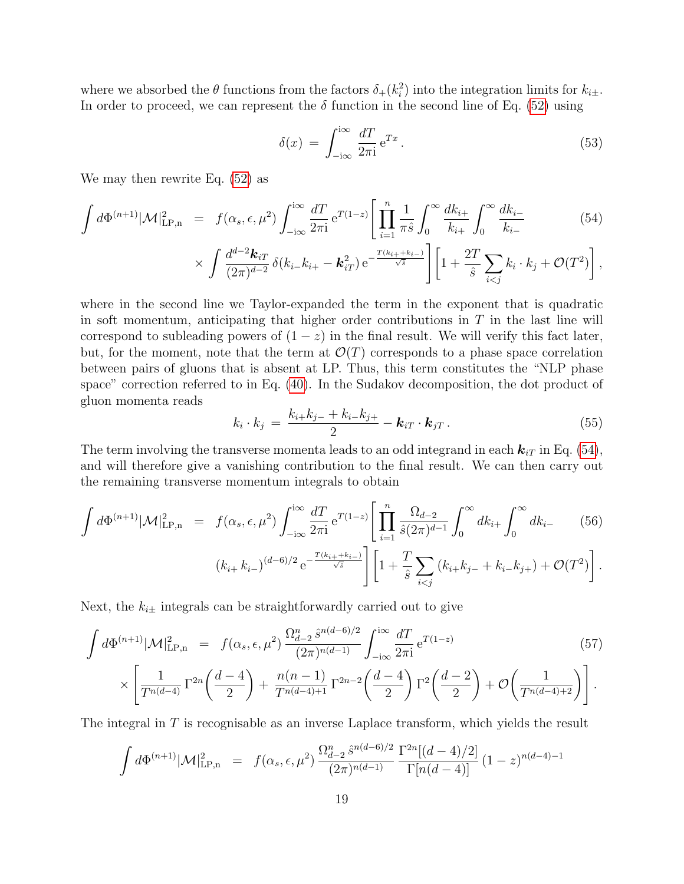where we absorbed the $\theta$ functions from the factors $\delta_+(k_i^2)$ into the integration limits for $k_{i\pm}$. In order to proceed, we can represent the $\delta$ function in the second line of Eq. (52) using

$$
\delta(x) \,=\, \int_{-\mathrm{i}\infty}^{\mathrm{i}\infty} \frac{dT}{2\pi \mathrm{i}}\, \mathrm{e}^{Tx}\,. \tag{53}
$$

We may then rewrite Eq. (52) as

$$
\begin{aligned}
\int d\Phi^{(n+1)} |\mathcal{M}|^2_{\mathrm{LP,n}} \;&=\; f(\alpha_s,\epsilon,\mu^2) \int_{-\mathrm{i}\infty}^{\mathrm{i}\infty} \frac{dT}{2\pi\mathrm{i}}\, \mathrm{e}^{T(1-z)} \Bigg[ \prod_{i=1}^{n} \frac{1}{\pi \hat{s}} \int_0^\infty \frac{dk_{i+}}{k_{i+}} \int_0^\infty \frac{dk_{i-}}{k_{i-}} \\
&\times \int \frac{d^{d-2}\boldsymbol{k}_{iT}}{(2\pi)^{d-2}}\, \delta(k_{i-}k_{i+} - \boldsymbol{k}_{iT}^2)\, \mathrm{e}^{-\frac{T(k_{i+}+k_{i-})}{\sqrt{\hat{s}}}} \Bigg] \Bigg[ 1 + \frac{2T}{\hat{s}} \sum_{i<j} k_i \cdot k_j + \mathcal{O}(T^2) \Bigg]\,,
\end{aligned} \tag{54}
$$

where in the second line we Taylor-expanded the term in the exponent that is quadratic in soft momentum, anticipating that higher order contributions in $T$ in the last line will correspond to subleading powers of $(1-z)$ in the final result. We will verify this fact later, but, for the moment, note that the term at $\mathcal{O}(T)$ corresponds to a phase space correlation between pairs of gluons that is absent at LP. Thus, this term constitutes the "NLP phase space" correction referred to in Eq. (40). In the Sudakov decomposition, the dot product of gluon momenta reads

$$
k_i \cdot k_j \,=\, \frac{k_{i+}k_{j-} + k_{i-}k_{j+}}{2} - \boldsymbol{k}_{iT}\cdot \boldsymbol{k}_{jT}\,. \tag{55}
$$

The term involving the transverse momenta leads to an odd integrand in each $\boldsymbol{k}_{iT}$ in Eq. (54), and will therefore give a vanishing contribution to the final result. We can then carry out the remaining transverse momentum integrals to obtain

$$
\begin{aligned}
\int d\Phi^{(n+1)} |\mathcal{M}|^2_{\mathrm{LP,n}} \;&=\; f(\alpha_s,\epsilon,\mu^2) \int_{-\mathrm{i}\infty}^{\mathrm{i}\infty} \frac{dT}{2\pi\mathrm{i}}\, \mathrm{e}^{T(1-z)} \Bigg[ \prod_{i=1}^{n} \frac{\Omega_{d-2}}{\hat{s}(2\pi)^{d-1}} \int_0^\infty dk_{i+} \int_0^\infty dk_{i-} \\
&(k_{i+}\,k_{i-})^{(d-6)/2}\, \mathrm{e}^{-\frac{T(k_{i+}+k_{i-})}{\sqrt{\hat{s}}}} \Bigg] \Bigg[ 1 + \frac{T}{\hat{s}} \sum_{i<j} (k_{i+}k_{j-} + k_{i-}k_{j+}) + \mathcal{O}(T^2) \Bigg]\,.
\end{aligned} \tag{56}
$$

Next, the $k_{i\pm}$ integrals can be straightforwardly carried out to give

$$
\begin{aligned}
\int d\Phi^{(n+1)} |\mathcal{M}|^2_{\mathrm{LP,n}} \;&=\; f(\alpha_s,\epsilon,\mu^2)\, \frac{\Omega_{d-2}^n\, \hat{s}^{n(d-6)/2}}{(2\pi)^{n(d-1)}} \int_{-\mathrm{i}\infty}^{\mathrm{i}\infty} \frac{dT}{2\pi\mathrm{i}}\, \mathrm{e}^{T(1-z)} \\
&\times \left[ \frac{1}{T^{n(d-4)}}\, \Gamma^{2n}\!\left(\frac{d-4}{2}\right) + \frac{n(n-1)}{T^{n(d-4)+1}}\, \Gamma^{2n-2}\!\left(\frac{d-4}{2}\right) \Gamma^2\!\left(\frac{d-2}{2}\right) + \mathcal{O}\!\left(\frac{1}{T^{n(d-4)+2}}\right) \right].
\end{aligned} \tag{57}
$$

The integral in $T$ is recognisable as an inverse Laplace transform, which yields the result

$$
\int d\Phi^{(n+1)} |\mathcal{M}|^2_{\mathrm{LP,n}} \;=\; f(\alpha_s,\epsilon,\mu^2)\, \frac{\Omega_{d-2}^n\, \hat{s}^{n(d-6)/2}}{(2\pi)^{n(d-1)}}\, \frac{\Gamma^{2n}[(d-4)/2]}{\Gamma[n(d-4)]}\, (1-z)^{n(d-4)-1}
$$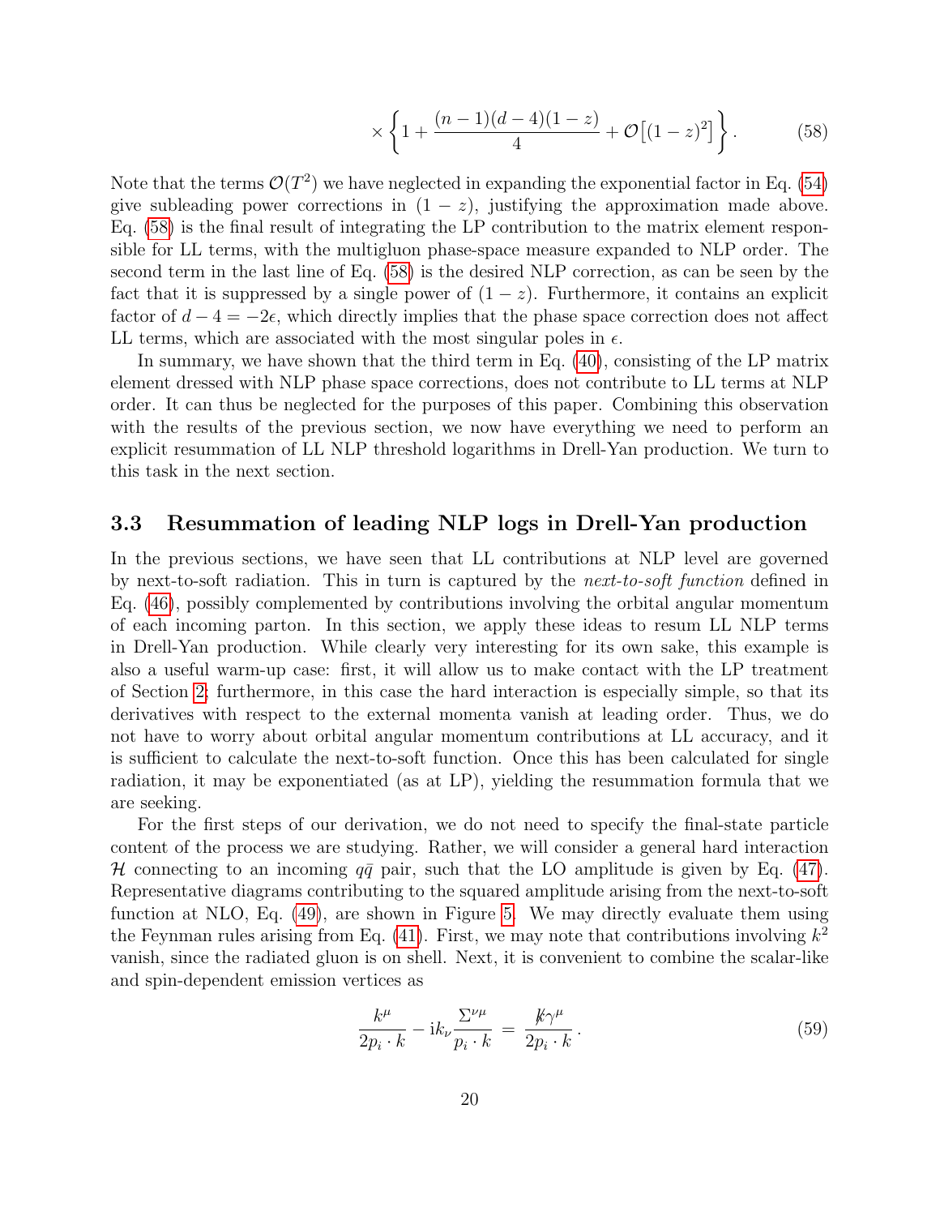$$\times \left\{ 1 + \frac{(n-1)(d-4)(1-z)}{4} + \mathcal{O}\big[(1-z)^2\big] \right\}. \tag{58}$$

Note that the terms $\mathcal{O}(T^2)$ we have neglected in expanding the exponential factor in Eq. (54) give subleading power corrections in $(1-z)$, justifying the approximation made above. Eq. (58) is the final result of integrating the LP contribution to the matrix element responsible for LL terms, with the multigluon phase-space measure expanded to NLP order. The second term in the last line of Eq. (58) is the desired NLP correction, as can be seen by the fact that it is suppressed by a single power of $(1-z)$. Furthermore, it contains an explicit factor of $d-4 = -2\epsilon$, which directly implies that the phase space correction does not affect LL terms, which are associated with the most singular poles in $\epsilon$.

In summary, we have shown that the third term in Eq. (40), consisting of the LP matrix element dressed with NLP phase space corrections, does not contribute to LL terms at NLP order. It can thus be neglected for the purposes of this paper. Combining this observation with the results of the previous section, we now have everything we need to perform an explicit resummation of LL NLP threshold logarithms in Drell-Yan production. We turn to this task in the next section.

### 3.3 Resummation of leading NLP logs in Drell-Yan production

In the previous sections, we have seen that LL contributions at NLP level are governed by next-to-soft radiation. This in turn is captured by the *next-to-soft function* defined in Eq. (46), possibly complemented by contributions involving the orbital angular momentum of each incoming parton. In this section, we apply these ideas to resum LL NLP terms in Drell-Yan production. While clearly very interesting for its own sake, this example is also a useful warm-up case: first, it will allow us to make contact with the LP treatment of Section 2; furthermore, in this case the hard interaction is especially simple, so that its derivatives with respect to the external momenta vanish at leading order. Thus, we do not have to worry about orbital angular momentum contributions at LL accuracy, and it is sufficient to calculate the next-to-soft function. Once this has been calculated for single radiation, it may be exponentiated (as at LP), yielding the resummation formula that we are seeking.

For the first steps of our derivation, we do not need to specify the final-state particle content of the process we are studying. Rather, we will consider a general hard interaction $\mathcal{H}$ connecting to an incoming $q\bar{q}$ pair, such that the LO amplitude is given by Eq. (47). Representative diagrams contributing to the squared amplitude arising from the next-to-soft function at NLO, Eq. (49), are shown in Figure 5. We may directly evaluate them using the Feynman rules arising from Eq. (41). First, we may note that contributions involving $k^2$ vanish, since the radiated gluon is on shell. Next, it is convenient to combine the scalar-like and spin-dependent emission vertices as

$$\frac{k^\mu}{2p_i \cdot k} - \mathrm{i}k_\nu \frac{\Sigma^{\nu\mu}}{p_i \cdot k} = \frac{\not{k}\gamma^\mu}{2p_i \cdot k}. \tag{59}$$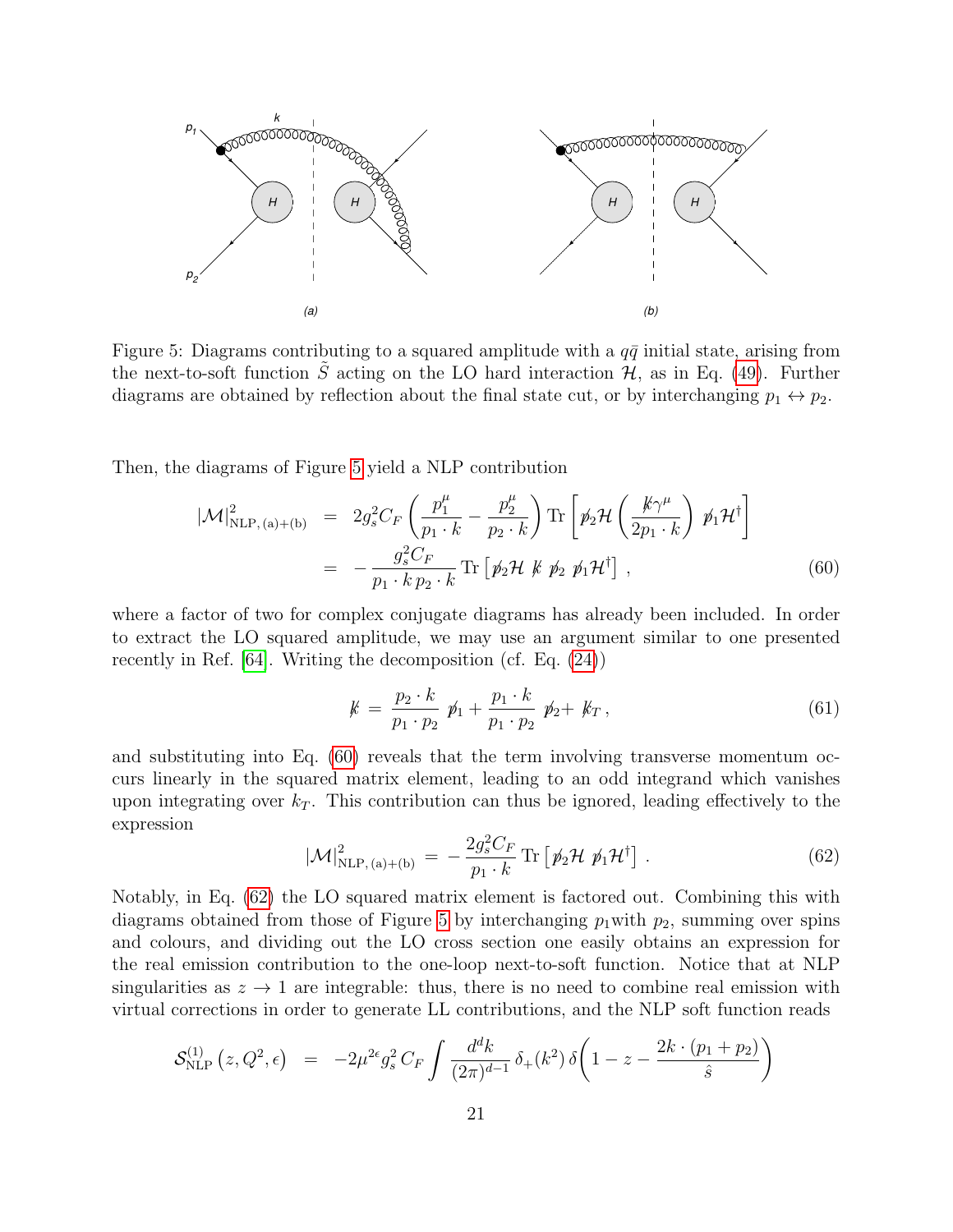Figure 5: Diagrams contributing to a squared amplitude with a $q\bar{q}$ initial state, arising from the next-to-soft function $\tilde{S}$ acting on the LO hard interaction $\mathcal{H}$, as in Eq. (49). Further diagrams are obtained by reflection about the final state cut, or by interchanging $p_1 \leftrightarrow p_2$.

Then, the diagrams of Figure 5 yield a NLP contribution

$$
\begin{aligned}
|\mathcal{M}|^2_{\text{NLP, (a)+(b)}} &= 2g_s^2 C_F \left(\frac{p_1^\mu}{p_1\cdot k} - \frac{p_2^\mu}{p_2\cdot k}\right) \text{Tr}\left[\not{p}_2 \mathcal{H} \left(\frac{\not{k}\gamma^\mu}{2p_1\cdot k}\right) \not{p}_1 \mathcal{H}^\dagger\right] \\
&= -\frac{g_s^2 C_F}{p_1\cdot k\, p_2\cdot k} \text{Tr}\left[\not{p}_2 \mathcal{H}\ \not{k}\ \not{p}_2\ \not{p}_1 \mathcal{H}^\dagger\right], \qquad (60)
\end{aligned}
$$

where a factor of two for complex conjugate diagrams has already been included. In order to extract the LO squared amplitude, we may use an argument similar to one presented recently in Ref. [64]. Writing the decomposition (cf. Eq. (24))

$$
\not{k} = \frac{p_2\cdot k}{p_1\cdot p_2}\ \not{p}_1 + \frac{p_1\cdot k}{p_1\cdot p_2}\ \not{p}_2 + \not{k}_T\,, \qquad (61)
$$

and substituting into Eq. (60) reveals that the term involving transverse momentum occurs linearly in the squared matrix element, leading to an odd integrand which vanishes upon integrating over $k_T$. This contribution can thus be ignored, leading effectively to the expression

$$
|\mathcal{M}|^2_{\text{NLP, (a)+(b)}} = -\frac{2g_s^2 C_F}{p_1\cdot k} \text{Tr}\left[\not{p}_2 \mathcal{H}\ \not{p}_1 \mathcal{H}^\dagger\right]. \qquad (62)
$$

Notably, in Eq. (62) the LO squared matrix element is factored out. Combining this with diagrams obtained from those of Figure 5 by interchanging $p_1$with $p_2$, summing over spins and colours, and dividing out the LO cross section one easily obtains an expression for the real emission contribution to the one-loop next-to-soft function. Notice that at NLP singularities as $z \to 1$ are integrable: thus, there is no need to combine real emission with virtual corrections in order to generate LL contributions, and the NLP soft function reads

$$
\mathcal{S}^{(1)}_{\text{NLP}}\left(z, Q^2, \epsilon\right) = -2\mu^{2\epsilon} g_s^2\, C_F \int \frac{d^d k}{(2\pi)^{d-1}}\, \delta_+(k^2)\, \delta\!\left(1 - z - \frac{2k\cdot(p_1+p_2)}{\hat{s}}\right)
$$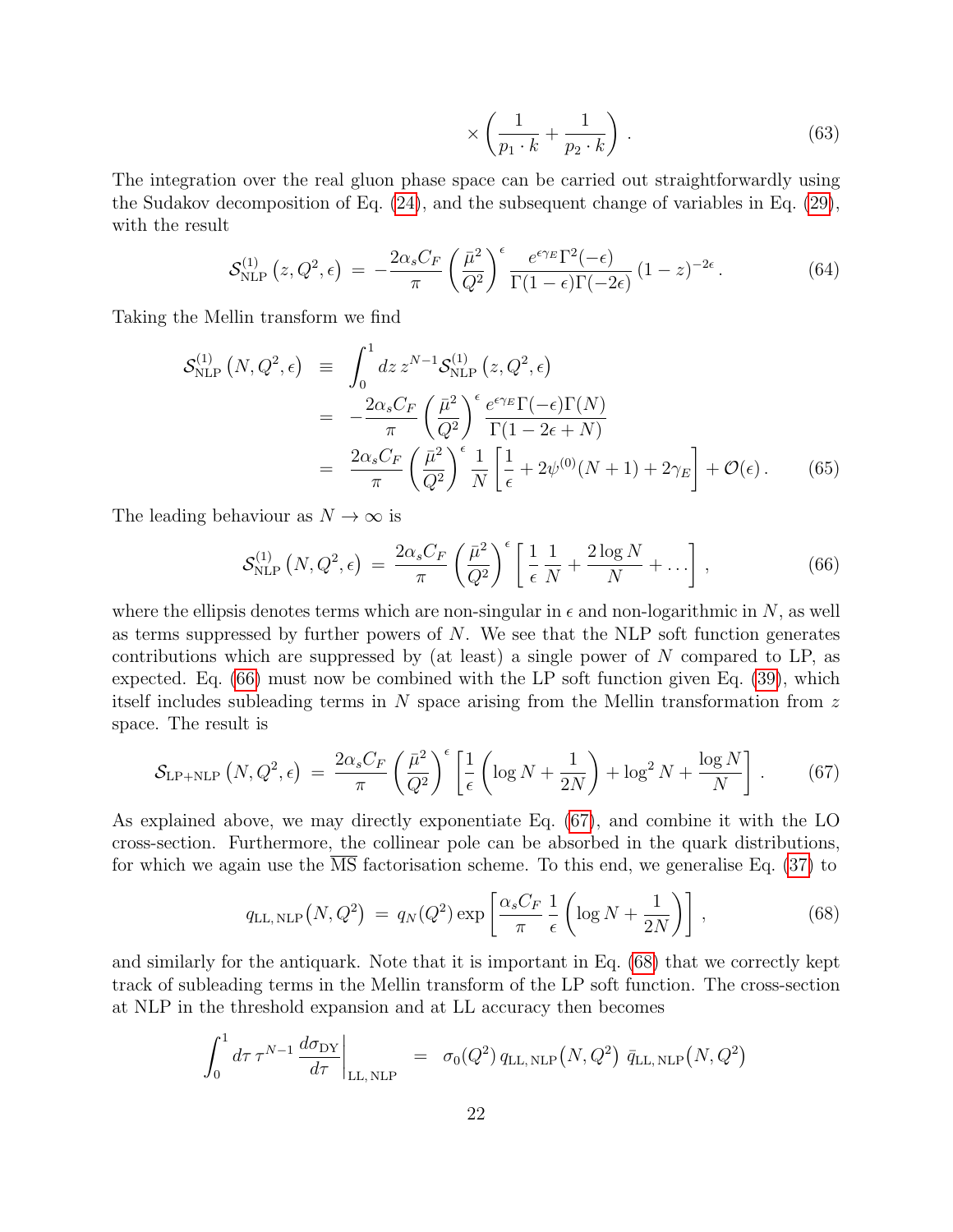$$\times \left( \frac{1}{p_1 \cdot k} + \frac{1}{p_2 \cdot k} \right) . \tag{63}$$

The integration over the real gluon phase space can be carried out straightforwardly using the Sudakov decomposition of Eq. (24), and the subsequent change of variables in Eq. (29), with the result

$$\mathcal{S}^{(1)}_{\rm NLP}\left(z, Q^2, \epsilon\right) \,=\, -\frac{2\alpha_s C_F}{\pi} \left( \frac{\bar{\mu}^2}{Q^2} \right)^{\epsilon} \frac{e^{\epsilon \gamma_E} \Gamma^2(-\epsilon)}{\Gamma(1-\epsilon)\Gamma(-2\epsilon)} \left(1 - z\right)^{-2\epsilon} . \tag{64}$$

Taking the Mellin transform we find

$$\begin{aligned}
\mathcal{S}^{(1)}_{\rm NLP}\left(N, Q^2, \epsilon\right) \;&\equiv\; \int_0^1 dz\, z^{N-1} \mathcal{S}^{(1)}_{\rm NLP}\left(z, Q^2, \epsilon\right) \\
&=\; -\frac{2\alpha_s C_F}{\pi} \left( \frac{\bar{\mu}^2}{Q^2} \right)^{\epsilon} \frac{e^{\epsilon \gamma_E} \Gamma(-\epsilon) \Gamma(N)}{\Gamma(1 - 2\epsilon + N)} \\
&=\; \frac{2\alpha_s C_F}{\pi} \left( \frac{\bar{\mu}^2}{Q^2} \right)^{\epsilon} \frac{1}{N} \left[ \frac{1}{\epsilon} + 2\psi^{(0)}(N+1) + 2\gamma_E \right] + \mathcal{O}(\epsilon) \,.
\end{aligned} \tag{65}$$

The leading behaviour as $N \to \infty$ is

$$\mathcal{S}^{(1)}_{\rm NLP}\left(N, Q^2, \epsilon\right) \,=\, \frac{2\alpha_s C_F}{\pi} \left( \frac{\bar{\mu}^2}{Q^2} \right)^{\epsilon} \left[ \frac{1}{\epsilon} \frac{1}{N} + \frac{2 \log N}{N} + \ldots \right] , \tag{66}$$

where the ellipsis denotes terms which are non-singular in $\epsilon$ and non-logarithmic in $N$, as well as terms suppressed by further powers of $N$. We see that the NLP soft function generates contributions which are suppressed by (at least) a single power of $N$ compared to LP, as expected. Eq. (66) must now be combined with the LP soft function given Eq. (39), which itself includes subleading terms in $N$ space arising from the Mellin transformation from $z$ space. The result is

$$\mathcal{S}_{\rm LP+NLP}\left(N, Q^2, \epsilon\right) \,=\, \frac{2\alpha_s C_F}{\pi} \left( \frac{\bar{\mu}^2}{Q^2} \right)^{\epsilon} \left[ \frac{1}{\epsilon} \left( \log N + \frac{1}{2N} \right) + \log^2 N + \frac{\log N}{N} \right] . \tag{67}$$

As explained above, we may directly exponentiate Eq. (67), and combine it with the LO cross-section. Furthermore, the collinear pole can be absorbed in the quark distributions, for which we again use the $\overline{\rm MS}$ factorisation scheme. To this end, we generalise Eq. (37) to

$$q_{\rm LL,\, NLP}\big(N, Q^2\big) \,=\, q_N(Q^2) \exp \left[ \frac{\alpha_s C_F}{\pi} \frac{1}{\epsilon} \left( \log N + \frac{1}{2N} \right) \right] , \tag{68}$$

and similarly for the antiquark. Note that it is important in Eq. (68) that we correctly kept track of subleading terms in the Mellin transform of the LP soft function. The cross-section at NLP in the threshold expansion and at LL accuracy then becomes

$$\int_0^1 d\tau\, \tau^{N-1} \left. \frac{d\sigma_{\rm DY}}{d\tau} \right|_{\rm LL,\, NLP} \;=\; \sigma_0(Q^2)\, q_{\rm LL,\, NLP}\big(N, Q^2\big)\; \bar{q}_{\rm LL,\, NLP}\big(N, Q^2\big)$$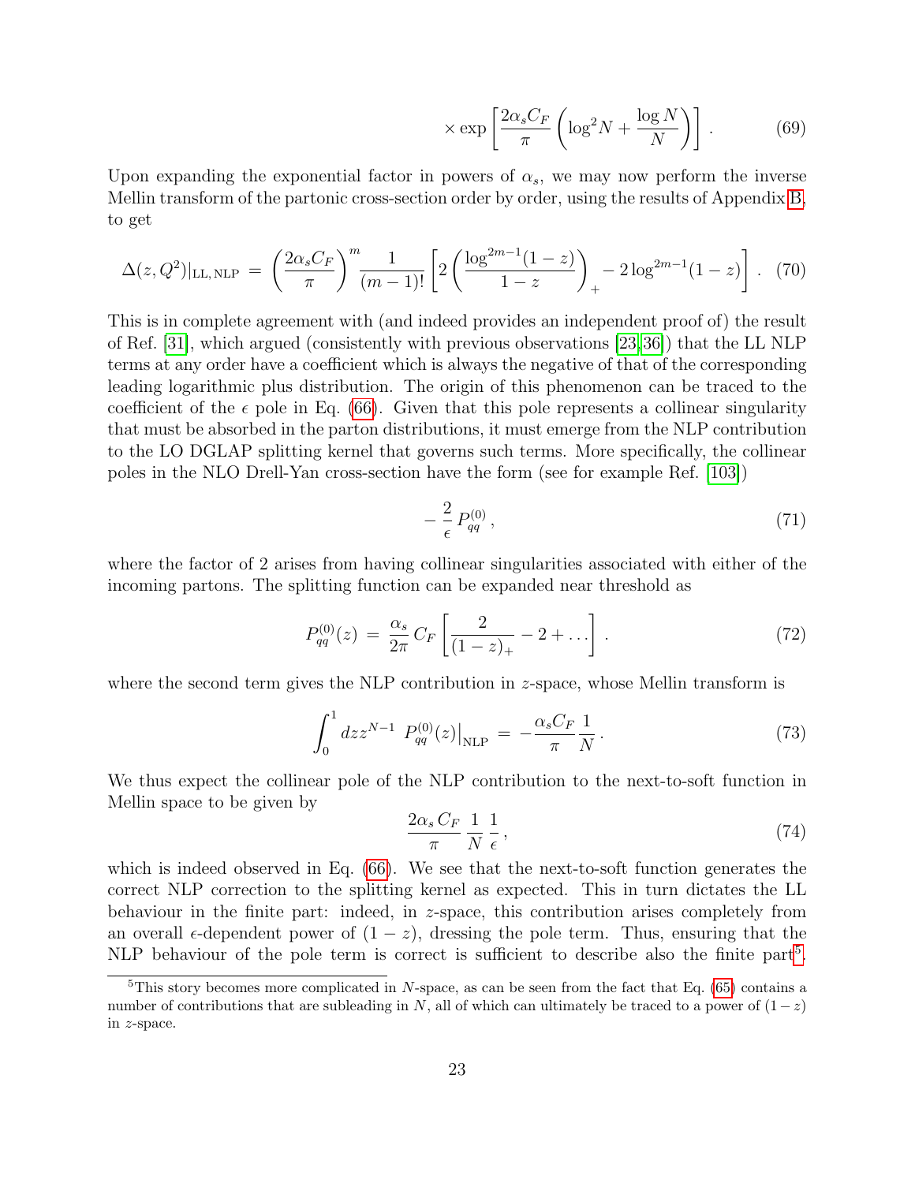$$
\times \exp\left[\frac{2\alpha_s C_F}{\pi}\left(\log^2 N + \frac{\log N}{N}\right)\right]. \tag{69}
$$

Upon expanding the exponential factor in powers of $\alpha_s$, we may now perform the inverse Mellin transform of the partonic cross-section order by order, using the results of Appendix B, to get

$$
\Delta(z, Q^2)|_{\rm LL,\,NLP} \,=\, \left(\frac{2\alpha_s C_F}{\pi}\right)^m \frac{1}{(m-1)!}\left[2\left(\frac{\log^{2m-1}(1-z)}{1-z}\right)_+ - 2\log^{2m-1}(1-z)\right]. \tag{70}
$$

This is in complete agreement with (and indeed provides an independent proof of) the result of Ref. [31], which argued (consistently with previous observations [23,36]) that the LL NLP terms at any order have a coefficient which is always the negative of that of the corresponding leading logarithmic plus distribution. The origin of this phenomenon can be traced to the coefficient of the $\epsilon$ pole in Eq. (66). Given that this pole represents a collinear singularity that must be absorbed in the parton distributions, it must emerge from the NLP contribution to the LO DGLAP splitting kernel that governs such terms. More specifically, the collinear poles in the NLO Drell-Yan cross-section have the form (see for example Ref. [103])

$$
-\frac{2}{\epsilon} P_{qq}^{(0)}, \tag{71}
$$

where the factor of 2 arises from having collinear singularities associated with either of the incoming partons. The splitting function can be expanded near threshold as

$$
P_{qq}^{(0)}(z) \,=\, \frac{\alpha_s}{2\pi} C_F \left[\frac{2}{(1-z)_+} - 2 + \ldots\right]. \tag{72}
$$

where the second term gives the NLP contribution in $z$-space, whose Mellin transform is

$$
\int_0^1 dz z^{N-1} \; P_{qq}^{(0)}(z)\big|_{\rm NLP} \,=\, -\frac{\alpha_s C_F}{\pi}\frac{1}{N}. \tag{73}
$$

We thus expect the collinear pole of the NLP contribution to the next-to-soft function in Mellin space to be given by

$$
\frac{2\alpha_s C_F}{\pi}\,\frac{1}{N}\,\frac{1}{\epsilon}, \tag{74}
$$

which is indeed observed in Eq. (66). We see that the next-to-soft function generates the correct NLP correction to the splitting kernel as expected. This in turn dictates the LL behaviour in the finite part: indeed, in $z$-space, this contribution arises completely from an overall $\epsilon$-dependent power of $(1-z)$, dressing the pole term. Thus, ensuring that the NLP behaviour of the pole term is correct is sufficient to describe also the finite part[5].

[5]This story becomes more complicated in $N$-space, as can be seen from the fact that Eq. (65) contains a number of contributions that are subleading in $N$, all of which can ultimately be traced to a power of $(1-z)$ in $z$-space.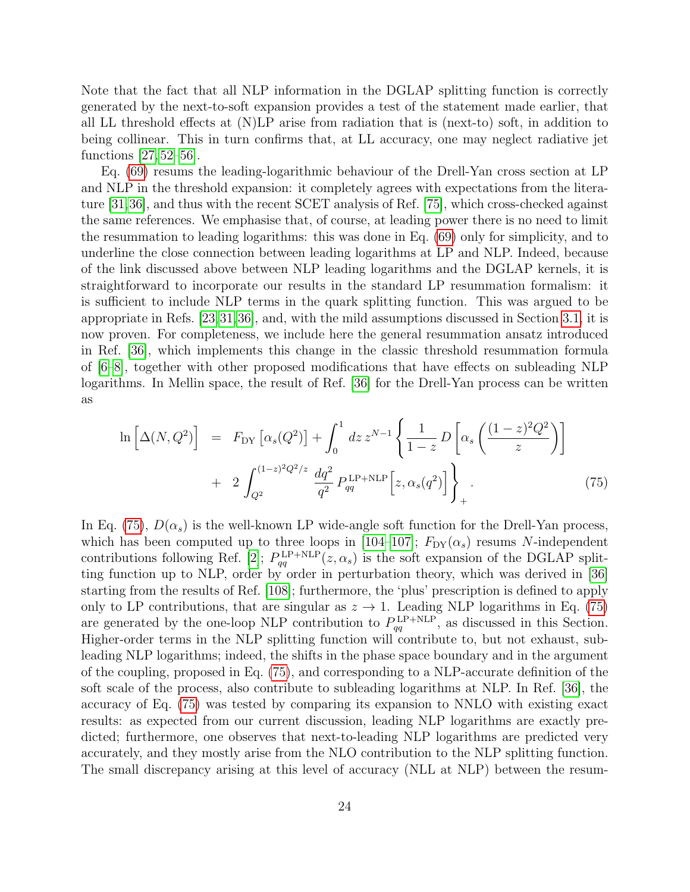Note that the fact that all NLP information in the DGLAP splitting function is correctly generated by the next-to-soft expansion provides a test of the statement made earlier, that all LL threshold effects at (N)LP arise from radiation that is (next-to) soft, in addition to being collinear. This in turn confirms that, at LL accuracy, one may neglect radiative jet functions [27,52–56].

Eq. (69) resums the leading-logarithmic behaviour of the Drell-Yan cross section at LP and NLP in the threshold expansion: it completely agrees with expectations from the literature [31,36], and thus with the recent SCET analysis of Ref. [75], which cross-checked against the same references. We emphasise that, of course, at leading power there is no need to limit the resummation to leading logarithms: this was done in Eq. (69) only for simplicity, and to underline the close connection between leading logarithms at LP and NLP. Indeed, because of the link discussed above between NLP leading logarithms and the DGLAP kernels, it is straightforward to incorporate our results in the standard LP resummation formalism: it is sufficient to include NLP terms in the quark splitting function. This was argued to be appropriate in Refs. [23,31,36], and, with the mild assumptions discussed in Section 3.1, it is now proven. For completeness, we include here the general resummation ansatz introduced in Ref. [36], which implements this change in the classic threshold resummation formula of [6–8], together with other proposed modifications that have effects on subleading NLP logarithms. In Mellin space, the result of Ref. [36] for the Drell-Yan process can be written as

$$
\begin{aligned}
\ln\Big[\Delta(N,Q^2)\Big] \;&=\; F_{\rm DY}\left[\alpha_s(Q^2)\right] + \int_0^1 dz\, z^{N-1}\left\{\frac{1}{1-z}\, D\left[\alpha_s\left(\frac{(1-z)^2 Q^2}{z}\right)\right]\right. \\
&+\; 2\int_{Q^2}^{(1-z)^2Q^2/z} \frac{dq^2}{q^2}\, P_{qq}^{\rm LP+NLP}\Big[z,\alpha_s(q^2)\Big]\left.\vphantom{\frac{1}{1-z}}\right\}_+ . \qquad (75)
\end{aligned}
$$

In Eq. (75), $D(\alpha_s)$ is the well-known LP wide-angle soft function for the Drell-Yan process, which has been computed up to three loops in [104–107]; $F_{\rm DY}(\alpha_s)$ resums $N$-independent contributions following Ref. [2]; $P_{qq}^{\rm LP+NLP}(z,\alpha_s)$ is the soft expansion of the DGLAP splitting function up to NLP, order by order in perturbation theory, which was derived in [36] starting from the results of Ref. [108]; furthermore, the 'plus' prescription is defined to apply only to LP contributions, that are singular as $z \to 1$. Leading NLP logarithms in Eq. (75) are generated by the one-loop NLP contribution to $P_{qq}^{\rm LP+NLP}$, as discussed in this Section. Higher-order terms in the NLP splitting function will contribute to, but not exhaust, subleading NLP logarithms; indeed, the shifts in the phase space boundary and in the argument of the coupling, proposed in Eq. (75), and corresponding to a NLP-accurate definition of the soft scale of the process, also contribute to subleading logarithms at NLP. In Ref. [36], the accuracy of Eq. (75) was tested by comparing its expansion to NNLO with existing exact results: as expected from our current discussion, leading NLP logarithms are exactly predicted; furthermore, one observes that next-to-leading NLP logarithms are predicted very accurately, and they mostly arise from the NLO contribution to the NLP splitting function. The small discrepancy arising at this level of accuracy (NLL at NLP) between the resum-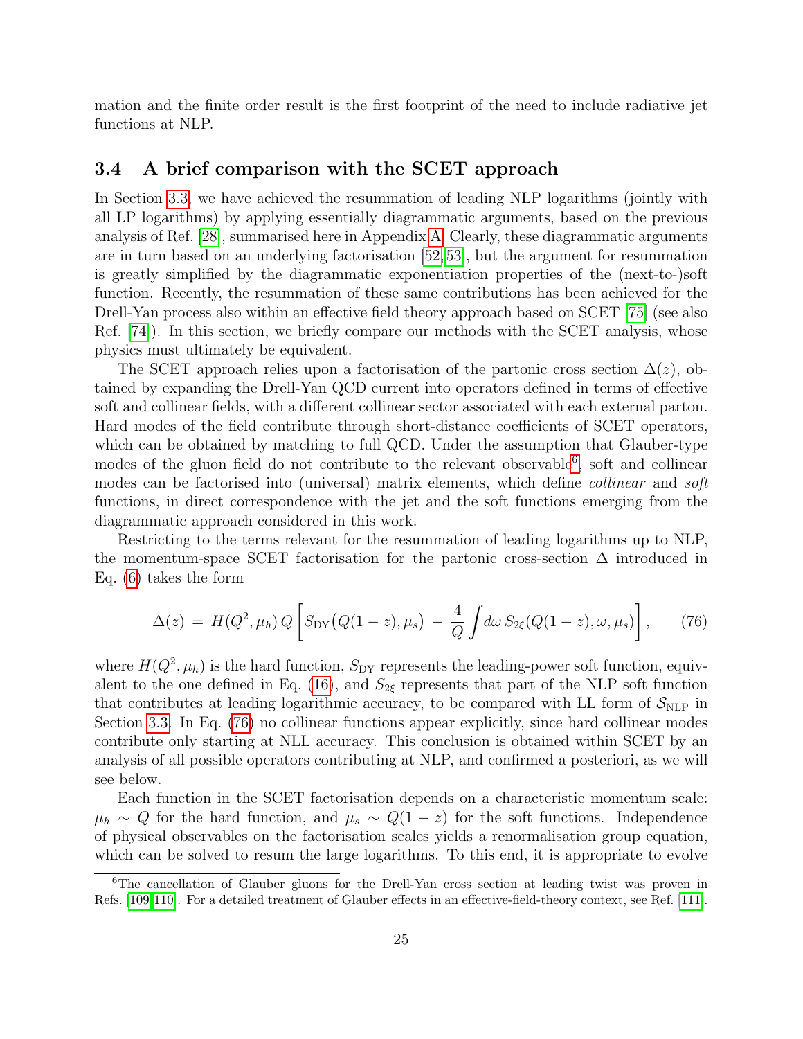mation and the finite order result is the first footprint of the need to include radiative jet functions at NLP.

### 3.4 A brief comparison with the SCET approach

In Section 3.3, we have achieved the resummation of leading NLP logarithms (jointly with all LP logarithms) by applying essentially diagrammatic arguments, based on the previous analysis of Ref. [28], summarised here in Appendix A. Clearly, these diagrammatic arguments are in turn based on an underlying factorisation [52, 53], but the argument for resummation is greatly simplified by the diagrammatic exponentiation properties of the (next-to-)soft function. Recently, the resummation of these same contributions has been achieved for the Drell-Yan process also within an effective field theory approach based on SCET [75] (see also Ref. [74]). In this section, we briefly compare our methods with the SCET analysis, whose physics must ultimately be equivalent.

The SCET approach relies upon a factorisation of the partonic cross section $\Delta(z)$, obtained by expanding the Drell-Yan QCD current into operators defined in terms of effective soft and collinear fields, with a different collinear sector associated with each external parton. Hard modes of the field contribute through short-distance coefficients of SCET operators, which can be obtained by matching to full QCD. Under the assumption that Glauber-type modes of the gluon field do not contribute to the relevant observable[6], soft and collinear modes can be factorised into (universal) matrix elements, which define *collinear* and *soft* functions, in direct correspondence with the jet and the soft functions emerging from the diagrammatic approach considered in this work.

Restricting to the terms relevant for the resummation of leading logarithms up to NLP, the momentum-space SCET factorisation for the partonic cross-section $\Delta$ introduced in Eq. (6) takes the form

$$\Delta(z) \, = \, H(Q^2, \mu_h) \, Q \left[ S_{\rm DY}\big(Q(1-z), \mu_s\big) \, - \, \frac{4}{Q} \int d\omega \, S_{2\xi}(Q(1-z), \omega, \mu_s) \right], \tag{76}$$

where $H(Q^2, \mu_h)$ is the hard function, $S_{\rm DY}$ represents the leading-power soft function, equivalent to the one defined in Eq. (16), and $S_{2\xi}$ represents that part of the NLP soft function that contributes at leading logarithmic accuracy, to be compared with LL form of $\mathcal{S}_{\rm NLP}$ in Section 3.3. In Eq. (76) no collinear functions appear explicitly, since hard collinear modes contribute only starting at NLL accuracy. This conclusion is obtained within SCET by an analysis of all possible operators contributing at NLP, and confirmed a posteriori, as we will see below.

Each function in the SCET factorisation depends on a characteristic momentum scale: $\mu_h \sim Q$ for the hard function, and $\mu_s \sim Q(1-z)$ for the soft functions. Independence of physical observables on the factorisation scales yields a renormalisation group equation, which can be solved to resum the large logarithms. To this end, it is appropriate to evolve

[6] The cancellation of Glauber gluons for the Drell-Yan cross section at leading twist was proven in Refs. [109, 110]. For a detailed treatment of Glauber effects in an effective-field-theory context, see Ref. [111].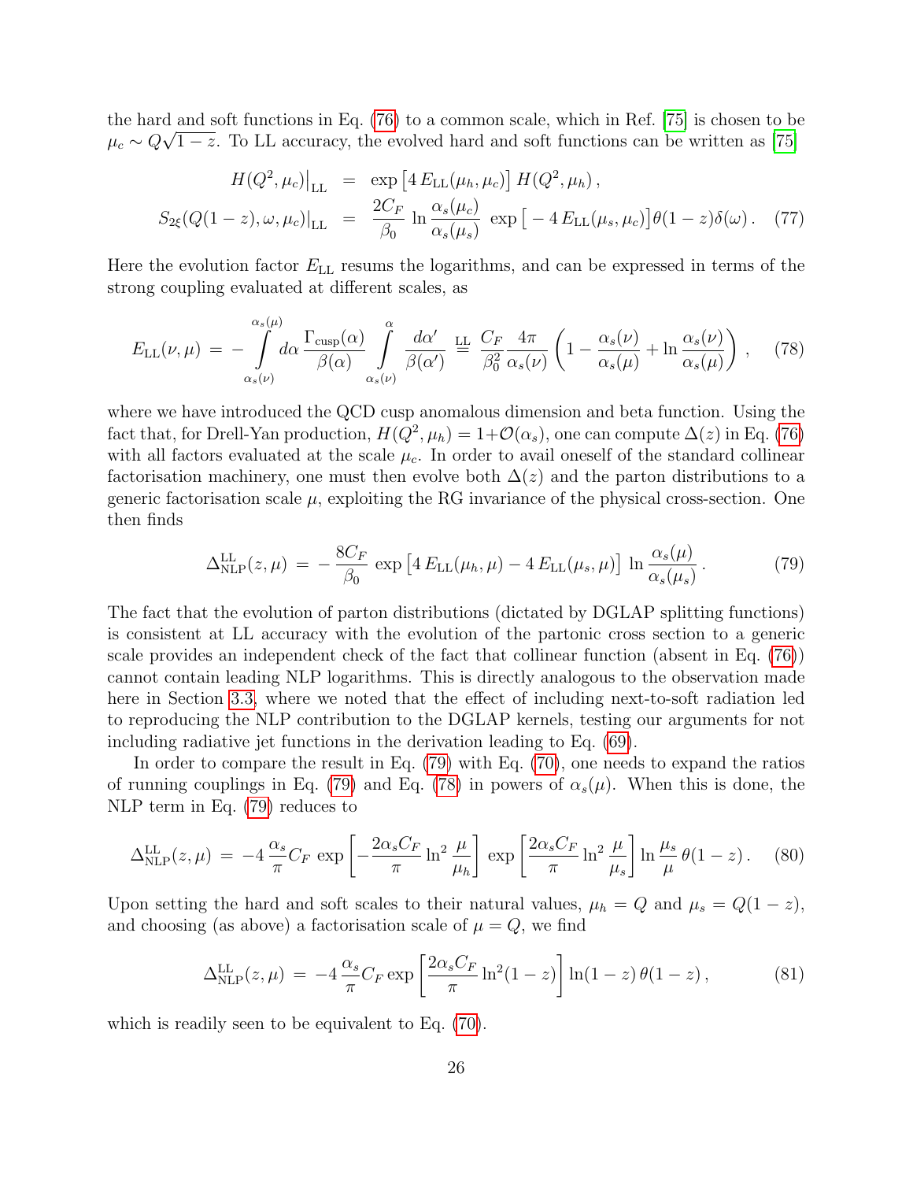the hard and soft functions in Eq. (76) to a common scale, which in Ref. [75] is chosen to be $\mu_c \sim Q\sqrt{1-z}$. To LL accuracy, the evolved hard and soft functions can be written as [75]

$$
\begin{aligned}
H(Q^2, \mu_c)\big|_{\rm LL} &= \exp\left[4\, E_{\rm LL}(\mu_h, \mu_c)\right] H(Q^2, \mu_h)\,, \\
S_{2\xi}(Q(1-z), \omega, \mu_c)\big|_{\rm LL} &= \frac{2C_F}{\beta_0}\, \ln\frac{\alpha_s(\mu_c)}{\alpha_s(\mu_s)}\, \exp\left[\,-\,4\, E_{\rm LL}(\mu_s, \mu_c)\right]\theta(1-z)\delta(\omega)\,. \qquad (77)
\end{aligned}
$$

Here the evolution factor $E_{\rm LL}$ resums the logarithms, and can be expressed in terms of the strong coupling evaluated at different scales, as

$$
E_{\rm LL}(\nu, \mu) \,=\, -\int_{\alpha_s(\nu)}^{\alpha_s(\mu)} d\alpha\, \frac{\Gamma_{\rm cusp}(\alpha)}{\beta(\alpha)} \int_{\alpha_s(\nu)}^{\alpha} \frac{d\alpha'}{\beta(\alpha')} \;\stackrel{\rm LL}{=}\; \frac{C_F}{\beta_0^2} \frac{4\pi}{\alpha_s(\nu)} \left(1 - \frac{\alpha_s(\nu)}{\alpha_s(\mu)} + \ln\frac{\alpha_s(\nu)}{\alpha_s(\mu)}\right)\,, \qquad (78)
$$

where we have introduced the QCD cusp anomalous dimension and beta function. Using the fact that, for Drell-Yan production, $H(Q^2, \mu_h) = 1 + \mathcal{O}(\alpha_s)$, one can compute $\Delta(z)$ in Eq. (76) with all factors evaluated at the scale $\mu_c$. In order to avail oneself of the standard collinear factorisation machinery, one must then evolve both $\Delta(z)$ and the parton distributions to a generic factorisation scale $\mu$, exploiting the RG invariance of the physical cross-section. One then finds

$$
\Delta^{\rm LL}_{\rm NLP}(z, \mu) \,=\, -\,\frac{8C_F}{\beta_0}\, \exp\left[4\, E_{\rm LL}(\mu_h, \mu) - 4\, E_{\rm LL}(\mu_s, \mu)\right]\, \ln\frac{\alpha_s(\mu)}{\alpha_s(\mu_s)}\,. \qquad (79)
$$

The fact that the evolution of parton distributions (dictated by DGLAP splitting functions) is consistent at LL accuracy with the evolution of the partonic cross section to a generic scale provides an independent check of the fact that collinear function (absent in Eq. (76)) cannot contain leading NLP logarithms. This is directly analogous to the observation made here in Section 3.3, where we noted that the effect of including next-to-soft radiation led to reproducing the NLP contribution to the DGLAP kernels, testing our arguments for not including radiative jet functions in the derivation leading to Eq. (69).

In order to compare the result in Eq. (79) with Eq. (70), one needs to expand the ratios of running couplings in Eq. (79) and Eq. (78) in powers of $\alpha_s(\mu)$. When this is done, the NLP term in Eq. (79) reduces to

$$
\Delta^{\rm LL}_{\rm NLP}(z, \mu) \,=\, -4\, \frac{\alpha_s}{\pi} C_F\, \exp\left[-\frac{2\alpha_s C_F}{\pi} \ln^2\frac{\mu}{\mu_h}\right]\, \exp\left[\frac{2\alpha_s C_F}{\pi} \ln^2\frac{\mu}{\mu_s}\right] \ln\frac{\mu_s}{\mu}\, \theta(1-z)\,. \qquad (80)
$$

Upon setting the hard and soft scales to their natural values, $\mu_h = Q$ and $\mu_s = Q(1-z)$, and choosing (as above) a factorisation scale of $\mu = Q$, we find

$$
\Delta^{\rm LL}_{\rm NLP}(z, \mu) \,=\, -4\, \frac{\alpha_s}{\pi} C_F \exp\left[\frac{2\alpha_s C_F}{\pi} \ln^2(1-z)\right] \ln(1-z)\, \theta(1-z)\,, \qquad (81)
$$

which is readily seen to be equivalent to Eq. (70).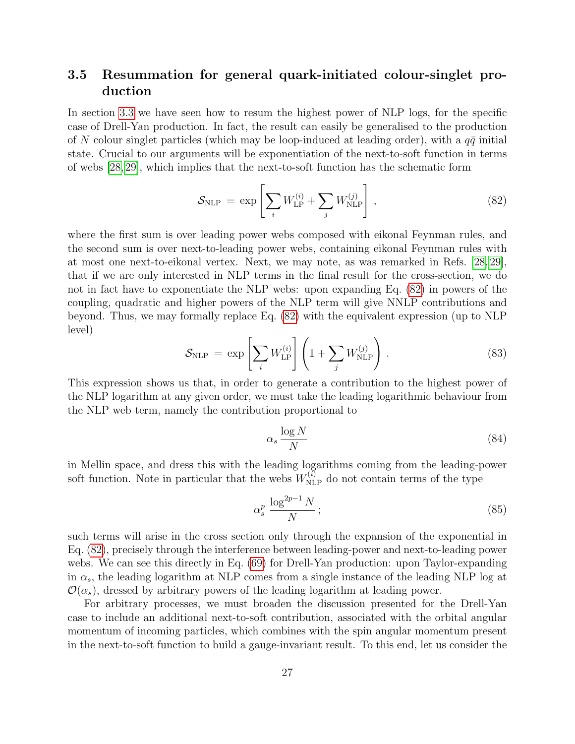### 3.5 Resummation for general quark-initiated colour-singlet production

In section 3.3 we have seen how to resum the highest power of NLP logs, for the specific case of Drell-Yan production. In fact, the result can easily be generalised to the production of $N$ colour singlet particles (which may be loop-induced at leading order), with a $q\bar{q}$ initial state. Crucial to our arguments will be exponentiation of the next-to-soft function in terms of webs [28,29], which implies that the next-to-soft function has the schematic form

$$\mathcal{S}_{\rm NLP} \, = \, \exp\left[\sum_i W_{\rm LP}^{(i)} + \sum_j W_{\rm NLP}^{(j)}\right] \, , \tag{82}$$

where the first sum is over leading power webs composed with eikonal Feynman rules, and the second sum is over next-to-leading power webs, containing eikonal Feynman rules with at most one next-to-eikonal vertex. Next, we may note, as was remarked in Refs. [28,29], that if we are only interested in NLP terms in the final result for the cross-section, we do not in fact have to exponentiate the NLP webs: upon expanding Eq. (82) in powers of the coupling, quadratic and higher powers of the NLP term will give NNLP contributions and beyond. Thus, we may formally replace Eq. (82) with the equivalent expression (up to NLP level)

$$\mathcal{S}_{\rm NLP} \, = \, \exp\left[\sum_i W_{\rm LP}^{(i)}\right]\left(1 + \sum_j W_{\rm NLP}^{(j)}\right) \, . \tag{83}$$

This expression shows us that, in order to generate a contribution to the highest power of the NLP logarithm at any given order, we must take the leading logarithmic behaviour from the NLP web term, namely the contribution proportional to

$$\alpha_s \, \frac{\log N}{N} \tag{84}$$

in Mellin space, and dress this with the leading logarithms coming from the leading-power soft function. Note in particular that the webs $W_{\rm NLP}^{(i)}$ do not contain terms of the type

$$\alpha_s^p \, \frac{\log^{2p-1} N}{N} \, ; \tag{85}$$

such terms will arise in the cross section only through the expansion of the exponential in Eq. (82), precisely through the interference between leading-power and next-to-leading power webs. We can see this directly in Eq. (69) for Drell-Yan production: upon Taylor-expanding in $\alpha_s$, the leading logarithm at NLP comes from a single instance of the leading NLP log at $\mathcal{O}(\alpha_s)$, dressed by arbitrary powers of the leading logarithm at leading power.

For arbitrary processes, we must broaden the discussion presented for the Drell-Yan case to include an additional next-to-soft contribution, associated with the orbital angular momentum of incoming particles, which combines with the spin angular momentum present in the next-to-soft function to build a gauge-invariant result. To this end, let us consider the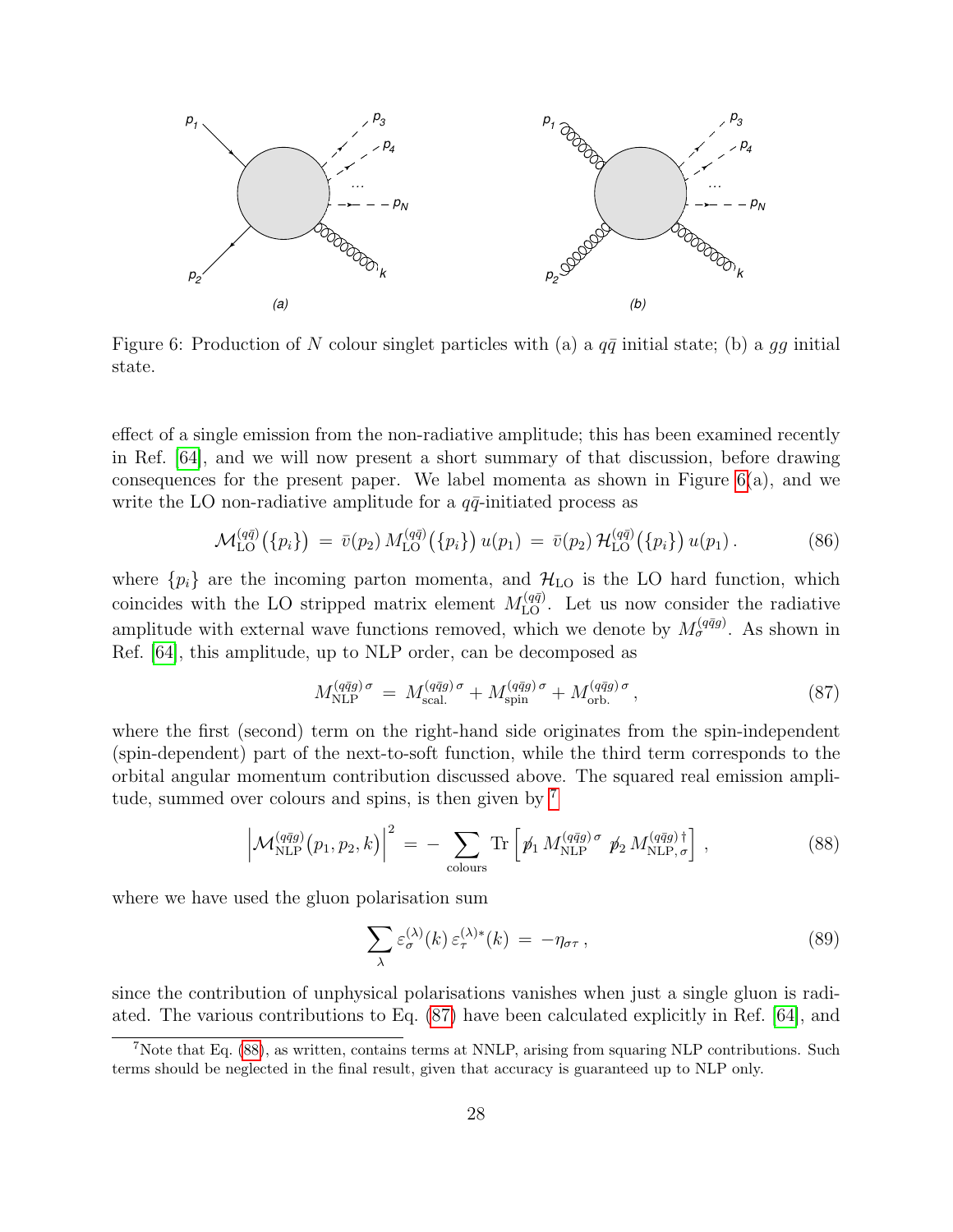Figure 6: Production of $N$ colour singlet particles with (a) a $q\bar{q}$ initial state; (b) a $gg$ initial state.

effect of a single emission from the non-radiative amplitude; this has been examined recently in Ref. [64], and we will now present a short summary of that discussion, before drawing consequences for the present paper. We label momenta as shown in Figure 6(a), and we write the LO non-radiative amplitude for a $q\bar{q}$-initiated process as

$$\mathcal{M}_{\rm LO}^{(q\bar{q})}\big(\{p_i\}\big) \, = \, \bar{v}(p_2) \, M_{\rm LO}^{(q\bar{q})}\big(\{p_i\}\big) \, u(p_1) \, = \, \bar{v}(p_2) \, \mathcal{H}_{\rm LO}^{(q\bar{q})}\big(\{p_i\}\big) \, u(p_1) \, . \tag{86}$$

where $\{p_i\}$ are the incoming parton momenta, and $\mathcal{H}_{\rm LO}$ is the LO hard function, which coincides with the LO stripped matrix element $M_{\rm LO}^{(q\bar{q})}$. Let us now consider the radiative amplitude with external wave functions removed, which we denote by $M_\sigma^{(q\bar{q}g)}$. As shown in Ref. [64], this amplitude, up to NLP order, can be decomposed as

$$M_{\rm NLP}^{(q\bar{q}g)\,\sigma} \, = \, M_{\rm scal.}^{(q\bar{q}g)\,\sigma} + M_{\rm spin}^{(q\bar{q}g)\,\sigma} + M_{\rm orb.}^{(q\bar{q}g)\,\sigma} \, , \tag{87}$$

where the first (second) term on the right-hand side originates from the spin-independent (spin-dependent) part of the next-to-soft function, while the third term corresponds to the orbital angular momentum contribution discussed above. The squared real emission amplitude, summed over colours and spins, is then given by [7]

$$\left|\mathcal{M}_{\rm NLP}^{(q\bar{q}g)}\big(p_1, p_2, k\big)\right|^2 \, = \, - \sum_{\rm colours} {\rm Tr} \left[ \not{p}_1 \, M_{\rm NLP}^{(q\bar{q}g)\,\sigma} \, \not{p}_2 \, M_{{\rm NLP},\,\sigma}^{(q\bar{q}g)\,\dagger} \right] \, , \tag{88}$$

where we have used the gluon polarisation sum

$$\sum_\lambda \varepsilon_\sigma^{(\lambda)}(k) \, \varepsilon_\tau^{(\lambda)*}(k) \, = \, -\eta_{\sigma\tau} \, , \tag{89}$$

since the contribution of unphysical polarisations vanishes when just a single gluon is radiated. The various contributions to Eq. (87) have been calculated explicitly in Ref. [64], and

[7] Note that Eq. (88), as written, contains terms at NNLP, arising from squaring NLP contributions. Such terms should be neglected in the final result, given that accuracy is guaranteed up to NLP only.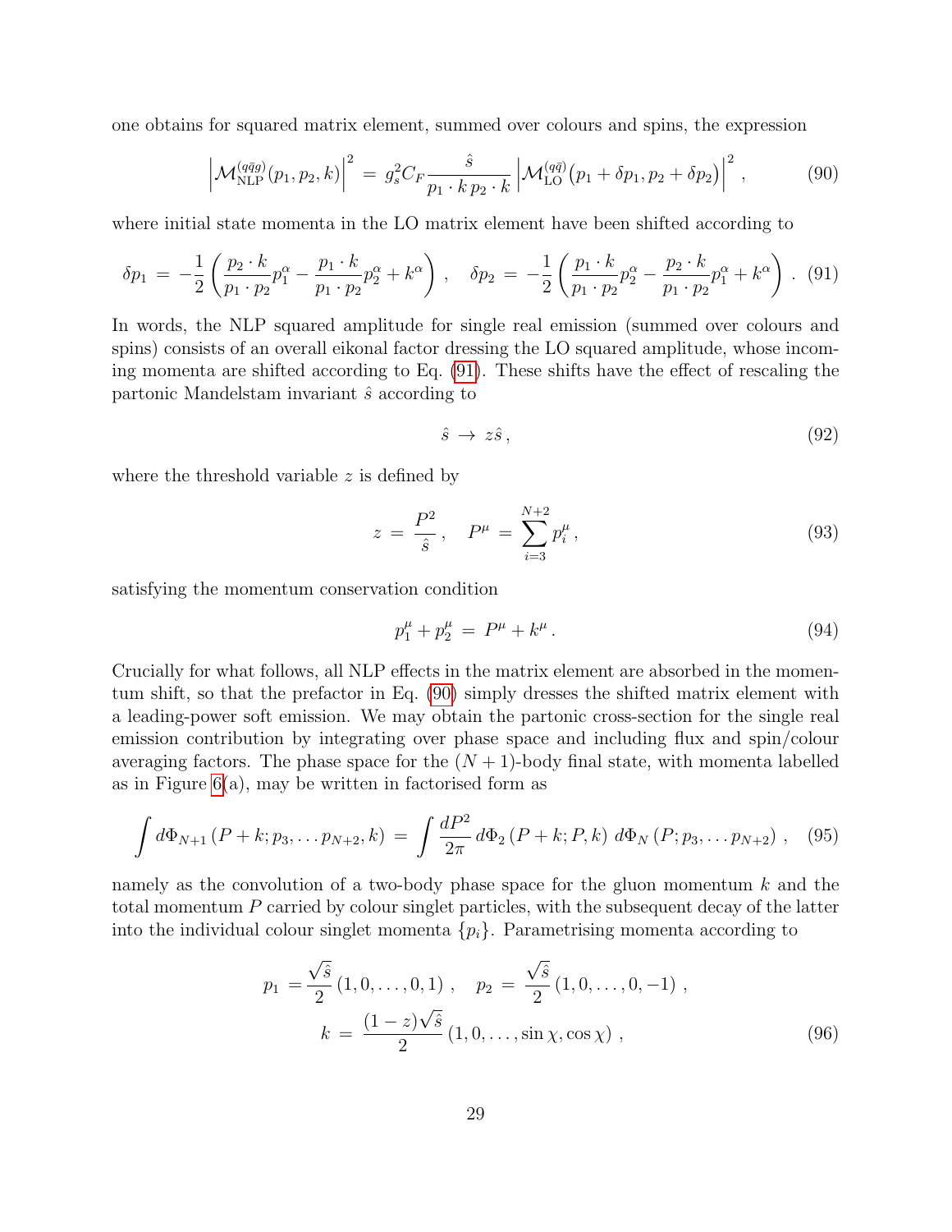one obtains for squared matrix element, summed over colours and spins, the expression

$$\left|\mathcal{M}^{(q\bar{q}g)}_{\rm NLP}(p_1,p_2,k)\right|^2 \,=\, g_s^2 C_F \frac{\hat{s}}{p_1\cdot k\, p_2\cdot k}\left|\mathcal{M}^{(q\bar{q})}_{\rm LO}\big(p_1+\delta p_1, p_2+\delta p_2\big)\right|^2 , \tag{90}$$

where initial state momenta in the LO matrix element have been shifted according to

$$\delta p_1 \,=\, -\frac{1}{2}\left(\frac{p_2\cdot k}{p_1\cdot p_2}p_1^\alpha - \frac{p_1\cdot k}{p_1\cdot p_2}p_2^\alpha + k^\alpha\right) , \quad \delta p_2 \,=\, -\frac{1}{2}\left(\frac{p_1\cdot k}{p_1\cdot p_2}p_2^\alpha - \frac{p_2\cdot k}{p_1\cdot p_2}p_1^\alpha + k^\alpha\right) . \tag{91}$$

In words, the NLP squared amplitude for single real emission (summed over colours and spins) consists of an overall eikonal factor dressing the LO squared amplitude, whose incoming momenta are shifted according to Eq. (91). These shifts have the effect of rescaling the partonic Mandelstam invariant $\hat{s}$ according to

$$\hat{s} \,\to\, z\hat{s}\,, \tag{92}$$

where the threshold variable $z$ is defined by

$$z \,=\, \frac{P^2}{\hat{s}}\,, \quad P^\mu \,=\, \sum_{i=3}^{N+2} p_i^\mu\,, \tag{93}$$

satisfying the momentum conservation condition

$$p_1^\mu + p_2^\mu \,=\, P^\mu + k^\mu\,. \tag{94}$$

Crucially for what follows, all NLP effects in the matrix element are absorbed in the momentum shift, so that the prefactor in Eq. (90) simply dresses the shifted matrix element with a leading-power soft emission. We may obtain the partonic cross-section for the single real emission contribution by integrating over phase space and including flux and spin/colour averaging factors. The phase space for the $(N+1)$-body final state, with momenta labelled as in Figure 6(a), may be written in factorised form as

$$\int d\Phi_{N+1}\left(P+k; p_3,\ldots p_{N+2}, k\right) \,=\, \int \frac{dP^2}{2\pi}\, d\Phi_2\left(P+k; P, k\right)\, d\Phi_N\left(P; p_3,\ldots p_{N+2}\right) , \tag{95}$$

namely as the convolution of a two-body phase space for the gluon momentum $k$ and the total momentum $P$ carried by colour singlet particles, with the subsequent decay of the latter into the individual colour singlet momenta $\{p_i\}$. Parametrising momenta according to

$$\begin{aligned} p_1 \,&=\frac{\sqrt{\hat{s}}}{2}\left(1,0,\ldots,0,1\right) , \quad p_2 \,=\, \frac{\sqrt{\hat{s}}}{2}\left(1,0,\ldots,0,-1\right) , \\ k \,&=\, \frac{(1-z)\sqrt{\hat{s}}}{2}\left(1,0,\ldots,\sin\chi,\cos\chi\right) , \end{aligned} \tag{96}$$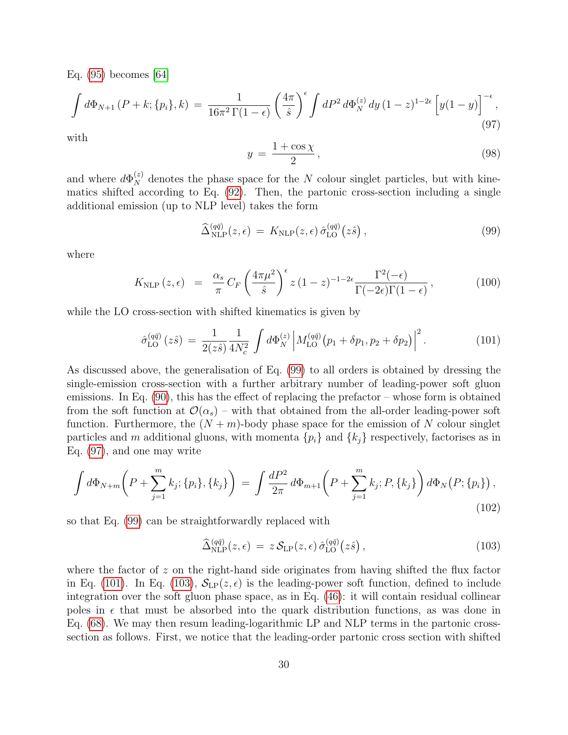Eq. (95) becomes [64]

$$\int d\Phi_{N+1}\left(P+k;\{p_i\},k\right) \;=\; \frac{1}{16\pi^2\,\Gamma(1-\epsilon)}\left(\frac{4\pi}{\hat{s}}\right)^{\epsilon}\int dP^2\, d\Phi_N^{(z)}\, dy\,(1-z)^{1-2\epsilon}\Big[y(1-y)\Big]^{-\epsilon}, \tag{97}$$

with

$$y \;=\; \frac{1+\cos\chi}{2}\,, \tag{98}$$

and where $d\Phi_N^{(z)}$ denotes the phase space for the $N$ colour singlet particles, but with kinematics shifted according to Eq. (92). Then, the partonic cross-section including a single additional emission (up to NLP level) takes the form

$$\widehat{\Delta}^{(q\bar{q})}_{\rm NLP}(z,\epsilon) \;=\; K_{\rm NLP}(z,\epsilon)\,\hat{\sigma}^{(q\bar{q})}_{\rm LO}\big(z\hat{s}\big)\,, \tag{99}$$

where

$$K_{\rm NLP}\left(z,\epsilon\right) \;=\; \frac{\alpha_s}{\pi}\,C_F\left(\frac{4\pi\mu^2}{\hat{s}}\right)^{\epsilon} z\,(1-z)^{-1-2\epsilon}\frac{\Gamma^2(-\epsilon)}{\Gamma(-2\epsilon)\Gamma(1-\epsilon)}\,, \tag{100}$$

while the LO cross-section with shifted kinematics is given by

$$\hat{\sigma}^{(q\bar{q})}_{\rm LO}\left(z\hat{s}\right) \;=\; \frac{1}{2(z\hat{s})}\frac{1}{4N_c^2}\int d\Phi_N^{(z)}\left|M^{(q\bar{q})}_{\rm LO}\big(p_1+\delta p_1, p_2+\delta p_2\big)\right|^2. \tag{101}$$

As discussed above, the generalisation of Eq. (99) to all orders is obtained by dressing the single-emission cross-section with a further arbitrary number of leading-power soft gluon emissions. In Eq. (90), this has the effect of replacing the prefactor – whose form is obtained from the soft function at $\mathcal{O}(\alpha_s)$ – with that obtained from the all-order leading-power soft function. Furthermore, the $(N+m)$-body phase space for the emission of $N$ colour singlet particles and $m$ additional gluons, with momenta $\{p_i\}$ and $\{k_j\}$ respectively, factorises as in Eq. (97), and one may write

$$\int d\Phi_{N+m}\bigg(P+\sum_{j=1}^{m}k_j;\{p_i\},\{k_j\}\bigg) \;=\; \int\frac{dP^2}{2\pi}\,d\Phi_{m+1}\bigg(P+\sum_{j=1}^{m}k_j;P,\{k_j\}\bigg)\,d\Phi_N\big(P;\{p_i\}\big)\,, \tag{102}$$

so that Eq. (99) can be straightforwardly replaced with

$$\widehat{\Delta}^{(q\bar{q})}_{\rm NLP}(z,\epsilon) \;=\; z\,\mathcal{S}_{\rm LP}(z,\epsilon)\,\hat{\sigma}^{(q\bar{q})}_{\rm LO}\big(z\hat{s}\big)\,, \tag{103}$$

where the factor of $z$ on the right-hand side originates from having shifted the flux factor in Eq. (101). In Eq. (103), $\mathcal{S}_{\rm LP}(z,\epsilon)$ is the leading-power soft function, defined to include integration over the soft gluon phase space, as in Eq. (46): it will contain residual collinear poles in $\epsilon$ that must be absorbed into the quark distribution functions, as was done in Eq. (68). We may then resum leading-logarithmic LP and NLP terms in the partonic cross-section as follows. First, we notice that the leading-order partonic cross section with shifted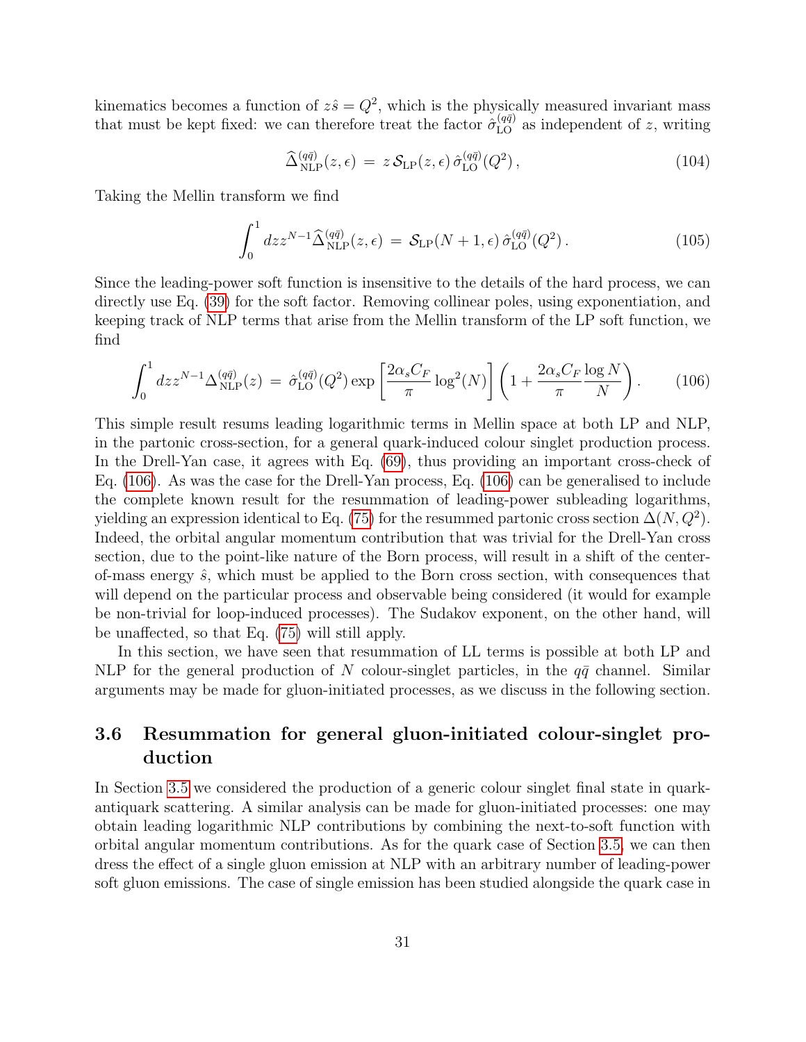kinematics becomes a function of $z\hat{s} = Q^2$, which is the physically measured invariant mass that must be kept fixed: we can therefore treat the factor $\hat{\sigma}^{(q\bar{q})}_{\rm LO}$ as independent of $z$, writing

$$\widehat{\Delta}^{(q\bar{q})}_{\rm NLP}(z,\epsilon) \,=\, z\,\mathcal{S}_{\rm LP}(z,\epsilon)\,\hat{\sigma}^{(q\bar{q})}_{\rm LO}(Q^2)\,, \tag{104}$$

Taking the Mellin transform we find

$$\int_0^1 dz z^{N-1}\widehat{\Delta}^{(q\bar{q})}_{\rm NLP}(z,\epsilon) \,=\, \mathcal{S}_{\rm LP}(N+1,\epsilon)\,\hat{\sigma}^{(q\bar{q})}_{\rm LO}(Q^2)\,. \tag{105}$$

Since the leading-power soft function is insensitive to the details of the hard process, we can directly use Eq. (39) for the soft factor. Removing collinear poles, using exponentiation, and keeping track of NLP terms that arise from the Mellin transform of the LP soft function, we find

$$\int_0^1 dz z^{N-1}\Delta^{(q\bar{q})}_{\rm NLP}(z) \,=\, \hat{\sigma}^{(q\bar{q})}_{\rm LO}(Q^2)\exp\left[\frac{2\alpha_s C_F}{\pi}\log^2(N)\right]\left(1+\frac{2\alpha_s C_F}{\pi}\frac{\log N}{N}\right). \tag{106}$$

This simple result resums leading logarithmic terms in Mellin space at both LP and NLP, in the partonic cross-section, for a general quark-induced colour singlet production process. In the Drell-Yan case, it agrees with Eq. (69), thus providing an important cross-check of Eq. (106). As was the case for the Drell-Yan process, Eq. (106) can be generalised to include the complete known result for the resummation of leading-power subleading logarithms, yielding an expression identical to Eq. (75) for the resummed partonic cross section $\Delta(N, Q^2)$. Indeed, the orbital angular momentum contribution that was trivial for the Drell-Yan cross section, due to the point-like nature of the Born process, will result in a shift of the center-of-mass energy $\hat{s}$, which must be applied to the Born cross section, with consequences that will depend on the particular process and observable being considered (it would for example be non-trivial for loop-induced processes). The Sudakov exponent, on the other hand, will be unaffected, so that Eq. (75) will still apply.

In this section, we have seen that resummation of LL terms is possible at both LP and NLP for the general production of $N$ colour-singlet particles, in the $q\bar{q}$ channel. Similar arguments may be made for gluon-initiated processes, as we discuss in the following section.

### 3.6 Resummation for general gluon-initiated colour-singlet production

In Section 3.5 we considered the production of a generic colour singlet final state in quark-antiquark scattering. A similar analysis can be made for gluon-initiated processes: one may obtain leading logarithmic NLP contributions by combining the next-to-soft function with orbital angular momentum contributions. As for the quark case of Section 3.5, we can then dress the effect of a single gluon emission at NLP with an arbitrary number of leading-power soft gluon emissions. The case of single emission has been studied alongside the quark case in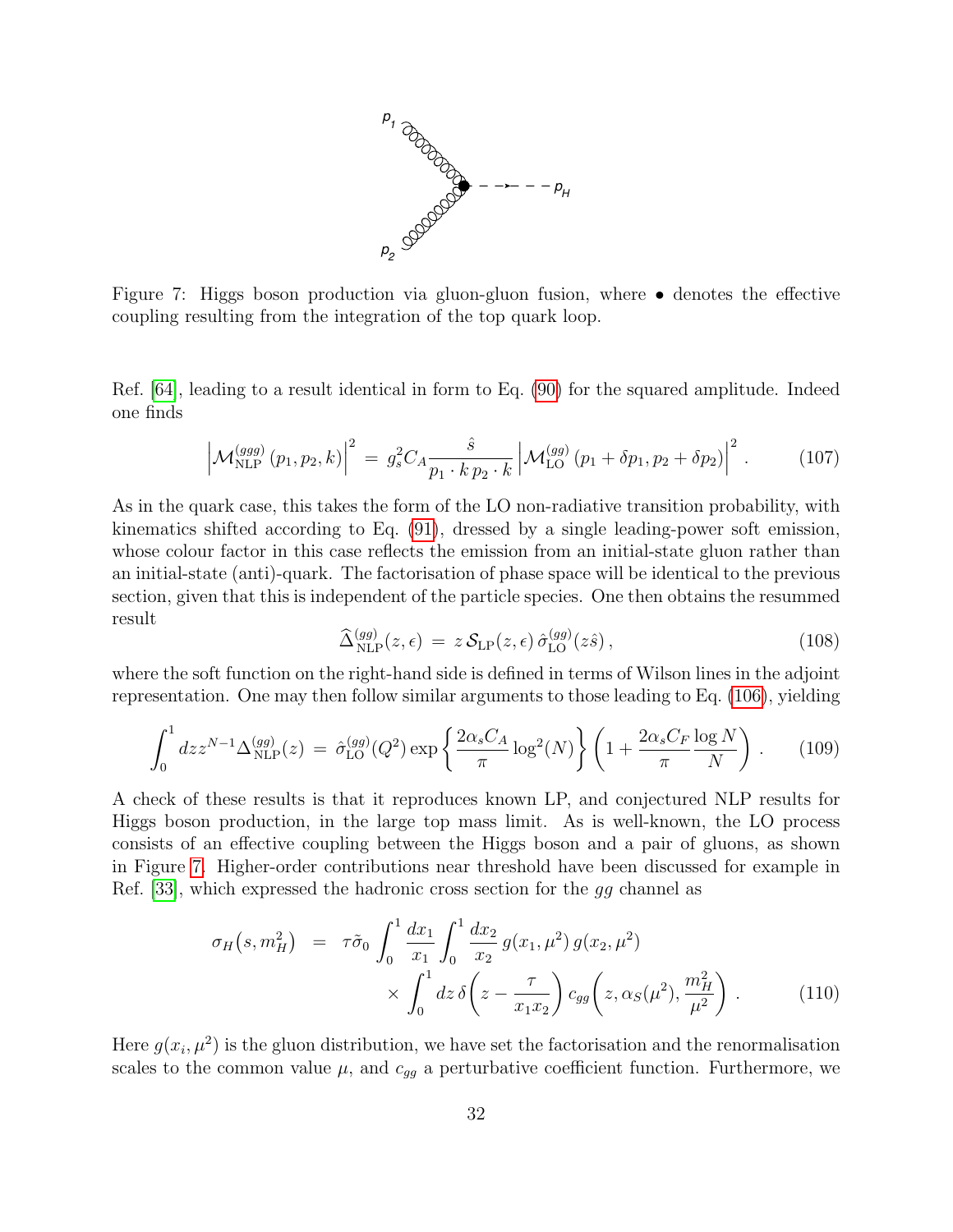Figure 7: Higgs boson production via gluon-gluon fusion, where • denotes the effective coupling resulting from the integration of the top quark loop.

Ref. [64], leading to a result identical in form to Eq. (90) for the squared amplitude. Indeed one finds

$$\left|\mathcal{M}^{(ggg)}_{\rm NLP}(p_1,p_2,k)\right|^2 \;=\; g_s^2 C_A \frac{\hat{s}}{p_1\cdot k\, p_2\cdot k}\left|\mathcal{M}^{(gg)}_{\rm LO}(p_1+\delta p_1, p_2+\delta p_2)\right|^2 . \tag{107}$$

As in the quark case, this takes the form of the LO non-radiative transition probability, with kinematics shifted according to Eq. (91), dressed by a single leading-power soft emission, whose colour factor in this case reflects the emission from an initial-state gluon rather than an initial-state (anti)-quark. The factorisation of phase space will be identical to the previous section, given that this is independent of the particle species. One then obtains the resummed result

$$\widehat{\Delta}^{(gg)}_{\rm NLP}(z,\epsilon) \;=\; z\,\mathcal{S}_{\rm LP}(z,\epsilon)\,\hat{\sigma}^{(gg)}_{\rm LO}(z\hat{s}), \tag{108}$$

where the soft function on the right-hand side is defined in terms of Wilson lines in the adjoint representation. One may then follow similar arguments to those leading to Eq. (106), yielding

$$\int_0^1 dz z^{N-1}\Delta^{(gg)}_{\rm NLP}(z) \;=\; \hat{\sigma}^{(gg)}_{\rm LO}(Q^2)\exp\left\{\frac{2\alpha_s C_A}{\pi}\log^2(N)\right\}\left(1+\frac{2\alpha_s C_F}{\pi}\frac{\log N}{N}\right). \tag{109}$$

A check of these results is that it reproduces known LP, and conjectured NLP results for Higgs boson production, in the large top mass limit. As is well-known, the LO process consists of an effective coupling between the Higgs boson and a pair of gluons, as shown in Figure 7. Higher-order contributions near threshold have been discussed for example in Ref. [33], which expressed the hadronic cross section for the $gg$ channel as

$$\begin{aligned}\sigma_H\big(s,m_H^2\big) \;&=\; \tau\tilde{\sigma}_0\int_0^1\frac{dx_1}{x_1}\int_0^1\frac{dx_2}{x_2}\,g(x_1,\mu^2)\,g(x_2,\mu^2)\\ &\quad\times\int_0^1 dz\,\delta\!\left(z-\frac{\tau}{x_1x_2}\right)c_{gg}\!\left(z,\alpha_S(\mu^2),\frac{m_H^2}{\mu^2}\right).\end{aligned} \tag{110}$$

Here $g(x_i,\mu^2)$ is the gluon distribution, we have set the factorisation and the renormalisation scales to the common value $\mu$, and $c_{gg}$ a perturbative coefficient function. Furthermore, we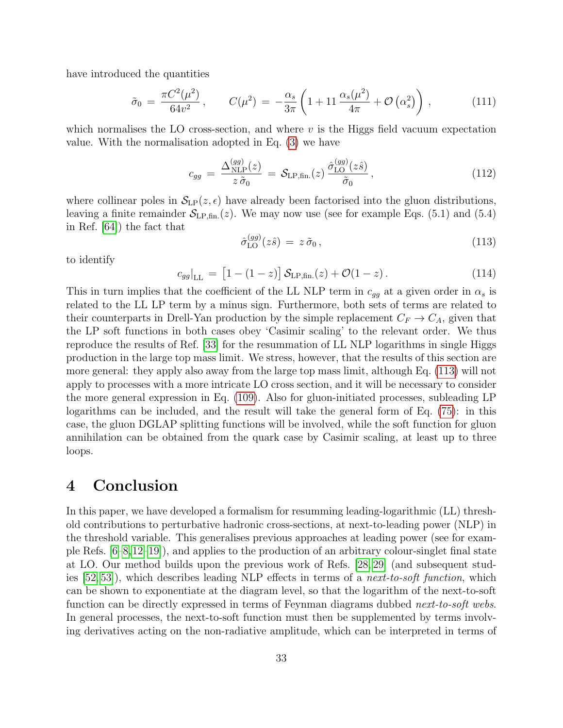have introduced the quantities

$$\tilde{\sigma}_0 \,=\, \frac{\pi C^2(\mu^2)}{64 v^2}\,, \qquad C(\mu^2) \,=\, -\frac{\alpha_s}{3\pi}\left(1 + 11\,\frac{\alpha_s(\mu^2)}{4\pi} + \mathcal{O}\left(\alpha_s^2\right)\right)\,, \tag{111}$$

which normalises the LO cross-section, and where $v$ is the Higgs field vacuum expectation value. With the normalisation adopted in Eq. (3) we have

$$c_{gg} \,=\, \frac{\Delta^{(gg)}_{\rm NLP}(z)}{z\,\tilde{\sigma}_0} \,=\, \mathcal{S}_{\rm LP,fin.}(z)\,\frac{\hat{\sigma}^{(gg)}_{\rm LO}(z\hat{s})}{\tilde{\sigma}_0}\,, \tag{112}$$

where collinear poles in $\mathcal{S}_{\rm LP}(z,\epsilon)$ have already been factorised into the gluon distributions, leaving a finite remainder $\mathcal{S}_{\rm LP,fin.}(z)$. We may now use (see for example Eqs. (5.1) and (5.4) in Ref. [64]) the fact that

$$\hat{\sigma}^{(gg)}_{\rm LO}(z\hat{s}) \,=\, z\,\tilde{\sigma}_0\,, \tag{113}$$

to identify

$$c_{gg}\big|_{\rm LL} \,=\, \big[1-(1-z)\big]\,\mathcal{S}_{\rm LP,fin.}(z) + \mathcal{O}(1-z)\,. \tag{114}$$

This in turn implies that the coefficient of the LL NLP term in $c_{gg}$ at a given order in $\alpha_s$ is related to the LL LP term by a minus sign. Furthermore, both sets of terms are related to their counterparts in Drell-Yan production by the simple replacement $C_F \to C_A$, given that the LP soft functions in both cases obey 'Casimir scaling' to the relevant order. We thus reproduce the results of Ref. [33] for the resummation of LL NLP logarithms in single Higgs production in the large top mass limit. We stress, however, that the results of this section are more general: they apply also away from the large top mass limit, although Eq. (113) will not apply to processes with a more intricate LO cross section, and it will be necessary to consider the more general expression in Eq. (109). Also for gluon-initiated processes, subleading LP logarithms can be included, and the result will take the general form of Eq. (75): in this case, the gluon DGLAP splitting functions will be involved, while the soft function for gluon annihilation can be obtained from the quark case by Casimir scaling, at least up to three loops.

# 4 Conclusion

In this paper, we have developed a formalism for resumming leading-logarithmic (LL) threshold contributions to perturbative hadronic cross-sections, at next-to-leading power (NLP) in the threshold variable. This generalises previous approaches at leading power (see for example Refs. [6–8, 12–19]), and applies to the production of an arbitrary colour-singlet final state at LO. Our method builds upon the previous work of Refs. [28, 29] (and subsequent studies [52, 53]), which describes leading NLP effects in terms of a *next-to-soft function*, which can be shown to exponentiate at the diagram level, so that the logarithm of the next-to-soft function can be directly expressed in terms of Feynman diagrams dubbed *next-to-soft webs*. In general processes, the next-to-soft function must then be supplemented by terms involving derivatives acting on the non-radiative amplitude, which can be interpreted in terms of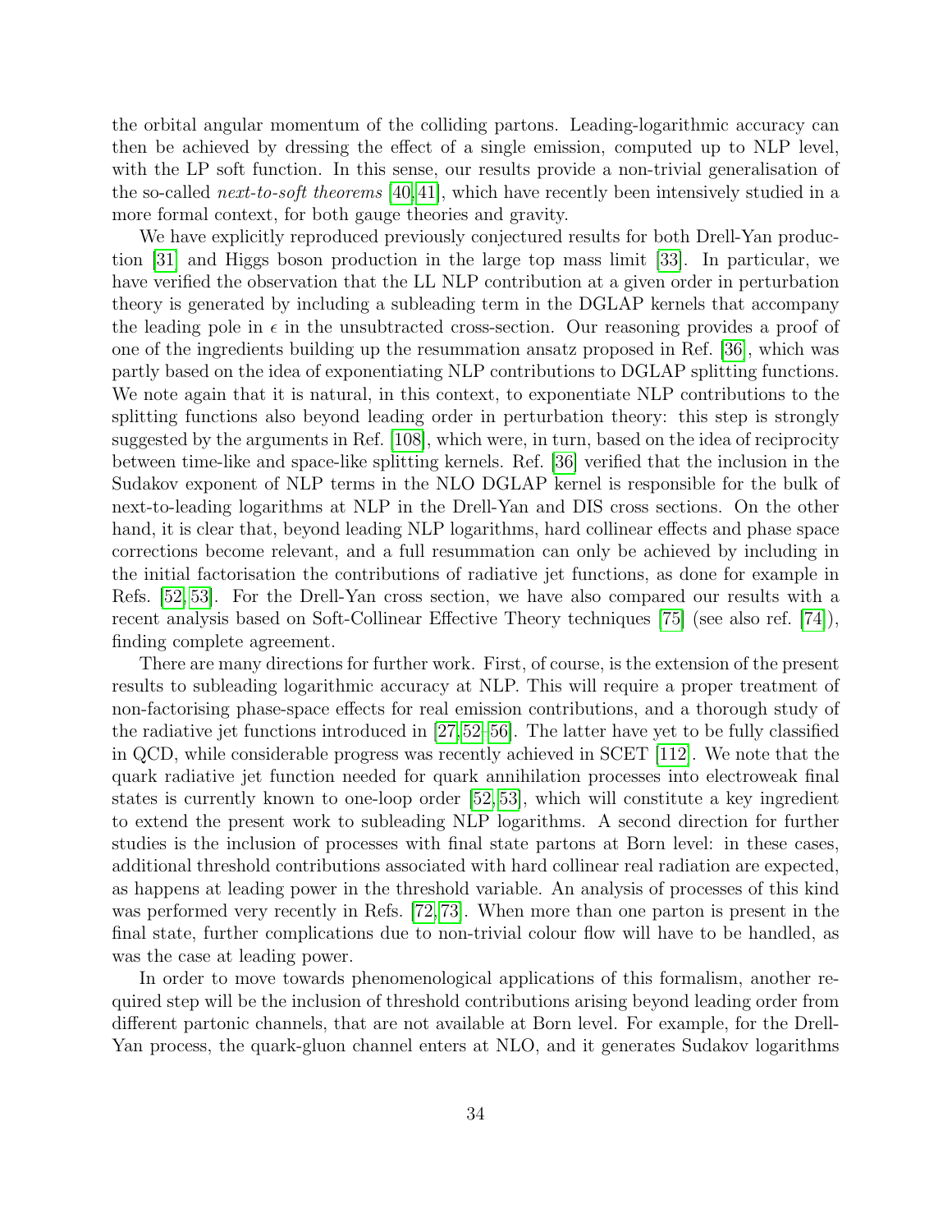the orbital angular momentum of the colliding partons. Leading-logarithmic accuracy can then be achieved by dressing the effect of a single emission, computed up to NLP level, with the LP soft function. In this sense, our results provide a non-trivial generalisation of the so-called *next-to-soft theorems* [40,41], which have recently been intensively studied in a more formal context, for both gauge theories and gravity.

We have explicitly reproduced previously conjectured results for both Drell-Yan production [31] and Higgs boson production in the large top mass limit [33]. In particular, we have verified the observation that the LL NLP contribution at a given order in perturbation theory is generated by including a subleading term in the DGLAP kernels that accompany the leading pole in $\epsilon$ in the unsubtracted cross-section. Our reasoning provides a proof of one of the ingredients building up the resummation ansatz proposed in Ref. [36], which was partly based on the idea of exponentiating NLP contributions to DGLAP splitting functions. We note again that it is natural, in this context, to exponentiate NLP contributions to the splitting functions also beyond leading order in perturbation theory: this step is strongly suggested by the arguments in Ref. [108], which were, in turn, based on the idea of reciprocity between time-like and space-like splitting kernels. Ref. [36] verified that the inclusion in the Sudakov exponent of NLP terms in the NLO DGLAP kernel is responsible for the bulk of next-to-leading logarithms at NLP in the Drell-Yan and DIS cross sections. On the other hand, it is clear that, beyond leading NLP logarithms, hard collinear effects and phase space corrections become relevant, and a full resummation can only be achieved by including in the initial factorisation the contributions of radiative jet functions, as done for example in Refs. [52,53]. For the Drell-Yan cross section, we have also compared our results with a recent analysis based on Soft-Collinear Effective Theory techniques [75] (see also ref. [74]), finding complete agreement.

There are many directions for further work. First, of course, is the extension of the present results to subleading logarithmic accuracy at NLP. This will require a proper treatment of non-factorising phase-space effects for real emission contributions, and a thorough study of the radiative jet functions introduced in [27,52–56]. The latter have yet to be fully classified in QCD, while considerable progress was recently achieved in SCET [112]. We note that the quark radiative jet function needed for quark annihilation processes into electroweak final states is currently known to one-loop order [52,53], which will constitute a key ingredient to extend the present work to subleading NLP logarithms. A second direction for further studies is the inclusion of processes with final state partons at Born level: in these cases, additional threshold contributions associated with hard collinear real radiation are expected, as happens at leading power in the threshold variable. An analysis of processes of this kind was performed very recently in Refs. [72,73]. When more than one parton is present in the final state, further complications due to non-trivial colour flow will have to be handled, as was the case at leading power.

In order to move towards phenomenological applications of this formalism, another required step will be the inclusion of threshold contributions arising beyond leading order from different partonic channels, that are not available at Born level. For example, for the Drell-Yan process, the quark-gluon channel enters at NLO, and it generates Sudakov logarithms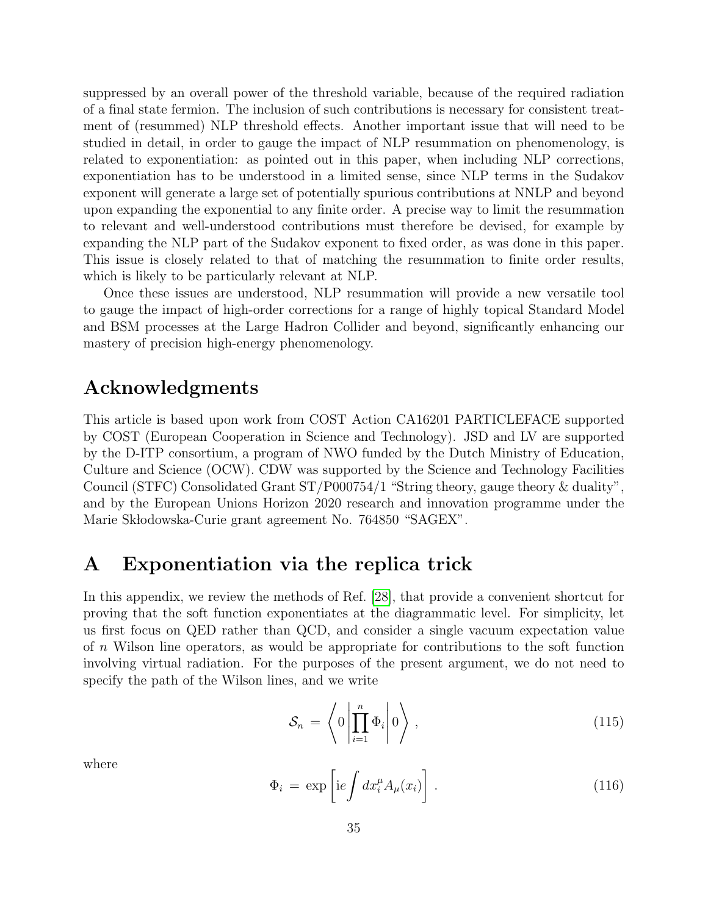suppressed by an overall power of the threshold variable, because of the required radiation of a final state fermion. The inclusion of such contributions is necessary for consistent treatment of (resummed) NLP threshold effects. Another important issue that will need to be studied in detail, in order to gauge the impact of NLP resummation on phenomenology, is related to exponentiation: as pointed out in this paper, when including NLP corrections, exponentiation has to be understood in a limited sense, since NLP terms in the Sudakov exponent will generate a large set of potentially spurious contributions at NNLP and beyond upon expanding the exponential to any finite order. A precise way to limit the resummation to relevant and well-understood contributions must therefore be devised, for example by expanding the NLP part of the Sudakov exponent to fixed order, as was done in this paper. This issue is closely related to that of matching the resummation to finite order results, which is likely to be particularly relevant at NLP.

Once these issues are understood, NLP resummation will provide a new versatile tool to gauge the impact of high-order corrections for a range of highly topical Standard Model and BSM processes at the Large Hadron Collider and beyond, significantly enhancing our mastery of precision high-energy phenomenology.

## Acknowledgments

This article is based upon work from COST Action CA16201 PARTICLEFACE supported by COST (European Cooperation in Science and Technology). JSD and LV are supported by the D-ITP consortium, a program of NWO funded by the Dutch Ministry of Education, Culture and Science (OCW). CDW was supported by the Science and Technology Facilities Council (STFC) Consolidated Grant ST/P000754/1 "String theory, gauge theory & duality", and by the European Unions Horizon 2020 research and innovation programme under the Marie Skłodowska-Curie grant agreement No. 764850 "SAGEX".

## A Exponentiation via the replica trick

In this appendix, we review the methods of Ref. [28], that provide a convenient shortcut for proving that the soft function exponentiates at the diagrammatic level. For simplicity, let us first focus on QED rather than QCD, and consider a single vacuum expectation value of $n$ Wilson line operators, as would be appropriate for contributions to the soft function involving virtual radiation. For the purposes of the present argument, we do not need to specify the path of the Wilson lines, and we write

$$\mathcal{S}_n = \left\langle 0 \left| \prod_{i=1}^{n} \Phi_i \right| 0 \right\rangle , \tag{115}$$

where

$$\Phi_i = \exp\left[ \mathrm{i}e \int dx_i^\mu A_\mu(x_i) \right] . \tag{116}$$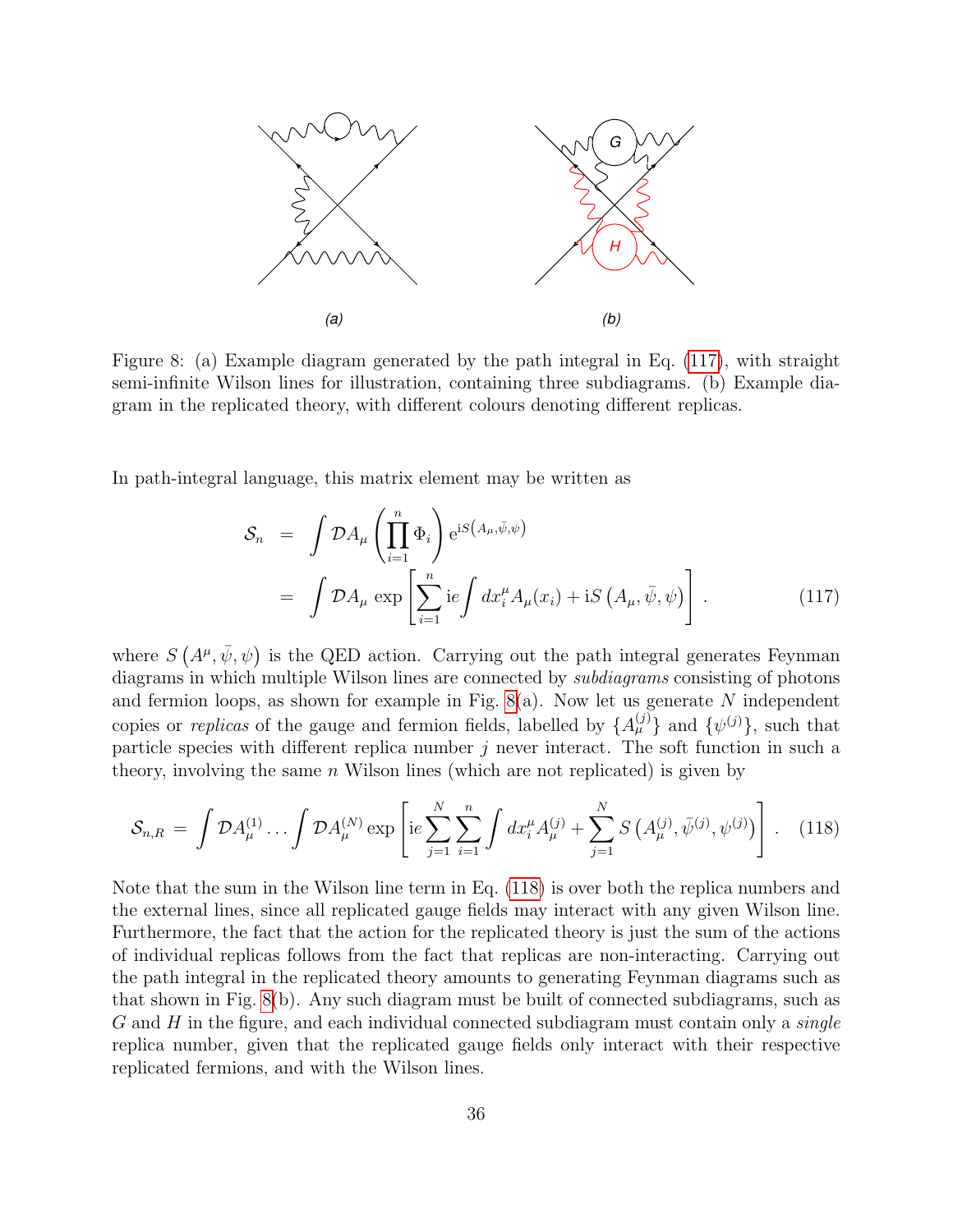Figure 8: (a) Example diagram generated by the path integral in Eq. (117), with straight semi-infinite Wilson lines for illustration, containing three subdiagrams. (b) Example diagram in the replicated theory, with different colours denoting different replicas.

In path-integral language, this matrix element may be written as

$$
\begin{aligned}
\mathcal{S}_n &= \int \mathcal{D}A_\mu \left( \prod_{i=1}^{n} \Phi_i \right) \mathrm{e}^{\mathrm{i}S\left(A_\mu, \bar{\psi}, \psi\right)} \\
&= \int \mathcal{D}A_\mu \, \exp\left[ \sum_{i=1}^{n} \mathrm{i}e \int dx_i^\mu A_\mu(x_i) + \mathrm{i}S\left(A_\mu, \bar{\psi}, \psi\right) \right] . \qquad (117)
\end{aligned}
$$

where $S\left(A^\mu, \bar{\psi}, \psi\right)$ is the QED action. Carrying out the path integral generates Feynman diagrams in which multiple Wilson lines are connected by *subdiagrams* consisting of photons and fermion loops, as shown for example in Fig. 8(a). Now let us generate $N$ independent copies or *replicas* of the gauge and fermion fields, labelled by $\{A_\mu^{(j)}\}$ and $\{\psi^{(j)}\}$, such that particle species with different replica number $j$ never interact. The soft function in such a theory, involving the same $n$ Wilson lines (which are not replicated) is given by

$$
\mathcal{S}_{n,R} = \int \mathcal{D}A_\mu^{(1)} \ldots \int \mathcal{D}A_\mu^{(N)} \exp\left[ \mathrm{i}e \sum_{j=1}^{N} \sum_{i=1}^{n} \int dx_i^\mu A_\mu^{(j)} + \sum_{j=1}^{N} S\left(A_\mu^{(j)}, \bar{\psi}^{(j)}, \psi^{(j)}\right) \right] . \qquad (118)
$$

Note that the sum in the Wilson line term in Eq. (118) is over both the replica numbers and the external lines, since all replicated gauge fields may interact with any given Wilson line. Furthermore, the fact that the action for the replicated theory is just the sum of the actions of individual replicas follows from the fact that replicas are non-interacting. Carrying out the path integral in the replicated theory amounts to generating Feynman diagrams such as that shown in Fig. 8(b). Any such diagram must be built of connected subdiagrams, such as $G$ and $H$ in the figure, and each individual connected subdiagram must contain only a *single* replica number, given that the replicated gauge fields only interact with their respective replicated fermions, and with the Wilson lines.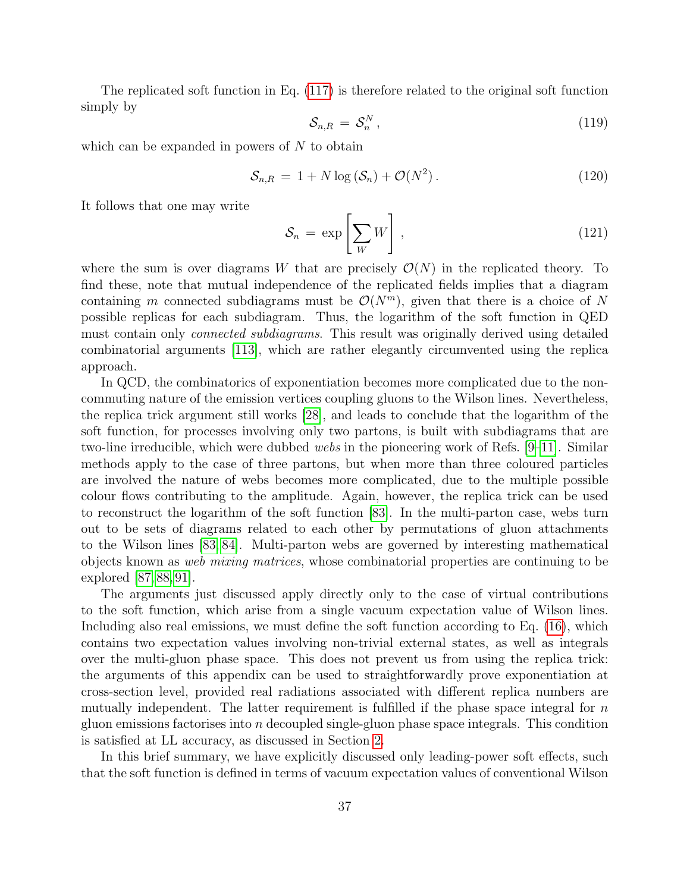The replicated soft function in Eq. (117) is therefore related to the original soft function simply by

$$\mathcal{S}_{n,R} \,=\, \mathcal{S}_n^N \,, \tag{119}$$

which can be expanded in powers of $N$ to obtain

$$\mathcal{S}_{n,R} \,=\, 1 + N \log \left( \mathcal{S}_n \right) + \mathcal{O}(N^2) \,. \tag{120}$$

It follows that one may write

$$\mathcal{S}_n \,=\, \exp \left[ \sum_W W \right] \,, \tag{121}$$

where the sum is over diagrams $W$ that are precisely $\mathcal{O}(N)$ in the replicated theory. To find these, note that mutual independence of the replicated fields implies that a diagram containing $m$ connected subdiagrams must be $\mathcal{O}(N^m)$, given that there is a choice of $N$ possible replicas for each subdiagram. Thus, the logarithm of the soft function in QED must contain only *connected subdiagrams*. This result was originally derived using detailed combinatorial arguments [113], which are rather elegantly circumvented using the replica approach.

In QCD, the combinatorics of exponentiation becomes more complicated due to the non-commuting nature of the emission vertices coupling gluons to the Wilson lines. Nevertheless, the replica trick argument still works [28], and leads to conclude that the logarithm of the soft function, for processes involving only two partons, is built with subdiagrams that are two-line irreducible, which were dubbed *webs* in the pioneering work of Refs. [9–11]. Similar methods apply to the case of three partons, but when more than three coloured particles are involved the nature of webs becomes more complicated, due to the multiple possible colour flows contributing to the amplitude. Again, however, the replica trick can be used to reconstruct the logarithm of the soft function [83]. In the multi-parton case, webs turn out to be sets of diagrams related to each other by permutations of gluon attachments to the Wilson lines [83, 84]. Multi-parton webs are governed by interesting mathematical objects known as *web mixing matrices*, whose combinatorial properties are continuing to be explored [87, 88, 91].

The arguments just discussed apply directly only to the case of virtual contributions to the soft function, which arise from a single vacuum expectation value of Wilson lines. Including also real emissions, we must define the soft function according to Eq. (16), which contains two expectation values involving non-trivial external states, as well as integrals over the multi-gluon phase space. This does not prevent us from using the replica trick: the arguments of this appendix can be used to straightforwardly prove exponentiation at cross-section level, provided real radiations associated with different replica numbers are mutually independent. The latter requirement is fulfilled if the phase space integral for $n$ gluon emissions factorises into $n$ decoupled single-gluon phase space integrals. This condition is satisfied at LL accuracy, as discussed in Section 2.

In this brief summary, we have explicitly discussed only leading-power soft effects, such that the soft function is defined in terms of vacuum expectation values of conventional Wilson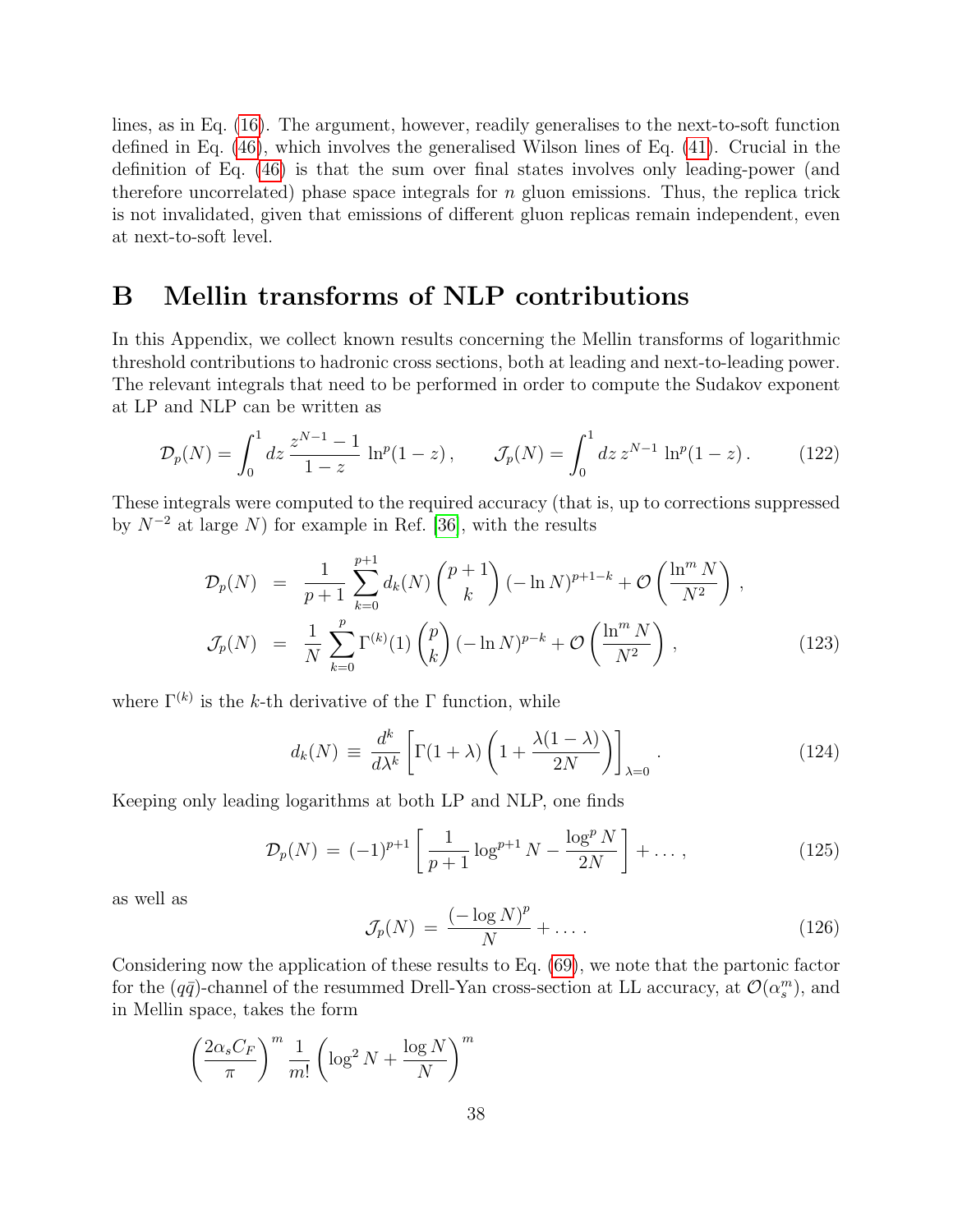lines, as in Eq. (16). The argument, however, readily generalises to the next-to-soft function defined in Eq. (46), which involves the generalised Wilson lines of Eq. (41). Crucial in the definition of Eq. (46) is that the sum over final states involves only leading-power (and therefore uncorrelated) phase space integrals for $n$ gluon emissions. Thus, the replica trick is not invalidated, given that emissions of different gluon replicas remain independent, even at next-to-soft level.

# B Mellin transforms of NLP contributions

In this Appendix, we collect known results concerning the Mellin transforms of logarithmic threshold contributions to hadronic cross sections, both at leading and next-to-leading power. The relevant integrals that need to be performed in order to compute the Sudakov exponent at LP and NLP can be written as

$$\mathcal{D}_p(N) = \int_0^1 dz\, \frac{z^{N-1} - 1}{1-z}\, \ln^p(1-z)\,, \qquad \mathcal{J}_p(N) = \int_0^1 dz\, z^{N-1}\, \ln^p(1-z)\,. \tag{122}$$

These integrals were computed to the required accuracy (that is, up to corrections suppressed by $N^{-2}$ at large $N$) for example in Ref. [36], with the results

$$\begin{aligned}
\mathcal{D}_p(N) &= \frac{1}{p+1} \sum_{k=0}^{p+1} d_k(N) \binom{p+1}{k} (-\ln N)^{p+1-k} + \mathcal{O}\left(\frac{\ln^m N}{N^2}\right)\,, \\
\mathcal{J}_p(N) &= \frac{1}{N} \sum_{k=0}^{p} \Gamma^{(k)}(1) \binom{p}{k} (-\ln N)^{p-k} + \mathcal{O}\left(\frac{\ln^m N}{N^2}\right)\,,
\end{aligned} \tag{123}$$

where $\Gamma^{(k)}$ is the $k$-th derivative of the $\Gamma$ function, while

$$d_k(N) \equiv \frac{d^k}{d\lambda^k}\left[\Gamma(1+\lambda)\left(1 + \frac{\lambda(1-\lambda)}{2N}\right)\right]_{\lambda=0}\,. \tag{124}$$

Keeping only leading logarithms at both LP and NLP, one finds

$$\mathcal{D}_p(N) = (-1)^{p+1}\left[\frac{1}{p+1}\log^{p+1} N - \frac{\log^p N}{2N}\right] + \ldots\,, \tag{125}$$

as well as

$$\mathcal{J}_p(N) = \frac{(-\log N)^p}{N} + \ldots\,. \tag{126}$$

Considering now the application of these results to Eq. (69), we note that the partonic factor for the $(q\bar{q})$-channel of the resummed Drell-Yan cross-section at LL accuracy, at $\mathcal{O}(\alpha_s^m)$, and in Mellin space, takes the form

$$\left(\frac{2\alpha_s C_F}{\pi}\right)^m \frac{1}{m!}\left(\log^2 N + \frac{\log N}{N}\right)^m$$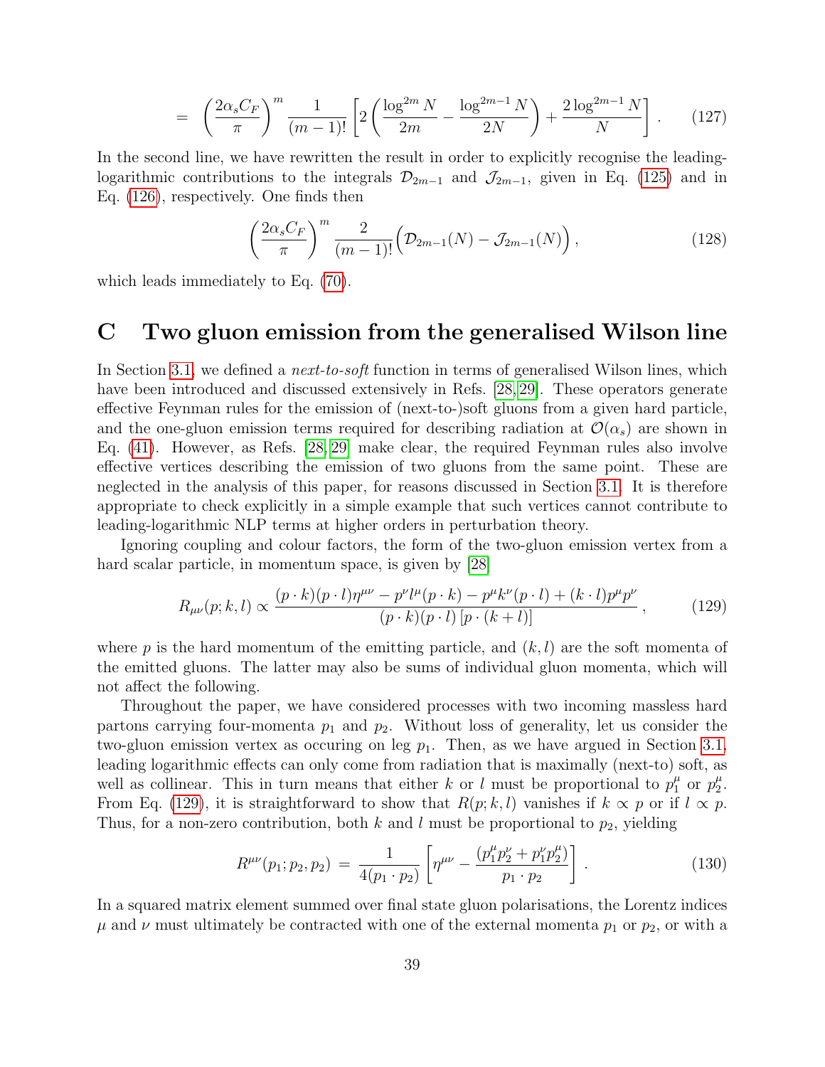$$
= \left(\frac{2\alpha_s C_F}{\pi}\right)^m \frac{1}{(m-1)!}\left[2\left(\frac{\log^{2m} N}{2m} - \frac{\log^{2m-1} N}{2N}\right) + \frac{2\log^{2m-1} N}{N}\right]. \tag{127}
$$

In the second line, we have rewritten the result in order to explicitly recognise the leading-logarithmic contributions to the integrals $\mathcal{D}_{2m-1}$ and $\mathcal{J}_{2m-1}$, given in Eq. (125) and in Eq. (126), respectively. One finds then

$$
\left(\frac{2\alpha_s C_F}{\pi}\right)^m \frac{2}{(m-1)!}\Big(\mathcal{D}_{2m-1}(N) - \mathcal{J}_{2m-1}(N)\Big), \tag{128}
$$

which leads immediately to Eq. (70).

# C Two gluon emission from the generalised Wilson line

In Section 3.1, we defined a *next-to-soft* function in terms of generalised Wilson lines, which have been introduced and discussed extensively in Refs. [28, 29]. These operators generate effective Feynman rules for the emission of (next-to-)soft gluons from a given hard particle, and the one-gluon emission terms required for describing radiation at $\mathcal{O}(\alpha_s)$ are shown in Eq. (41). However, as Refs. [28, 29] make clear, the required Feynman rules also involve effective vertices describing the emission of two gluons from the same point. These are neglected in the analysis of this paper, for reasons discussed in Section 3.1. It is therefore appropriate to check explicitly in a simple example that such vertices cannot contribute to leading-logarithmic NLP terms at higher orders in perturbation theory.

Ignoring coupling and colour factors, the form of the two-gluon emission vertex from a hard scalar particle, in momentum space, is given by [28]

$$
R_{\mu\nu}(p;k,l) \propto \frac{(p\cdot k)(p\cdot l)\eta^{\mu\nu} - p^\nu l^\mu (p\cdot k) - p^\mu k^\nu (p\cdot l) + (k\cdot l)p^\mu p^\nu}{(p\cdot k)(p\cdot l)\,[p\cdot(k+l)]}, \tag{129}
$$

where $p$ is the hard momentum of the emitting particle, and $(k,l)$ are the soft momenta of the emitted gluons. The latter may also be sums of individual gluon momenta, which will not affect the following.

Throughout the paper, we have considered processes with two incoming massless hard partons carrying four-momenta $p_1$ and $p_2$. Without loss of generality, let us consider the two-gluon emission vertex as occuring on leg $p_1$. Then, as we have argued in Section 3.1, leading logarithmic effects can only come from radiation that is maximally (next-to) soft, as well as collinear. This in turn means that either $k$ or $l$ must be proportional to $p_1^\mu$ or $p_2^\mu$. From Eq. (129), it is straightforward to show that $R(p;k,l)$ vanishes if $k \propto p$ or if $l \propto p$. Thus, for a non-zero contribution, both $k$ and $l$ must be proportional to $p_2$, yielding

$$
R^{\mu\nu}(p_1;p_2,p_2) = \frac{1}{4(p_1\cdot p_2)}\left[\eta^{\mu\nu} - \frac{(p_1^\mu p_2^\nu + p_1^\nu p_2^\mu)}{p_1\cdot p_2}\right]. \tag{130}
$$

In a squared matrix element summed over final state gluon polarisations, the Lorentz indices $\mu$ and $\nu$ must ultimately be contracted with one of the external momenta $p_1$ or $p_2$, or with a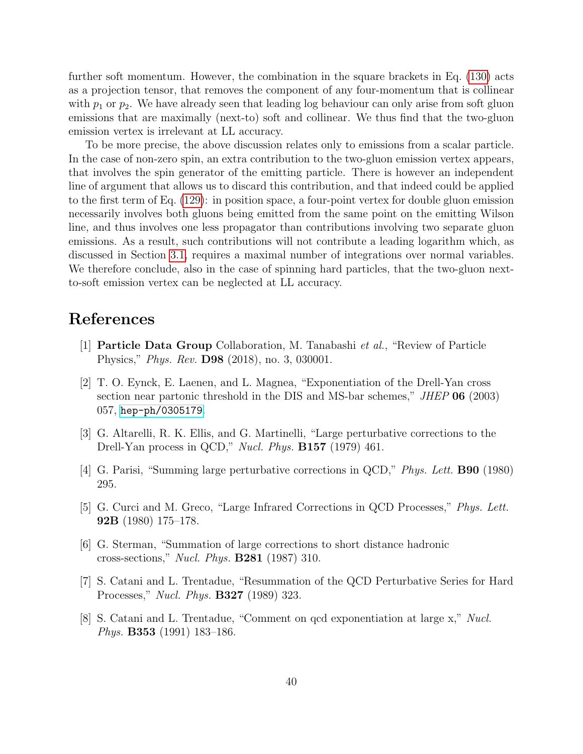further soft momentum. However, the combination in the square brackets in Eq. (130) acts as a projection tensor, that removes the component of any four-momentum that is collinear with $p_1$ or $p_2$. We have already seen that leading log behaviour can only arise from soft gluon emissions that are maximally (next-to) soft and collinear. We thus find that the two-gluon emission vertex is irrelevant at LL accuracy.

To be more precise, the above discussion relates only to emissions from a scalar particle. In the case of non-zero spin, an extra contribution to the two-gluon emission vertex appears, that involves the spin generator of the emitting particle. There is however an independent line of argument that allows us to discard this contribution, and that indeed could be applied to the first term of Eq. (129): in position space, a four-point vertex for double gluon emission necessarily involves both gluons being emitted from the same point on the emitting Wilson line, and thus involves one less propagator than contributions involving two separate gluon emissions. As a result, such contributions will not contribute a leading logarithm which, as discussed in Section 3.1, requires a maximal number of integrations over normal variables. We therefore conclude, also in the case of spinning hard particles, that the two-gluon next-to-soft emission vertex can be neglected at LL accuracy.

# References

[1] **Particle Data Group** Collaboration, M. Tanabashi *et al.*, "Review of Particle Physics," *Phys. Rev.* **D98** (2018), no. 3, 030001.

[2] T. O. Eynck, E. Laenen, and L. Magnea, "Exponentiation of the Drell-Yan cross section near partonic threshold in the DIS and MS-bar schemes," *JHEP* **06** (2003) 057, `hep-ph/0305179`.

[3] G. Altarelli, R. K. Ellis, and G. Martinelli, "Large perturbative corrections to the Drell-Yan process in QCD," *Nucl. Phys.* **B157** (1979) 461.

[4] G. Parisi, "Summing large perturbative corrections in QCD," *Phys. Lett.* **B90** (1980) 295.

[5] G. Curci and M. Greco, "Large Infrared Corrections in QCD Processes," *Phys. Lett.* **92B** (1980) 175–178.

[6] G. Sterman, "Summation of large corrections to short distance hadronic cross-sections," *Nucl. Phys.* **B281** (1987) 310.

[7] S. Catani and L. Trentadue, "Resummation of the QCD Perturbative Series for Hard Processes," *Nucl. Phys.* **B327** (1989) 323.

[8] S. Catani and L. Trentadue, "Comment on qcd exponentiation at large x," *Nucl. Phys.* **B353** (1991) 183–186.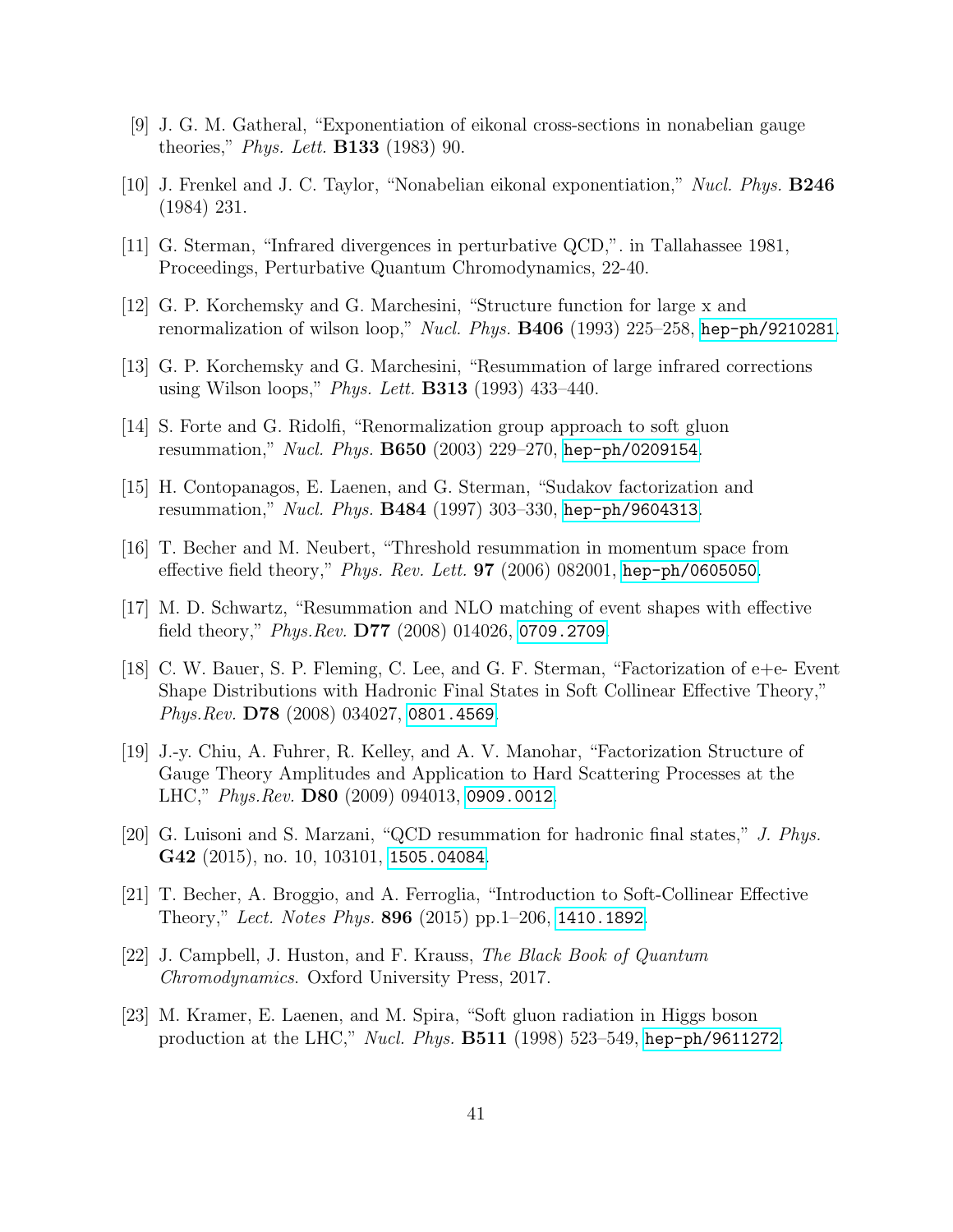[9] J. G. M. Gatheral, "Exponentiation of eikonal cross-sections in nonabelian gauge theories," *Phys. Lett.* **B133** (1983) 90.

[10] J. Frenkel and J. C. Taylor, "Nonabelian eikonal exponentiation," *Nucl. Phys.* **B246** (1984) 231.

[11] G. Sterman, "Infrared divergences in perturbative QCD,". in Tallahassee 1981, Proceedings, Perturbative Quantum Chromodynamics, 22-40.

[12] G. P. Korchemsky and G. Marchesini, "Structure function for large x and renormalization of wilson loop," *Nucl. Phys.* **B406** (1993) 225–258, hep-ph/9210281.

[13] G. P. Korchemsky and G. Marchesini, "Resummation of large infrared corrections using Wilson loops," *Phys. Lett.* **B313** (1993) 433–440.

[14] S. Forte and G. Ridolfi, "Renormalization group approach to soft gluon resummation," *Nucl. Phys.* **B650** (2003) 229–270, hep-ph/0209154.

[15] H. Contopanagos, E. Laenen, and G. Sterman, "Sudakov factorization and resummation," *Nucl. Phys.* **B484** (1997) 303–330, hep-ph/9604313.

[16] T. Becher and M. Neubert, "Threshold resummation in momentum space from effective field theory," *Phys. Rev. Lett.* **97** (2006) 082001, hep-ph/0605050.

[17] M. D. Schwartz, "Resummation and NLO matching of event shapes with effective field theory," *Phys.Rev.* **D77** (2008) 014026, 0709.2709.

[18] C. W. Bauer, S. P. Fleming, C. Lee, and G. F. Sterman, "Factorization of e+e- Event Shape Distributions with Hadronic Final States in Soft Collinear Effective Theory," *Phys.Rev.* **D78** (2008) 034027, 0801.4569.

[19] J.-y. Chiu, A. Fuhrer, R. Kelley, and A. V. Manohar, "Factorization Structure of Gauge Theory Amplitudes and Application to Hard Scattering Processes at the LHC," *Phys.Rev.* **D80** (2009) 094013, 0909.0012.

[20] G. Luisoni and S. Marzani, "QCD resummation for hadronic final states," *J. Phys.* **G42** (2015), no. 10, 103101, 1505.04084.

[21] T. Becher, A. Broggio, and A. Ferroglia, "Introduction to Soft-Collinear Effective Theory," *Lect. Notes Phys.* **896** (2015) pp.1–206, 1410.1892.

[22] J. Campbell, J. Huston, and F. Krauss, *The Black Book of Quantum Chromodynamics*. Oxford University Press, 2017.

[23] M. Kramer, E. Laenen, and M. Spira, "Soft gluon radiation in Higgs boson production at the LHC," *Nucl. Phys.* **B511** (1998) 523–549, hep-ph/9611272.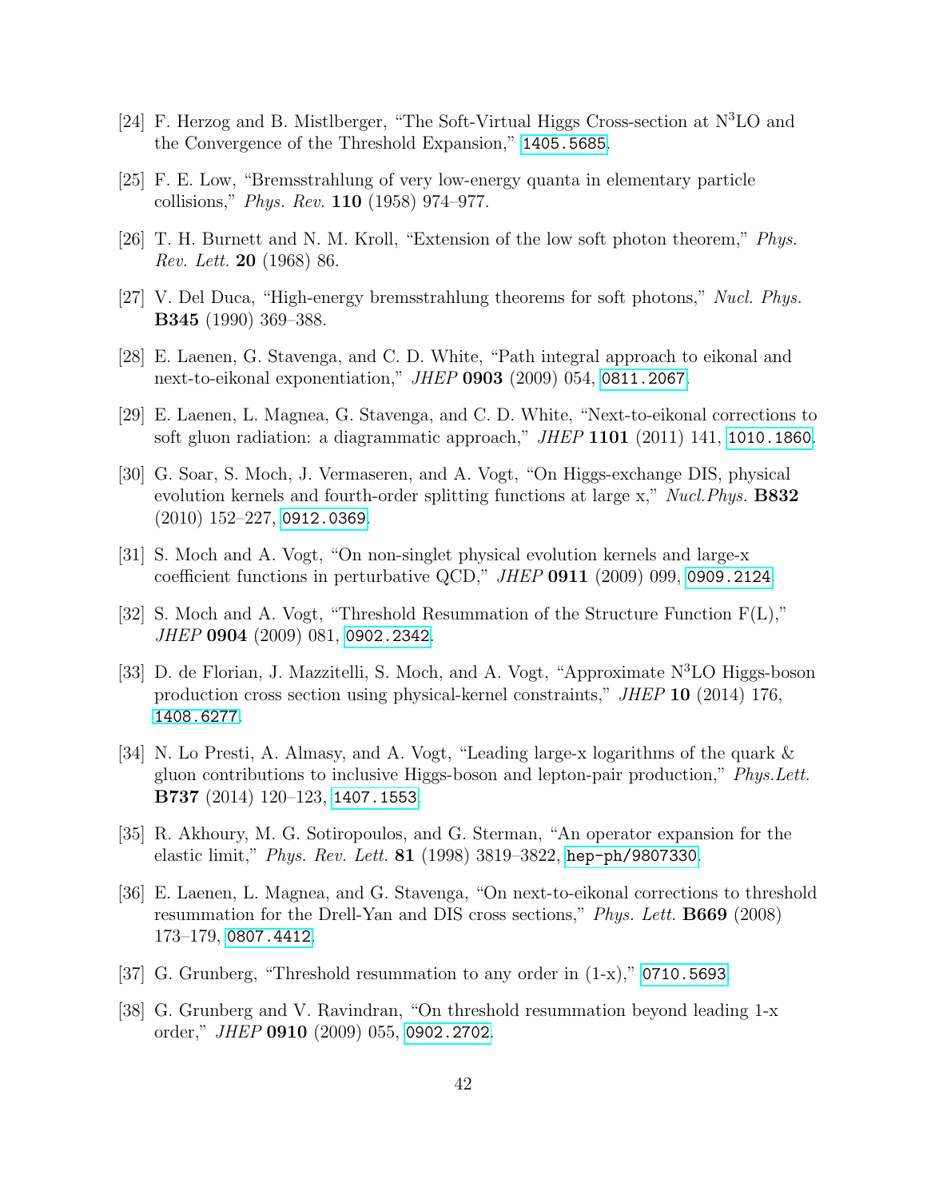[24] F. Herzog and B. Mistlberger, "The Soft-Virtual Higgs Cross-section at N$^3$LO and the Convergence of the Threshold Expansion," 1405.5685.

[25] F. E. Low, "Bremsstrahlung of very low-energy quanta in elementary particle collisions," *Phys. Rev.* **110** (1958) 974–977.

[26] T. H. Burnett and N. M. Kroll, "Extension of the low soft photon theorem," *Phys. Rev. Lett.* **20** (1968) 86.

[27] V. Del Duca, "High-energy bremsstrahlung theorems for soft photons," *Nucl. Phys.* **B345** (1990) 369–388.

[28] E. Laenen, G. Stavenga, and C. D. White, "Path integral approach to eikonal and next-to-eikonal exponentiation," *JHEP* **0903** (2009) 054, 0811.2067.

[29] E. Laenen, L. Magnea, G. Stavenga, and C. D. White, "Next-to-eikonal corrections to soft gluon radiation: a diagrammatic approach," *JHEP* **1101** (2011) 141, 1010.1860.

[30] G. Soar, S. Moch, J. Vermaseren, and A. Vogt, "On Higgs-exchange DIS, physical evolution kernels and fourth-order splitting functions at large x," *Nucl.Phys.* **B832** (2010) 152–227, 0912.0369.

[31] S. Moch and A. Vogt, "On non-singlet physical evolution kernels and large-x coefficient functions in perturbative QCD," *JHEP* **0911** (2009) 099, 0909.2124.

[32] S. Moch and A. Vogt, "Threshold Resummation of the Structure Function F(L)," *JHEP* **0904** (2009) 081, 0902.2342.

[33] D. de Florian, J. Mazzitelli, S. Moch, and A. Vogt, "Approximate N$^3$LO Higgs-boson production cross section using physical-kernel constraints," *JHEP* **10** (2014) 176, 1408.6277.

[34] N. Lo Presti, A. Almasy, and A. Vogt, "Leading large-x logarithms of the quark & gluon contributions to inclusive Higgs-boson and lepton-pair production," *Phys.Lett.* **B737** (2014) 120–123, 1407.1553.

[35] R. Akhoury, M. G. Sotiropoulos, and G. Sterman, "An operator expansion for the elastic limit," *Phys. Rev. Lett.* **81** (1998) 3819–3822, hep-ph/9807330.

[36] E. Laenen, L. Magnea, and G. Stavenga, "On next-to-eikonal corrections to threshold resummation for the Drell-Yan and DIS cross sections," *Phys. Lett.* **B669** (2008) 173–179, 0807.4412.

[37] G. Grunberg, "Threshold resummation to any order in (1-x)," 0710.5693.

[38] G. Grunberg and V. Ravindran, "On threshold resummation beyond leading 1-x order," *JHEP* **0910** (2009) 055, 0902.2702.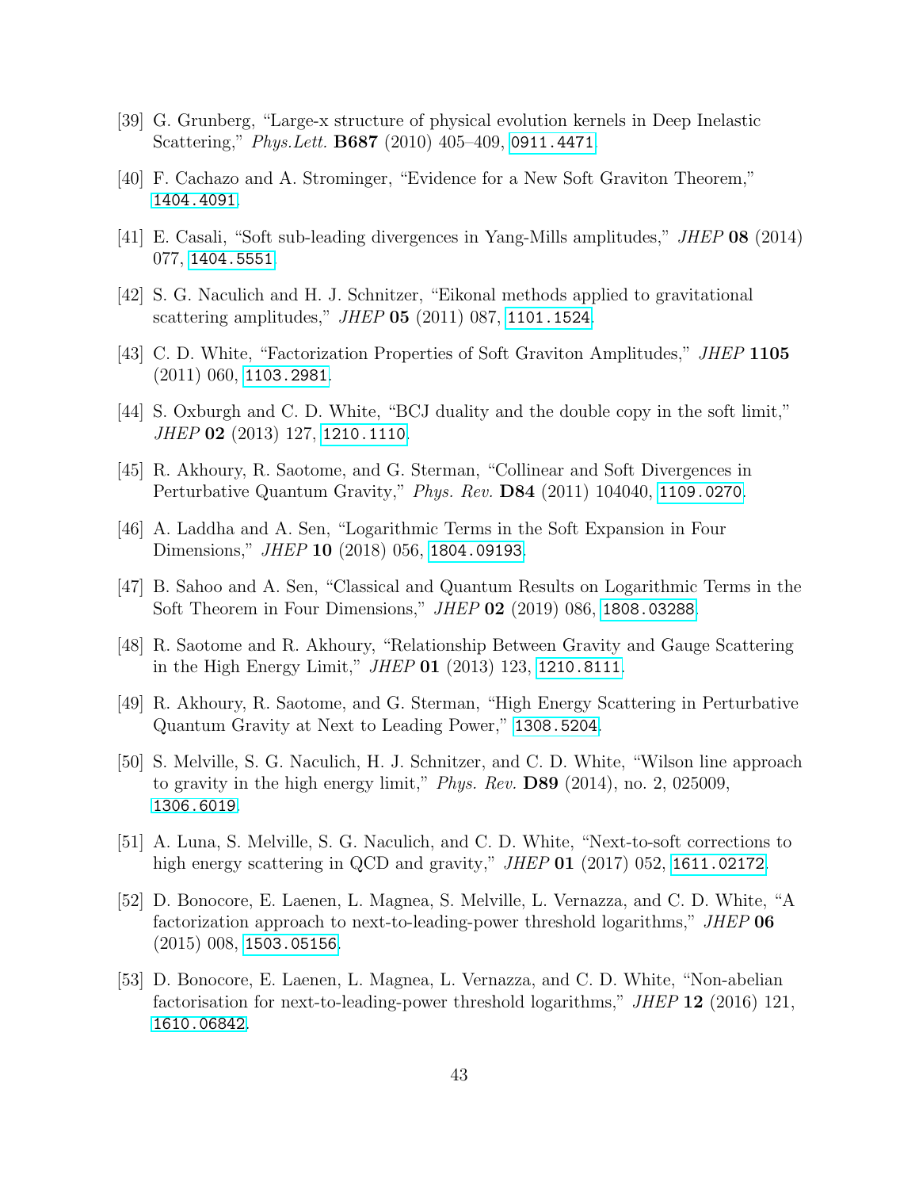[39] G. Grunberg, "Large-x structure of physical evolution kernels in Deep Inelastic Scattering," *Phys.Lett.* **B687** (2010) 405–409, 0911.4471.

[40] F. Cachazo and A. Strominger, "Evidence for a New Soft Graviton Theorem," 1404.4091.

[41] E. Casali, "Soft sub-leading divergences in Yang-Mills amplitudes," *JHEP* **08** (2014) 077, 1404.5551.

[42] S. G. Naculich and H. J. Schnitzer, "Eikonal methods applied to gravitational scattering amplitudes," *JHEP* **05** (2011) 087, 1101.1524.

[43] C. D. White, "Factorization Properties of Soft Graviton Amplitudes," *JHEP* **1105** (2011) 060, 1103.2981.

[44] S. Oxburgh and C. D. White, "BCJ duality and the double copy in the soft limit," *JHEP* **02** (2013) 127, 1210.1110.

[45] R. Akhoury, R. Saotome, and G. Sterman, "Collinear and Soft Divergences in Perturbative Quantum Gravity," *Phys. Rev.* **D84** (2011) 104040, 1109.0270.

[46] A. Laddha and A. Sen, "Logarithmic Terms in the Soft Expansion in Four Dimensions," *JHEP* **10** (2018) 056, 1804.09193.

[47] B. Sahoo and A. Sen, "Classical and Quantum Results on Logarithmic Terms in the Soft Theorem in Four Dimensions," *JHEP* **02** (2019) 086, 1808.03288.

[48] R. Saotome and R. Akhoury, "Relationship Between Gravity and Gauge Scattering in the High Energy Limit," *JHEP* **01** (2013) 123, 1210.8111.

[49] R. Akhoury, R. Saotome, and G. Sterman, "High Energy Scattering in Perturbative Quantum Gravity at Next to Leading Power," 1308.5204.

[50] S. Melville, S. G. Naculich, H. J. Schnitzer, and C. D. White, "Wilson line approach to gravity in the high energy limit," *Phys. Rev.* **D89** (2014), no. 2, 025009, 1306.6019.

[51] A. Luna, S. Melville, S. G. Naculich, and C. D. White, "Next-to-soft corrections to high energy scattering in QCD and gravity," *JHEP* **01** (2017) 052, 1611.02172.

[52] D. Bonocore, E. Laenen, L. Magnea, S. Melville, L. Vernazza, and C. D. White, "A factorization approach to next-to-leading-power threshold logarithms," *JHEP* **06** (2015) 008, 1503.05156.

[53] D. Bonocore, E. Laenen, L. Magnea, L. Vernazza, and C. D. White, "Non-abelian factorisation for next-to-leading-power threshold logarithms," *JHEP* **12** (2016) 121, 1610.06842.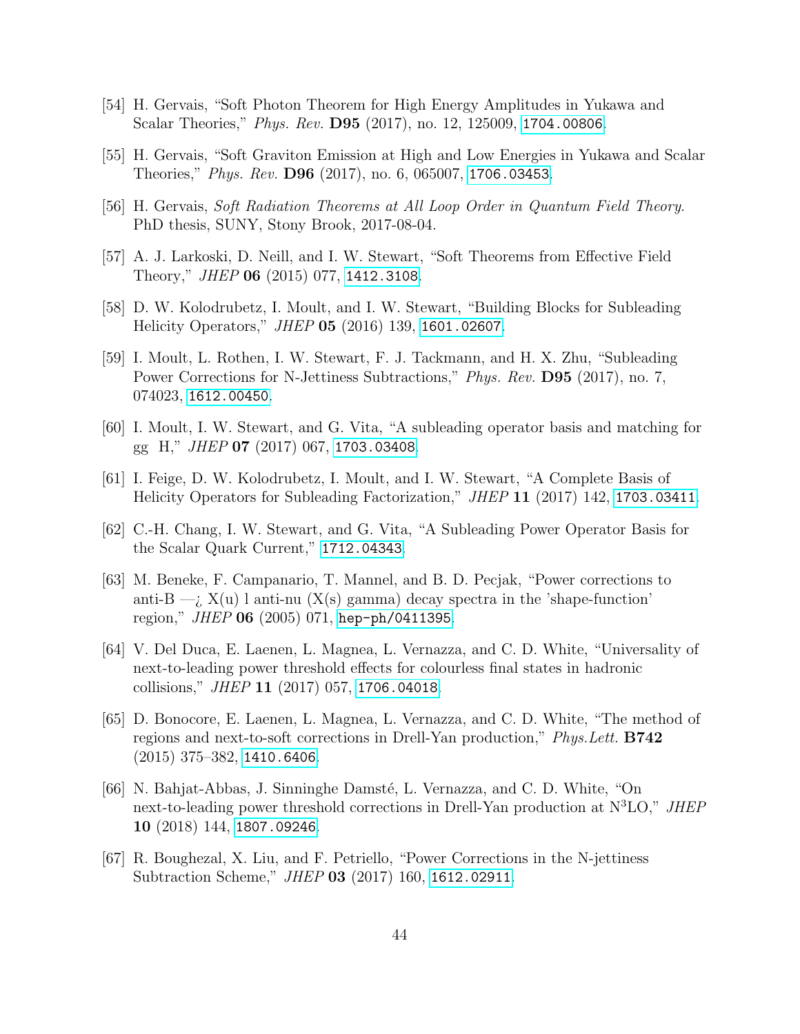[54] H. Gervais, "Soft Photon Theorem for High Energy Amplitudes in Yukawa and Scalar Theories," *Phys. Rev.* **D95** (2017), no. 12, 125009, 1704.00806.

[55] H. Gervais, "Soft Graviton Emission at High and Low Energies in Yukawa and Scalar Theories," *Phys. Rev.* **D96** (2017), no. 6, 065007, 1706.03453.

[56] H. Gervais, *Soft Radiation Theorems at All Loop Order in Quantum Field Theory*. PhD thesis, SUNY, Stony Brook, 2017-08-04.

[57] A. J. Larkoski, D. Neill, and I. W. Stewart, "Soft Theorems from Effective Field Theory," *JHEP* **06** (2015) 077, 1412.3108.

[58] D. W. Kolodrubetz, I. Moult, and I. W. Stewart, "Building Blocks for Subleading Helicity Operators," *JHEP* **05** (2016) 139, 1601.02607.

[59] I. Moult, L. Rothen, I. W. Stewart, F. J. Tackmann, and H. X. Zhu, "Subleading Power Corrections for N-Jettiness Subtractions," *Phys. Rev.* **D95** (2017), no. 7, 074023, 1612.00450.

[60] I. Moult, I. W. Stewart, and G. Vita, "A subleading operator basis and matching for gg H," *JHEP* **07** (2017) 067, 1703.03408.

[61] I. Feige, D. W. Kolodrubetz, I. Moult, and I. W. Stewart, "A Complete Basis of Helicity Operators for Subleading Factorization," *JHEP* **11** (2017) 142, 1703.03411.

[62] C.-H. Chang, I. W. Stewart, and G. Vita, "A Subleading Power Operator Basis for the Scalar Quark Current," 1712.04343.

[63] M. Beneke, F. Campanario, T. Mannel, and B. D. Pecjak, "Power corrections to anti-B —¿ X(u) l anti-nu (X(s) gamma) decay spectra in the 'shape-function' region," *JHEP* **06** (2005) 071, hep-ph/0411395.

[64] V. Del Duca, E. Laenen, L. Magnea, L. Vernazza, and C. D. White, "Universality of next-to-leading power threshold effects for colourless final states in hadronic collisions," *JHEP* **11** (2017) 057, 1706.04018.

[65] D. Bonocore, E. Laenen, L. Magnea, L. Vernazza, and C. D. White, "The method of regions and next-to-soft corrections in Drell-Yan production," *Phys.Lett.* **B742** (2015) 375–382, 1410.6406.

[66] N. Bahjat-Abbas, J. Sinninghe Damsté, L. Vernazza, and C. D. White, "On next-to-leading power threshold corrections in Drell-Yan production at N$^3$LO," *JHEP* **10** (2018) 144, 1807.09246.

[67] R. Boughezal, X. Liu, and F. Petriello, "Power Corrections in the N-jettiness Subtraction Scheme," *JHEP* **03** (2017) 160, 1612.02911.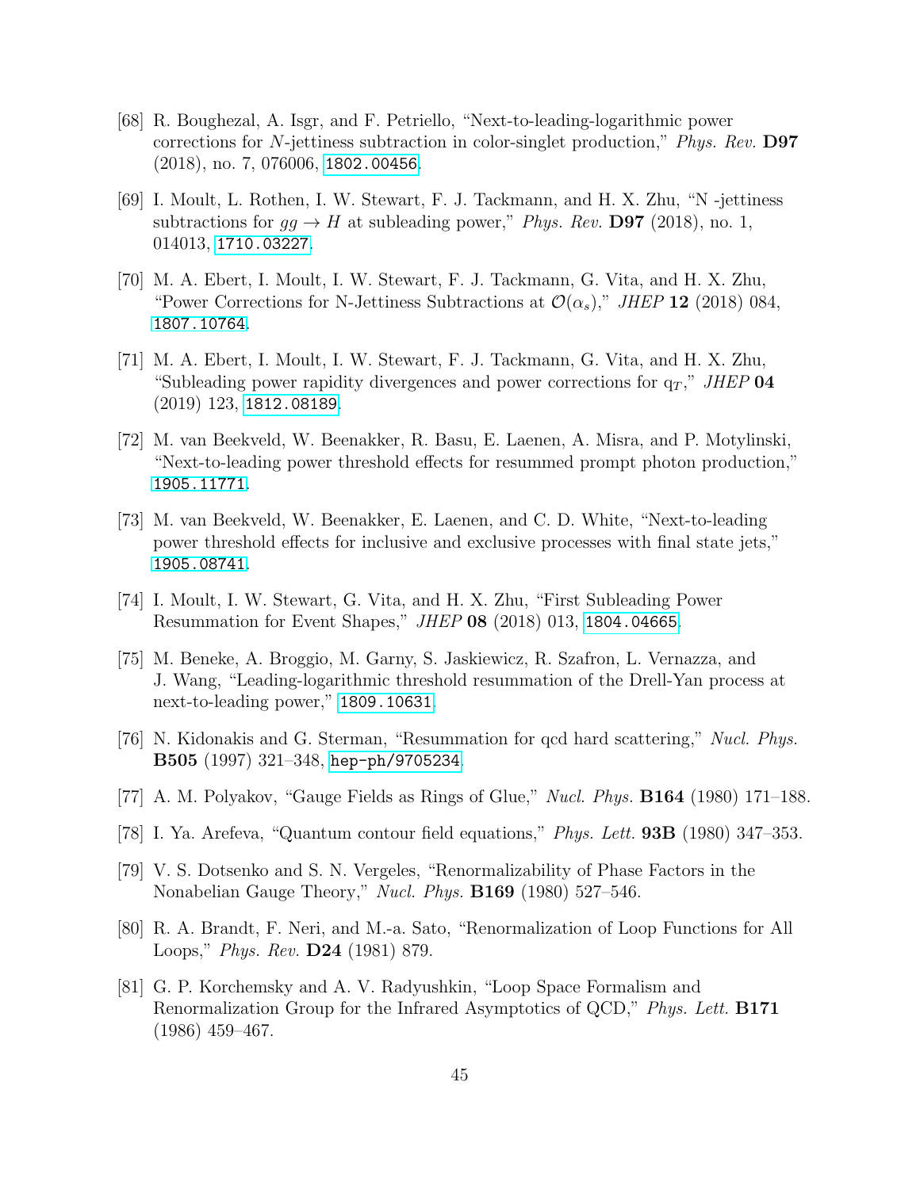[68] R. Boughezal, A. Isgr, and F. Petriello, "Next-to-leading-logarithmic power corrections for $N$-jettiness subtraction in color-singlet production," *Phys. Rev.* **D97** (2018), no. 7, 076006, 1802.00456.

[69] I. Moult, L. Rothen, I. W. Stewart, F. J. Tackmann, and H. X. Zhu, "N -jettiness subtractions for $gg \to H$ at subleading power," *Phys. Rev.* **D97** (2018), no. 1, 014013, 1710.03227.

[70] M. A. Ebert, I. Moult, I. W. Stewart, F. J. Tackmann, G. Vita, and H. X. Zhu, "Power Corrections for N-Jettiness Subtractions at $\mathcal{O}(\alpha_s)$," *JHEP* **12** (2018) 084, 1807.10764.

[71] M. A. Ebert, I. Moult, I. W. Stewart, F. J. Tackmann, G. Vita, and H. X. Zhu, "Subleading power rapidity divergences and power corrections for $\mathrm{q}_T$," *JHEP* **04** (2019) 123, 1812.08189.

[72] M. van Beekveld, W. Beenakker, R. Basu, E. Laenen, A. Misra, and P. Motylinski, "Next-to-leading power threshold effects for resummed prompt photon production," 1905.11771.

[73] M. van Beekveld, W. Beenakker, E. Laenen, and C. D. White, "Next-to-leading power threshold effects for inclusive and exclusive processes with final state jets," 1905.08741.

[74] I. Moult, I. W. Stewart, G. Vita, and H. X. Zhu, "First Subleading Power Resummation for Event Shapes," *JHEP* **08** (2018) 013, 1804.04665.

[75] M. Beneke, A. Broggio, M. Garny, S. Jaskiewicz, R. Szafron, L. Vernazza, and J. Wang, "Leading-logarithmic threshold resummation of the Drell-Yan process at next-to-leading power," 1809.10631.

[76] N. Kidonakis and G. Sterman, "Resummation for qcd hard scattering," *Nucl. Phys.* **B505** (1997) 321–348, hep-ph/9705234.

[77] A. M. Polyakov, "Gauge Fields as Rings of Glue," *Nucl. Phys.* **B164** (1980) 171–188.

[78] I. Ya. Arefeva, "Quantum contour field equations," *Phys. Lett.* **93B** (1980) 347–353.

[79] V. S. Dotsenko and S. N. Vergeles, "Renormalizability of Phase Factors in the Nonabelian Gauge Theory," *Nucl. Phys.* **B169** (1980) 527–546.

[80] R. A. Brandt, F. Neri, and M.-a. Sato, "Renormalization of Loop Functions for All Loops," *Phys. Rev.* **D24** (1981) 879.

[81] G. P. Korchemsky and A. V. Radyushkin, "Loop Space Formalism and Renormalization Group for the Infrared Asymptotics of QCD," *Phys. Lett.* **B171** (1986) 459–467.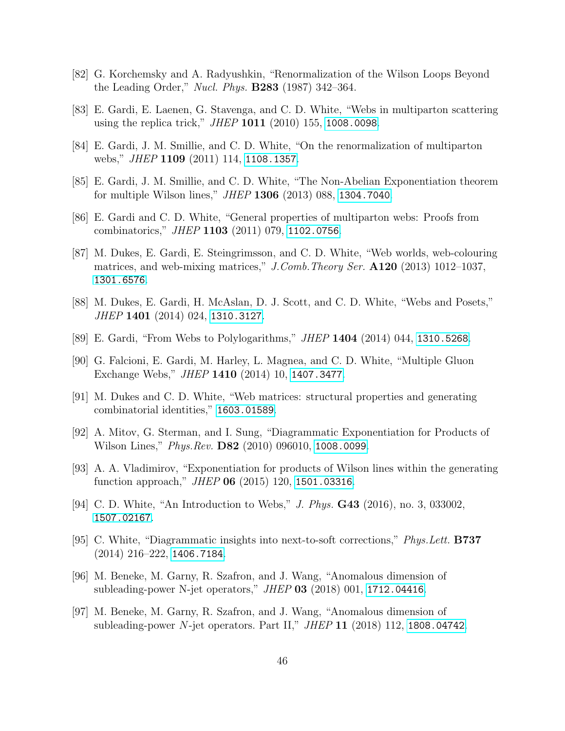[82] G. Korchemsky and A. Radyushkin, “Renormalization of the Wilson Loops Beyond the Leading Order,” *Nucl. Phys.* **B283** (1987) 342–364.

[83] E. Gardi, E. Laenen, G. Stavenga, and C. D. White, “Webs in multiparton scattering using the replica trick,” *JHEP* **1011** (2010) 155, 1008.0098.

[84] E. Gardi, J. M. Smillie, and C. D. White, “On the renormalization of multiparton webs,” *JHEP* **1109** (2011) 114, 1108.1357.

[85] E. Gardi, J. M. Smillie, and C. D. White, “The Non-Abelian Exponentiation theorem for multiple Wilson lines,” *JHEP* **1306** (2013) 088, 1304.7040.

[86] E. Gardi and C. D. White, “General properties of multiparton webs: Proofs from combinatorics,” *JHEP* **1103** (2011) 079, 1102.0756.

[87] M. Dukes, E. Gardi, E. Steingrimsson, and C. D. White, “Web worlds, web-colouring matrices, and web-mixing matrices,” *J.Comb.Theory Ser.* **A120** (2013) 1012–1037, 1301.6576.

[88] M. Dukes, E. Gardi, H. McAslan, D. J. Scott, and C. D. White, “Webs and Posets,” *JHEP* **1401** (2014) 024, 1310.3127.

[89] E. Gardi, “From Webs to Polylogarithms,” *JHEP* **1404** (2014) 044, 1310.5268.

[90] G. Falcioni, E. Gardi, M. Harley, L. Magnea, and C. D. White, “Multiple Gluon Exchange Webs,” *JHEP* **1410** (2014) 10, 1407.3477.

[91] M. Dukes and C. D. White, “Web matrices: structural properties and generating combinatorial identities,” 1603.01589.

[92] A. Mitov, G. Sterman, and I. Sung, “Diagrammatic Exponentiation for Products of Wilson Lines,” *Phys.Rev.* **D82** (2010) 096010, 1008.0099.

[93] A. A. Vladimirov, “Exponentiation for products of Wilson lines within the generating function approach,” *JHEP* **06** (2015) 120, 1501.03316.

[94] C. D. White, “An Introduction to Webs,” *J. Phys.* **G43** (2016), no. 3, 033002, 1507.02167.

[95] C. White, “Diagrammatic insights into next-to-soft corrections,” *Phys.Lett.* **B737** (2014) 216–222, 1406.7184.

[96] M. Beneke, M. Garny, R. Szafron, and J. Wang, “Anomalous dimension of subleading-power N-jet operators,” *JHEP* **03** (2018) 001, 1712.04416.

[97] M. Beneke, M. Garny, R. Szafron, and J. Wang, “Anomalous dimension of subleading-power $N$-jet operators. Part II,” *JHEP* **11** (2018) 112, 1808.04742.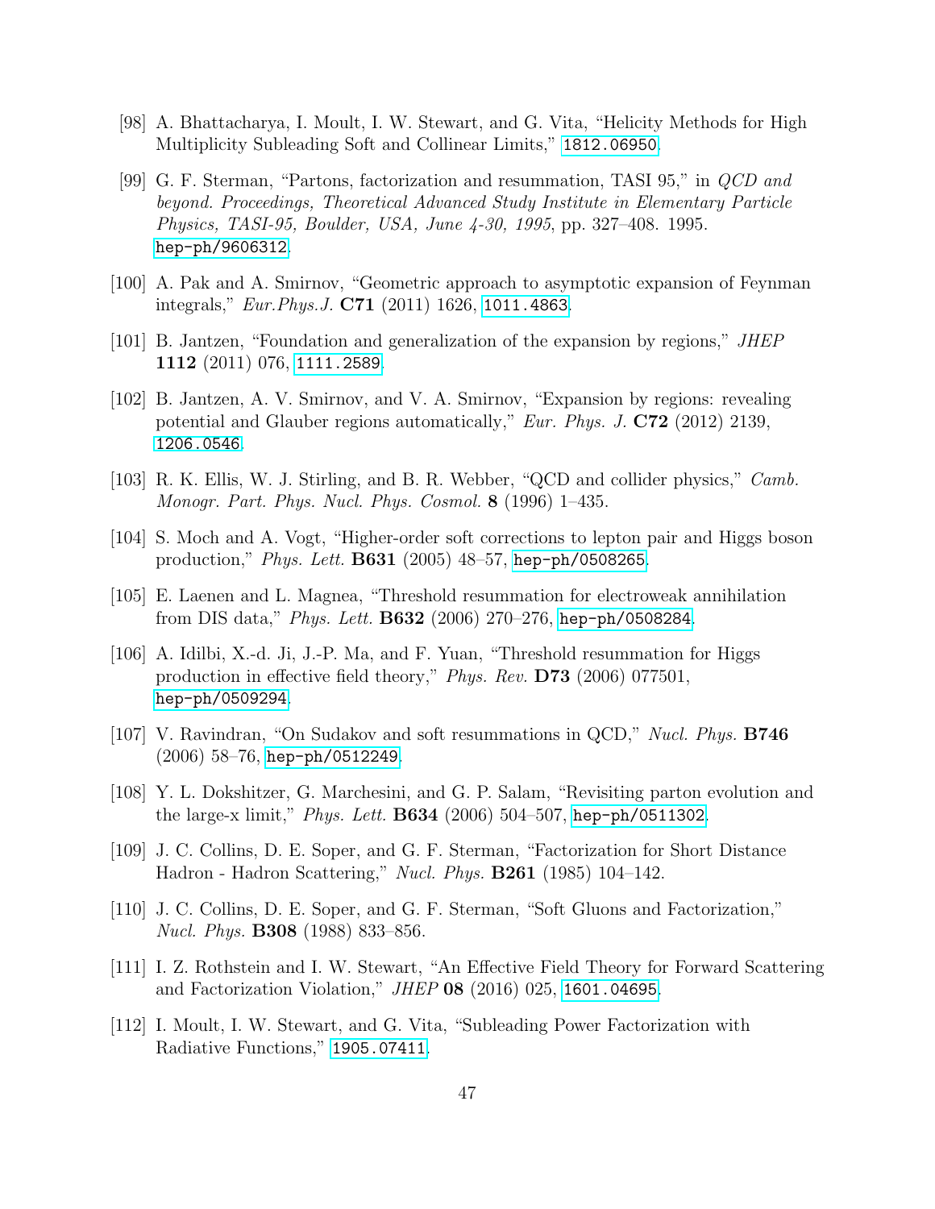- [98] A. Bhattacharya, I. Moult, I. W. Stewart, and G. Vita, "Helicity Methods for High Multiplicity Subleading Soft and Collinear Limits," 1812.06950.
- [99] G. F. Sterman, "Partons, factorization and resummation, TASI 95," in *QCD and beyond. Proceedings, Theoretical Advanced Study Institute in Elementary Particle Physics, TASI-95, Boulder, USA, June 4-30, 1995*, pp. 327–408. 1995. hep-ph/9606312.
- [100] A. Pak and A. Smirnov, "Geometric approach to asymptotic expansion of Feynman integrals," *Eur.Phys.J.* **C71** (2011) 1626, 1011.4863.
- [101] B. Jantzen, "Foundation and generalization of the expansion by regions," *JHEP* **1112** (2011) 076, 1111.2589.
- [102] B. Jantzen, A. V. Smirnov, and V. A. Smirnov, "Expansion by regions: revealing potential and Glauber regions automatically," *Eur. Phys. J.* **C72** (2012) 2139, 1206.0546.
- [103] R. K. Ellis, W. J. Stirling, and B. R. Webber, "QCD and collider physics," *Camb. Monogr. Part. Phys. Nucl. Phys. Cosmol.* **8** (1996) 1–435.
- [104] S. Moch and A. Vogt, "Higher-order soft corrections to lepton pair and Higgs boson production," *Phys. Lett.* **B631** (2005) 48–57, hep-ph/0508265.
- [105] E. Laenen and L. Magnea, "Threshold resummation for electroweak annihilation from DIS data," *Phys. Lett.* **B632** (2006) 270–276, hep-ph/0508284.
- [106] A. Idilbi, X.-d. Ji, J.-P. Ma, and F. Yuan, "Threshold resummation for Higgs production in effective field theory," *Phys. Rev.* **D73** (2006) 077501, hep-ph/0509294.
- [107] V. Ravindran, "On Sudakov and soft resummations in QCD," *Nucl. Phys.* **B746** (2006) 58–76, hep-ph/0512249.
- [108] Y. L. Dokshitzer, G. Marchesini, and G. P. Salam, "Revisiting parton evolution and the large-x limit," *Phys. Lett.* **B634** (2006) 504–507, hep-ph/0511302.
- [109] J. C. Collins, D. E. Soper, and G. F. Sterman, "Factorization for Short Distance Hadron - Hadron Scattering," *Nucl. Phys.* **B261** (1985) 104–142.
- [110] J. C. Collins, D. E. Soper, and G. F. Sterman, "Soft Gluons and Factorization," *Nucl. Phys.* **B308** (1988) 833–856.
- [111] I. Z. Rothstein and I. W. Stewart, "An Effective Field Theory for Forward Scattering and Factorization Violation," *JHEP* **08** (2016) 025, 1601.04695.
- [112] I. Moult, I. W. Stewart, and G. Vita, "Subleading Power Factorization with Radiative Functions," 1905.07411.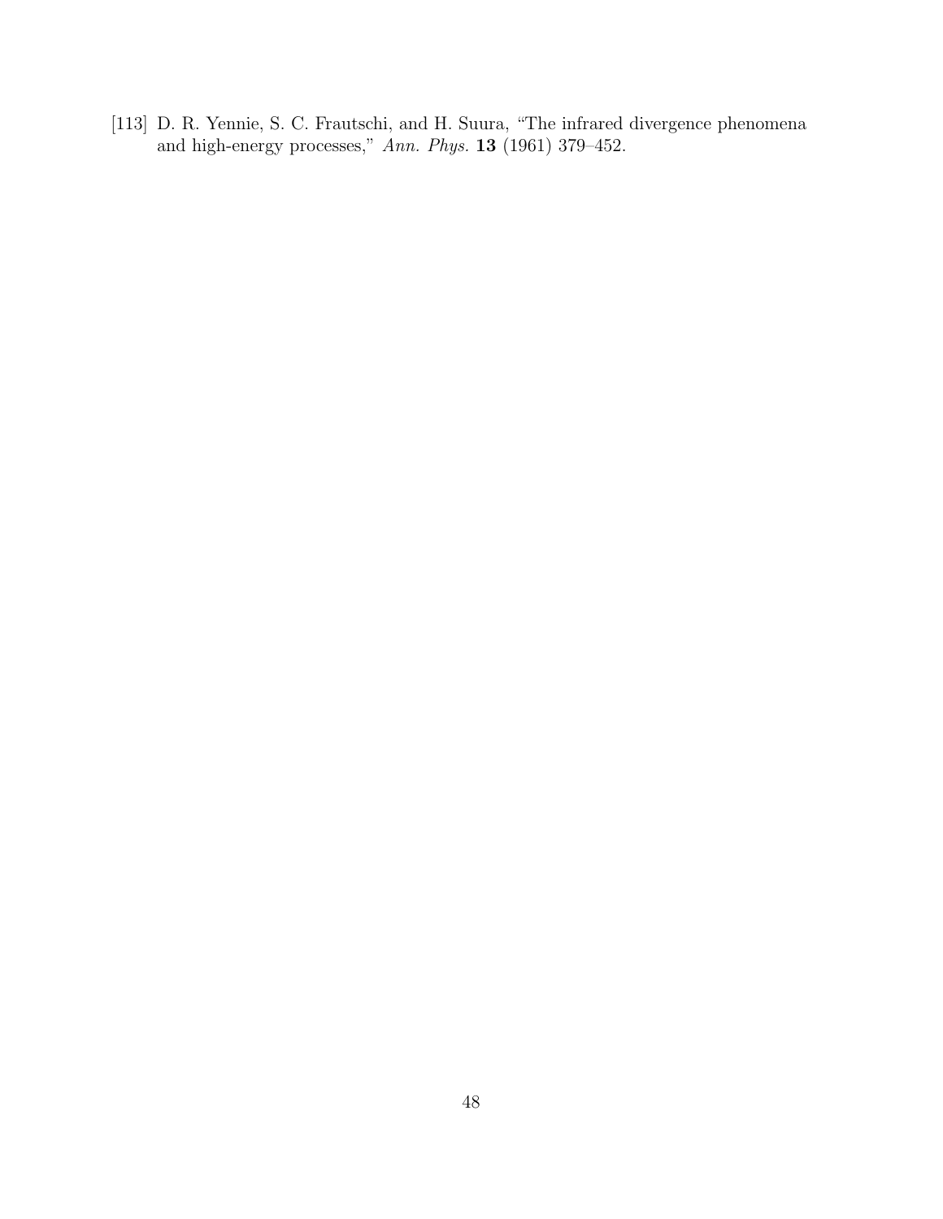[113] D. R. Yennie, S. C. Frautschi, and H. Suura, "The infrared divergence phenomena and high-energy processes," *Ann. Phys.* **13** (1961) 379–452.